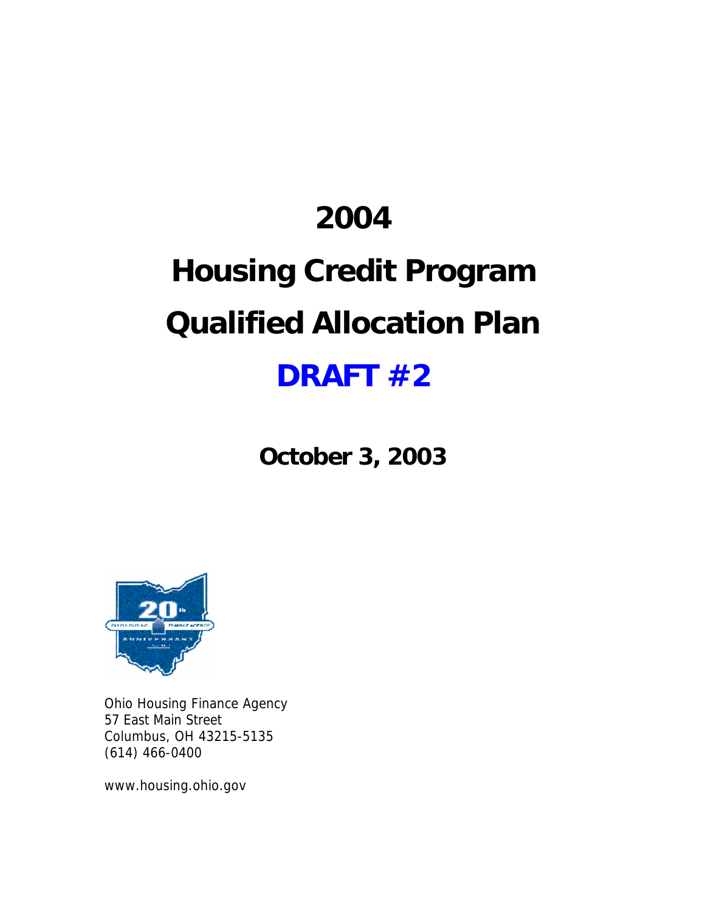# 2004

# Housing Credit Program

# Qualified Allocation Plan

# DRAFT #2

**October 3, 2003**

Ohio Housing Finance Agency
57 East Main Street
Columbus, OH 43215-5135
(614) 466-0400

www.housing.ohio.gov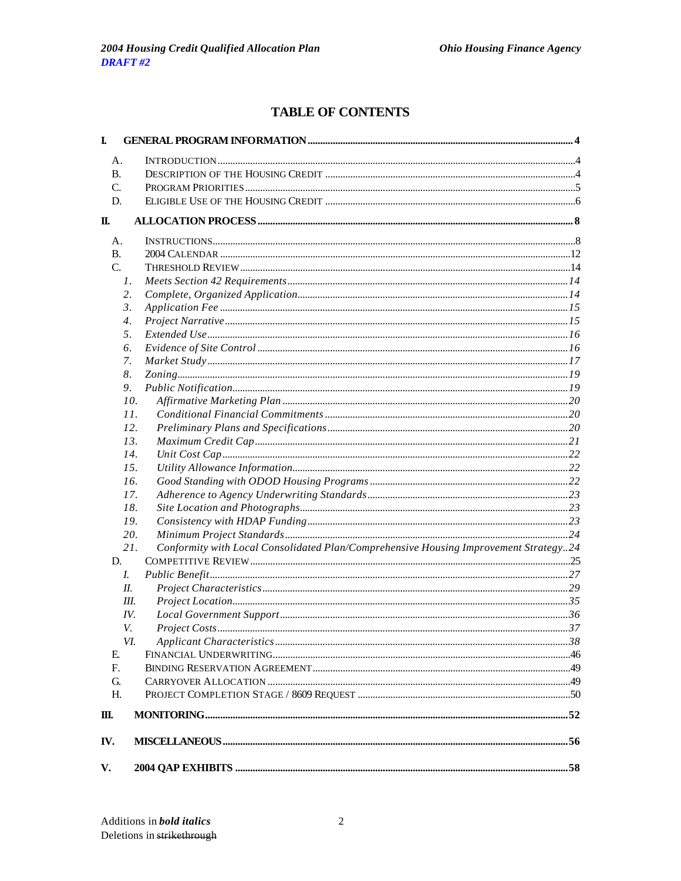# TABLE OF CONTENTS

**I. GENERAL PROGRAM INFORMATION .......... 4**

- A. INTRODUCTION .......... 4
- B. DESCRIPTION OF THE HOUSING CREDIT .......... 4
- C. PROGRAM PRIORITIES .......... 5
- D. ELIGIBLE USE OF THE HOUSING CREDIT .......... 6

**II. ALLOCATION PROCESS .......... 8**

- A. INSTRUCTIONS .......... 8
- B. 2004 CALENDAR .......... 12
- C. THRESHOLD REVIEW .......... 14
  - *1. Meets Section 42 Requirements .......... 14*
  - *2. Complete, Organized Application .......... 14*
  - *3. Application Fee .......... 15*
  - *4. Project Narrative .......... 15*
  - *5. Extended Use .......... 16*
  - *6. Evidence of Site Control .......... 16*
  - *7. Market Study .......... 17*
  - *8. Zoning .......... 19*
  - *9. Public Notification .......... 19*
  - *10. Affirmative Marketing Plan .......... 20*
  - *11. Conditional Financial Commitments .......... 20*
  - *12. Preliminary Plans and Specifications .......... 20*
  - *13. Maximum Credit Cap .......... 21*
  - *14. Unit Cost Cap .......... 22*
  - *15. Utility Allowance Information .......... 22*
  - *16. Good Standing with ODOD Housing Programs .......... 22*
  - *17. Adherence to Agency Underwriting Standards .......... 23*
  - *18. Site Location and Photographs .......... 23*
  - *19. Consistency with HDAP Funding .......... 23*
  - *20. Minimum Project Standards .......... 24*
  - *21. Conformity with Local Consolidated Plan/Comprehensive Housing Improvement Strategy .......... 24*
- D. COMPETITIVE REVIEW .......... 25
  - *I. Public Benefit .......... 27*
  - *II. Project Characteristics .......... 29*
  - *III. Project Location .......... 35*
  - *IV. Local Government Support .......... 36*
  - *V. Project Costs .......... 37*
  - *VI. Applicant Characteristics .......... 38*
- E. FINANCIAL UNDERWRITING .......... 46
- F. BINDING RESERVATION AGREEMENT .......... 49
- G. CARRYOVER ALLOCATION .......... 49
- H. PROJECT COMPLETION STAGE / 8609 REQUEST .......... 50

**III. MONITORING .......... 52**

**IV. MISCELLANEOUS .......... 56**

**V. 2004 QAP EXHIBITS .......... 58**

Additions in ***bold italics***
Deletions in ~~strikethrough~~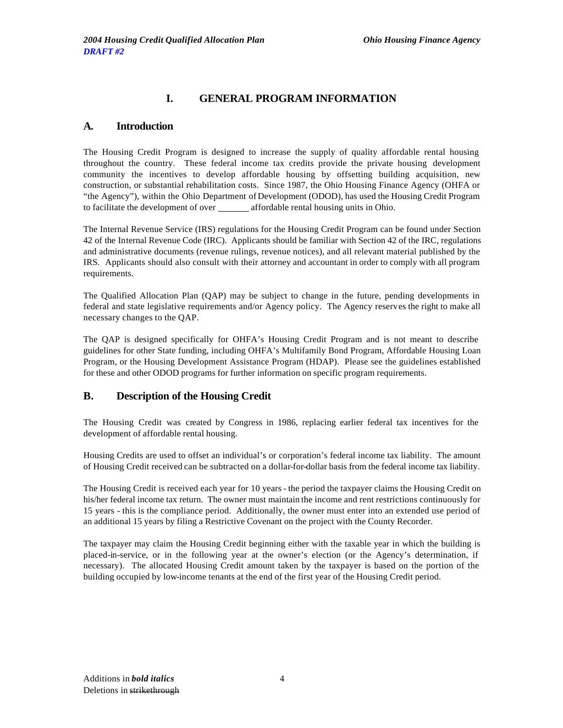# I. GENERAL PROGRAM INFORMATION

## A. Introduction

The Housing Credit Program is designed to increase the supply of quality affordable rental housing throughout the country. These federal income tax credits provide the private housing development community the incentives to develop affordable housing by offsetting building acquisition, new construction, or substantial rehabilitation costs. Since 1987, the Ohio Housing Finance Agency (OHFA or "the Agency"), within the Ohio Department of Development (ODOD), has used the Housing Credit Program to facilitate the development of over _______ affordable rental housing units in Ohio.

The Internal Revenue Service (IRS) regulations for the Housing Credit Program can be found under Section 42 of the Internal Revenue Code (IRC). Applicants should be familiar with Section 42 of the IRC, regulations and administrative documents (revenue rulings, revenue notices), and all relevant material published by the IRS. Applicants should also consult with their attorney and accountant in order to comply with all program requirements.

The Qualified Allocation Plan (QAP) may be subject to change in the future, pending developments in federal and state legislative requirements and/or Agency policy. The Agency reserves the right to make all necessary changes to the QAP.

The QAP is designed specifically for OHFA's Housing Credit Program and is not meant to describe guidelines for other State funding, including OHFA's Multifamily Bond Program, Affordable Housing Loan Program, or the Housing Development Assistance Program (HDAP). Please see the guidelines established for these and other ODOD programs for further information on specific program requirements.

## B. Description of the Housing Credit

The Housing Credit was created by Congress in 1986, replacing earlier federal tax incentives for the development of affordable rental housing.

Housing Credits are used to offset an individual's or corporation's federal income tax liability. The amount of Housing Credit received can be subtracted on a dollar-for-dollar basis from the federal income tax liability.

The Housing Credit is received each year for 10 years - the period the taxpayer claims the Housing Credit on his/her federal income tax return. The owner must maintain the income and rent restrictions continuously for 15 years - this is the compliance period. Additionally, the owner must enter into an extended use period of an additional 15 years by filing a Restrictive Covenant on the project with the County Recorder.

The taxpayer may claim the Housing Credit beginning either with the taxable year in which the building is placed-in-service, or in the following year at the owner's election (or the Agency's determination, if necessary). The allocated Housing Credit amount taken by the taxpayer is based on the portion of the building occupied by low-income tenants at the end of the first year of the Housing Credit period.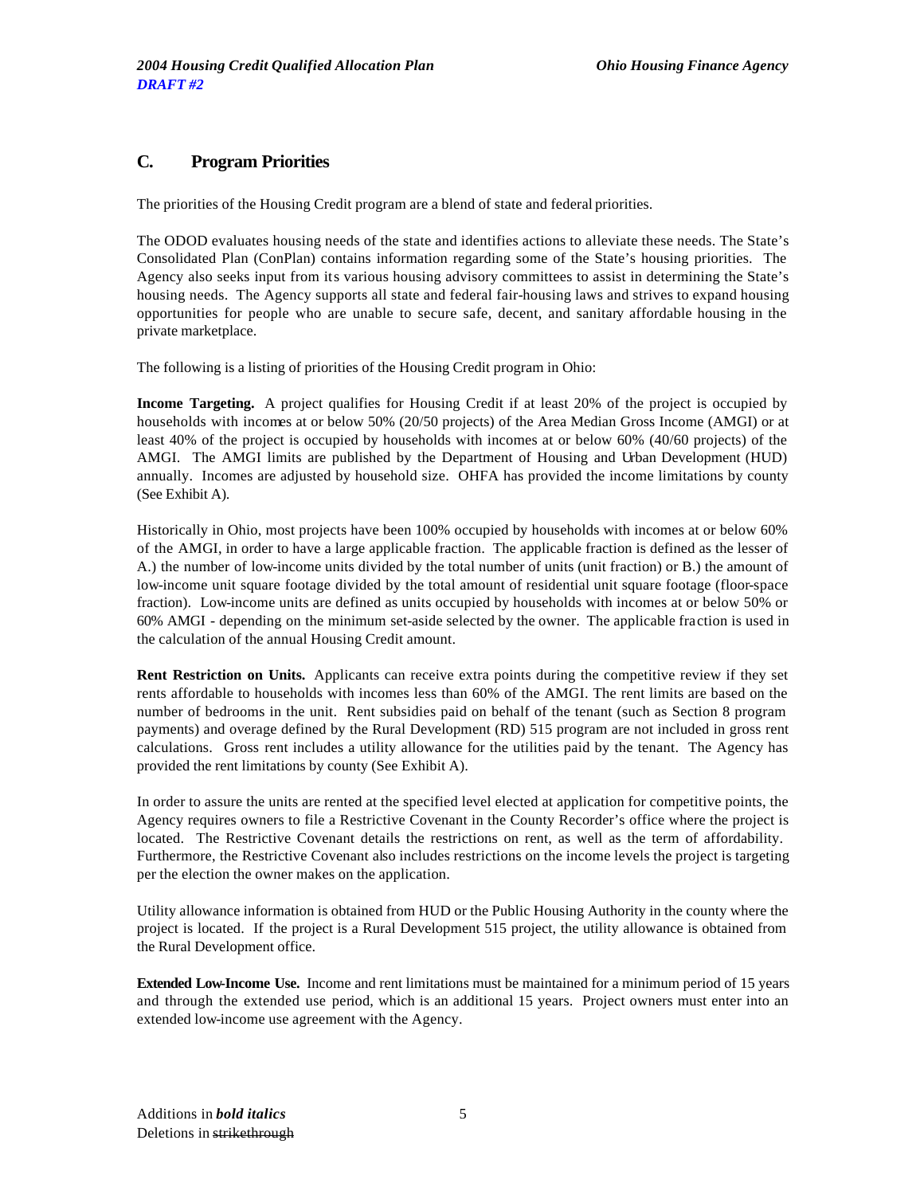## C. Program Priorities

The priorities of the Housing Credit program are a blend of state and federal priorities.

The ODOD evaluates housing needs of the state and identifies actions to alleviate these needs. The State's Consolidated Plan (ConPlan) contains information regarding some of the State's housing priorities. The Agency also seeks input from its various housing advisory committees to assist in determining the State's housing needs. The Agency supports all state and federal fair-housing laws and strives to expand housing opportunities for people who are unable to secure safe, decent, and sanitary affordable housing in the private marketplace.

The following is a listing of priorities of the Housing Credit program in Ohio:

**Income Targeting.** A project qualifies for Housing Credit if at least 20% of the project is occupied by households with incomes at or below 50% (20/50 projects) of the Area Median Gross Income (AMGI) or at least 40% of the project is occupied by households with incomes at or below 60% (40/60 projects) of the AMGI. The AMGI limits are published by the Department of Housing and Urban Development (HUD) annually. Incomes are adjusted by household size. OHFA has provided the income limitations by county (See Exhibit A).

Historically in Ohio, most projects have been 100% occupied by households with incomes at or below 60% of the AMGI, in order to have a large applicable fraction. The applicable fraction is defined as the lesser of A.) the number of low-income units divided by the total number of units (unit fraction) or B.) the amount of low-income unit square footage divided by the total amount of residential unit square footage (floor-space fraction). Low-income units are defined as units occupied by households with incomes at or below 50% or 60% AMGI - depending on the minimum set-aside selected by the owner. The applicable fraction is used in the calculation of the annual Housing Credit amount.

**Rent Restriction on Units.** Applicants can receive extra points during the competitive review if they set rents affordable to households with incomes less than 60% of the AMGI. The rent limits are based on the number of bedrooms in the unit. Rent subsidies paid on behalf of the tenant (such as Section 8 program payments) and overage defined by the Rural Development (RD) 515 program are not included in gross rent calculations. Gross rent includes a utility allowance for the utilities paid by the tenant. The Agency has provided the rent limitations by county (See Exhibit A).

In order to assure the units are rented at the specified level elected at application for competitive points, the Agency requires owners to file a Restrictive Covenant in the County Recorder's office where the project is located. The Restrictive Covenant details the restrictions on rent, as well as the term of affordability. Furthermore, the Restrictive Covenant also includes restrictions on the income levels the project is targeting per the election the owner makes on the application.

Utility allowance information is obtained from HUD or the Public Housing Authority in the county where the project is located. If the project is a Rural Development 515 project, the utility allowance is obtained from the Rural Development office.

**Extended Low-Income Use.** Income and rent limitations must be maintained for a minimum period of 15 years and through the extended use period, which is an additional 15 years. Project owners must enter into an extended low-income use agreement with the Agency.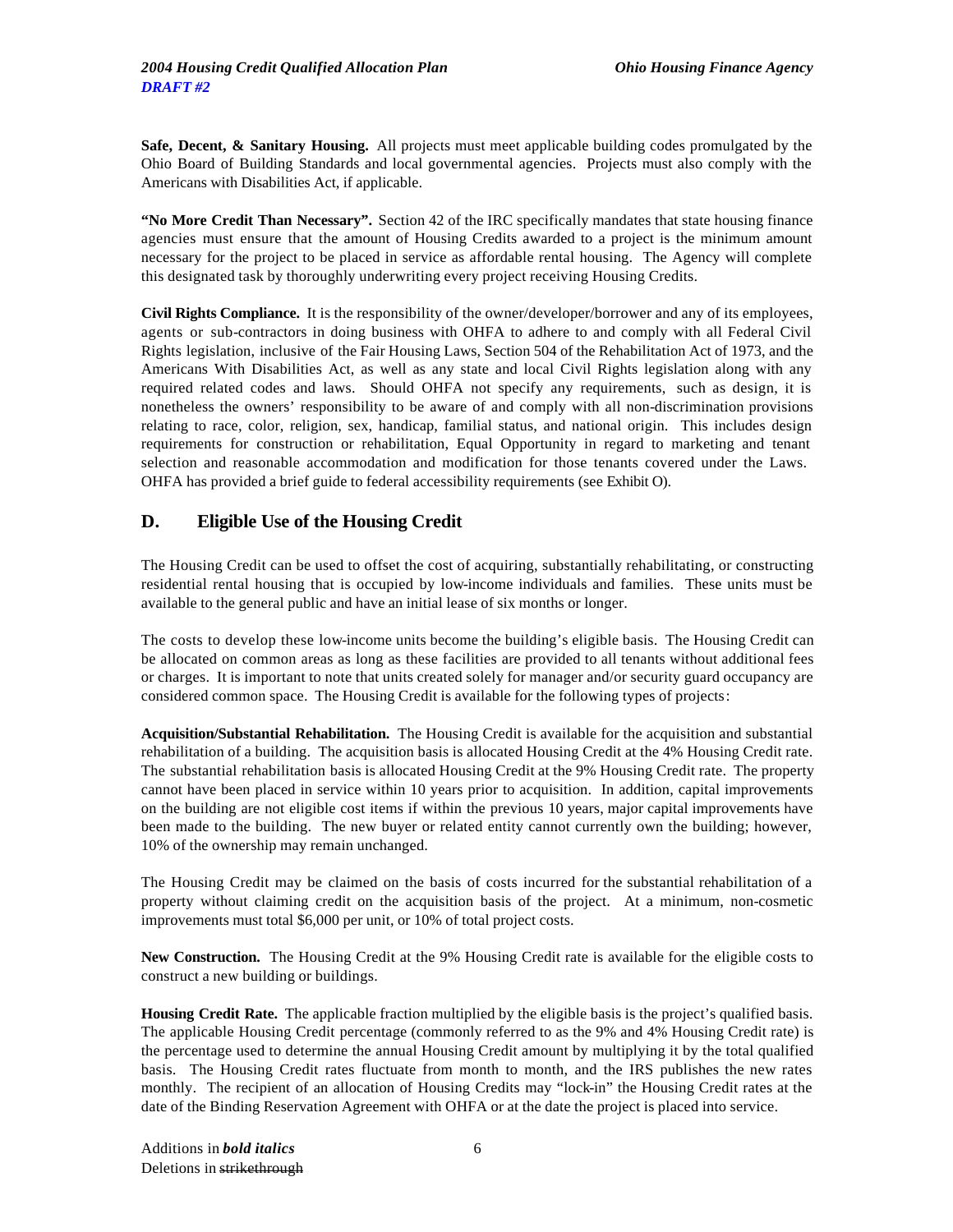**Safe, Decent, & Sanitary Housing.** All projects must meet applicable building codes promulgated by the Ohio Board of Building Standards and local governmental agencies. Projects must also comply with the Americans with Disabilities Act, if applicable.

**"No More Credit Than Necessary".** Section 42 of the IRC specifically mandates that state housing finance agencies must ensure that the amount of Housing Credits awarded to a project is the minimum amount necessary for the project to be placed in service as affordable rental housing. The Agency will complete this designated task by thoroughly underwriting every project receiving Housing Credits.

**Civil Rights Compliance.** It is the responsibility of the owner/developer/borrower and any of its employees, agents or sub-contractors in doing business with OHFA to adhere to and comply with all Federal Civil Rights legislation, inclusive of the Fair Housing Laws, Section 504 of the Rehabilitation Act of 1973, and the Americans With Disabilities Act, as well as any state and local Civil Rights legislation along with any required related codes and laws. Should OHFA not specify any requirements, such as design, it is nonetheless the owners' responsibility to be aware of and comply with all non-discrimination provisions relating to race, color, religion, sex, handicap, familial status, and national origin. This includes design requirements for construction or rehabilitation, Equal Opportunity in regard to marketing and tenant selection and reasonable accommodation and modification for those tenants covered under the Laws. OHFA has provided a brief guide to federal accessibility requirements (see Exhibit O).

## D. Eligible Use of the Housing Credit

The Housing Credit can be used to offset the cost of acquiring, substantially rehabilitating, or constructing residential rental housing that is occupied by low-income individuals and families. These units must be available to the general public and have an initial lease of six months or longer.

The costs to develop these low-income units become the building's eligible basis. The Housing Credit can be allocated on common areas as long as these facilities are provided to all tenants without additional fees or charges. It is important to note that units created solely for manager and/or security guard occupancy are considered common space. The Housing Credit is available for the following types of projects:

**Acquisition/Substantial Rehabilitation.** The Housing Credit is available for the acquisition and substantial rehabilitation of a building. The acquisition basis is allocated Housing Credit at the 4% Housing Credit rate. The substantial rehabilitation basis is allocated Housing Credit at the 9% Housing Credit rate. The property cannot have been placed in service within 10 years prior to acquisition. In addition, capital improvements on the building are not eligible cost items if within the previous 10 years, major capital improvements have been made to the building. The new buyer or related entity cannot currently own the building; however, 10% of the ownership may remain unchanged.

The Housing Credit may be claimed on the basis of costs incurred for the substantial rehabilitation of a property without claiming credit on the acquisition basis of the project. At a minimum, non-cosmetic improvements must total $6,000 per unit, or 10% of total project costs.

**New Construction.** The Housing Credit at the 9% Housing Credit rate is available for the eligible costs to construct a new building or buildings.

**Housing Credit Rate.** The applicable fraction multiplied by the eligible basis is the project's qualified basis. The applicable Housing Credit percentage (commonly referred to as the 9% and 4% Housing Credit rate) is the percentage used to determine the annual Housing Credit amount by multiplying it by the total qualified basis. The Housing Credit rates fluctuate from month to month, and the IRS publishes the new rates monthly. The recipient of an allocation of Housing Credits may "lock-in" the Housing Credit rates at the date of the Binding Reservation Agreement with OHFA or at the date the project is placed into service.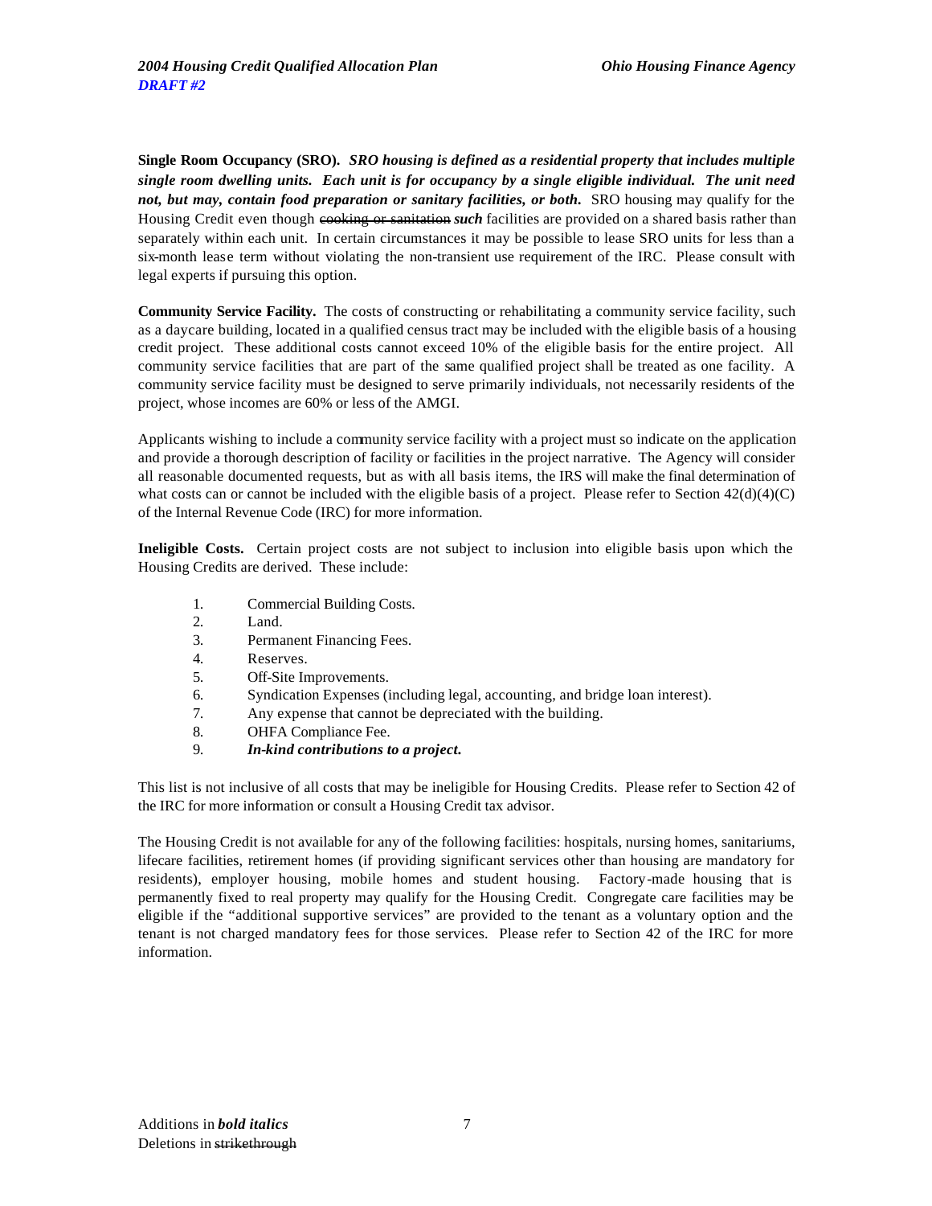**Single Room Occupancy (SRO).** ***SRO housing is defined as a residential property that includes multiple single room dwelling units. Each unit is for occupancy by a single eligible individual. The unit need not, but may, contain food preparation or sanitary facilities, or both.*** SRO housing may qualify for the Housing Credit even though ~~cooking or sanitation~~ ***such*** facilities are provided on a shared basis rather than separately within each unit. In certain circumstances it may be possible to lease SRO units for less than a six-month lease term without violating the non-transient use requirement of the IRC. Please consult with legal experts if pursuing this option.

**Community Service Facility.** The costs of constructing or rehabilitating a community service facility, such as a daycare building, located in a qualified census tract may be included with the eligible basis of a housing credit project. These additional costs cannot exceed 10% of the eligible basis for the entire project. All community service facilities that are part of the same qualified project shall be treated as one facility. A community service facility must be designed to serve primarily individuals, not necessarily residents of the project, whose incomes are 60% or less of the AMGI.

Applicants wishing to include a community service facility with a project must so indicate on the application and provide a thorough description of facility or facilities in the project narrative. The Agency will consider all reasonable documented requests, but as with all basis items, the IRS will make the final determination of what costs can or cannot be included with the eligible basis of a project. Please refer to Section 42(d)(4)(C) of the Internal Revenue Code (IRC) for more information.

**Ineligible Costs.** Certain project costs are not subject to inclusion into eligible basis upon which the Housing Credits are derived. These include:

1. Commercial Building Costs.
2. Land.
3. Permanent Financing Fees.
4. Reserves.
5. Off-Site Improvements.
6. Syndication Expenses (including legal, accounting, and bridge loan interest).
7. Any expense that cannot be depreciated with the building.
8. OHFA Compliance Fee.
9. ***In-kind contributions to a project.***

This list is not inclusive of all costs that may be ineligible for Housing Credits. Please refer to Section 42 of the IRC for more information or consult a Housing Credit tax advisor.

The Housing Credit is not available for any of the following facilities: hospitals, nursing homes, sanitariums, lifecare facilities, retirement homes (if providing significant services other than housing are mandatory for residents), employer housing, mobile homes and student housing. Factory-made housing that is permanently fixed to real property may qualify for the Housing Credit. Congregate care facilities may be eligible if the "additional supportive services" are provided to the tenant as a voluntary option and the tenant is not charged mandatory fees for those services. Please refer to Section 42 of the IRC for more information.

Additions in ***bold italics***
Deletions in ~~strikethrough~~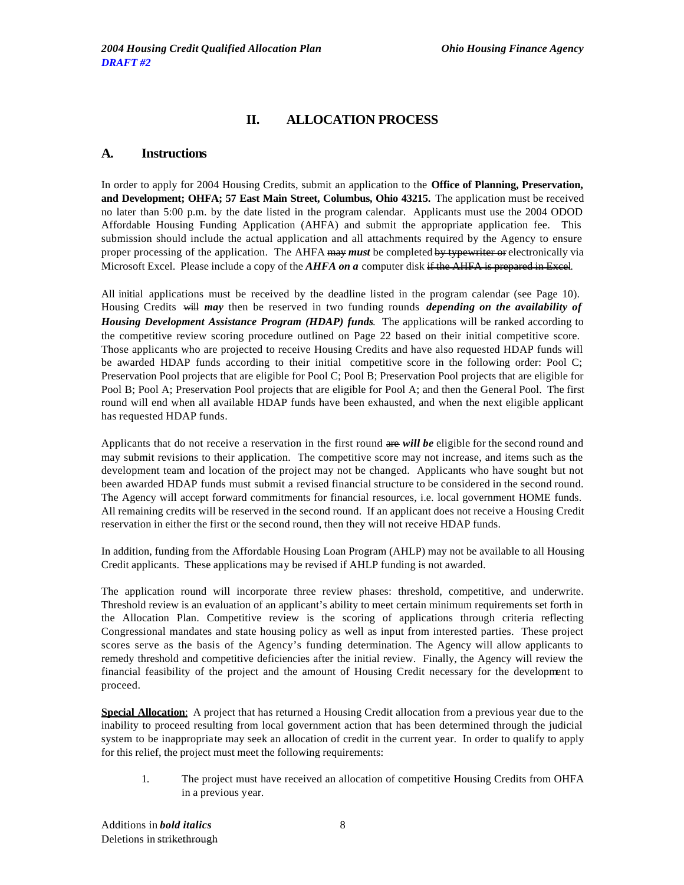## II. ALLOCATION PROCESS

### A. Instructions

In order to apply for 2004 Housing Credits, submit an application to the **Office of Planning, Preservation, and Development; OHFA; 57 East Main Street, Columbus, Ohio 43215.** The application must be received no later than 5:00 p.m. by the date listed in the program calendar. Applicants must use the 2004 ODOD Affordable Housing Funding Application (AHFA) and submit the appropriate application fee. This submission should include the actual application and all attachments required by the Agency to ensure proper processing of the application. The AHFA ~~may~~ ***must*** be completed ~~by typewriter or~~ electronically via Microsoft Excel. Please include a copy of the ***AHFA on a*** computer disk ~~if the AHFA is prepared in Excel~~.

All initial applications must be received by the deadline listed in the program calendar (see Page 10). Housing Credits ~~will~~ ***may*** then be reserved in two funding rounds ***depending on the availability of Housing Development Assistance Program (HDAP) funds***. The applications will be ranked according to the competitive review scoring procedure outlined on Page 22 based on their initial competitive score. Those applicants who are projected to receive Housing Credits and have also requested HDAP funds will be awarded HDAP funds according to their initial competitive score in the following order: Pool C; Preservation Pool projects that are eligible for Pool C; Pool B; Preservation Pool projects that are eligible for Pool B; Pool A; Preservation Pool projects that are eligible for Pool A; and then the General Pool. The first round will end when all available HDAP funds have been exhausted, and when the next eligible applicant has requested HDAP funds.

Applicants that do not receive a reservation in the first round ~~are~~ ***will be*** eligible for the second round and may submit revisions to their application. The competitive score may not increase, and items such as the development team and location of the project may not be changed. Applicants who have sought but not been awarded HDAP funds must submit a revised financial structure to be considered in the second round. The Agency will accept forward commitments for financial resources, i.e. local government HOME funds. All remaining credits will be reserved in the second round. If an applicant does not receive a Housing Credit reservation in either the first or the second round, then they will not receive HDAP funds.

In addition, funding from the Affordable Housing Loan Program (AHLP) may not be available to all Housing Credit applicants. These applications may be revised if AHLP funding is not awarded.

The application round will incorporate three review phases: threshold, competitive, and underwrite. Threshold review is an evaluation of an applicant's ability to meet certain minimum requirements set forth in the Allocation Plan. Competitive review is the scoring of applications through criteria reflecting Congressional mandates and state housing policy as well as input from interested parties. These project scores serve as the basis of the Agency's funding determination. The Agency will allow applicants to remedy threshold and competitive deficiencies after the initial review. Finally, the Agency will review the financial feasibility of the project and the amount of Housing Credit necessary for the development to proceed.

**Special Allocation**: A project that has returned a Housing Credit allocation from a previous year due to the inability to proceed resulting from local government action that has been determined through the judicial system to be inappropriate may seek an allocation of credit in the current year. In order to qualify to apply for this relief, the project must meet the following requirements:

1. The project must have received an allocation of competitive Housing Credits from OHFA in a previous year.

Additions in ***bold italics***
Deletions in ~~strikethrough~~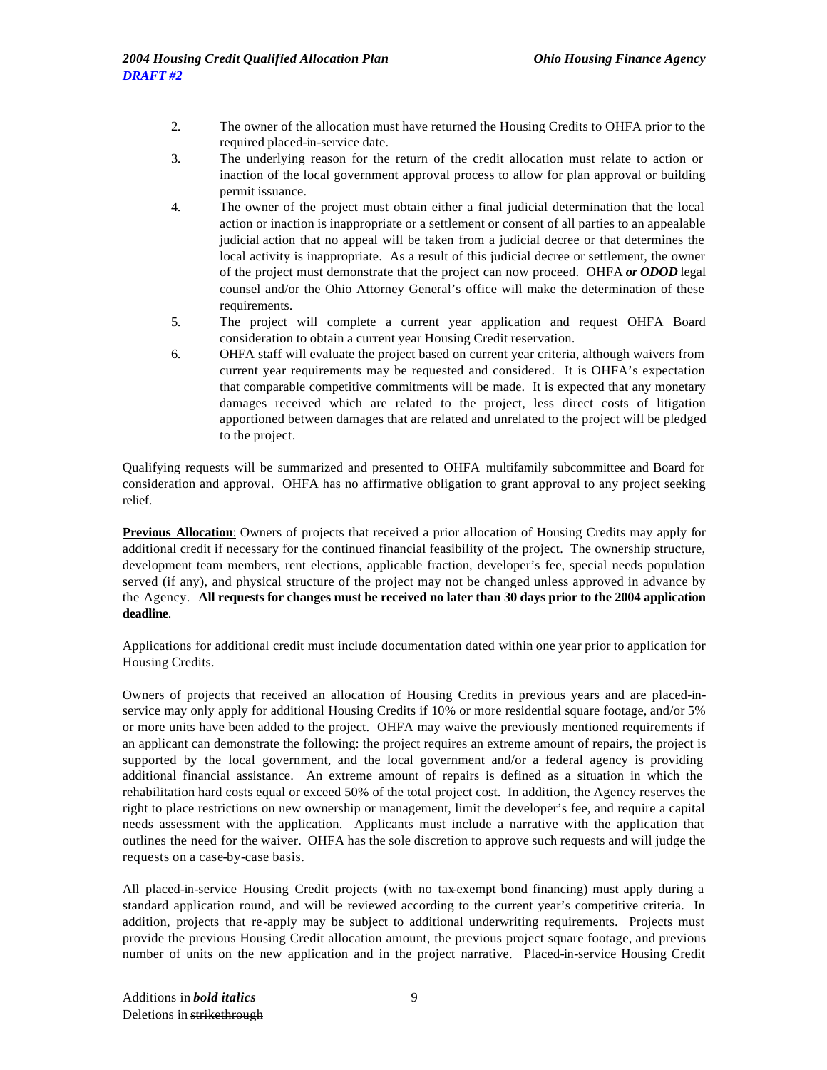2. The owner of the allocation must have returned the Housing Credits to OHFA prior to the required placed-in-service date.
3. The underlying reason for the return of the credit allocation must relate to action or inaction of the local government approval process to allow for plan approval or building permit issuance.
4. The owner of the project must obtain either a final judicial determination that the local action or inaction is inappropriate or a settlement or consent of all parties to an appealable judicial action that no appeal will be taken from a judicial decree or that determines the local activity is inappropriate. As a result of this judicial decree or settlement, the owner of the project must demonstrate that the project can now proceed. OHFA ***or ODOD*** legal counsel and/or the Ohio Attorney General's office will make the determination of these requirements.
5. The project will complete a current year application and request OHFA Board consideration to obtain a current year Housing Credit reservation.
6. OHFA staff will evaluate the project based on current year criteria, although waivers from current year requirements may be requested and considered. It is OHFA's expectation that comparable competitive commitments will be made. It is expected that any monetary damages received which are related to the project, less direct costs of litigation apportioned between damages that are related and unrelated to the project will be pledged to the project.

Qualifying requests will be summarized and presented to OHFA multifamily subcommittee and Board for consideration and approval. OHFA has no affirmative obligation to grant approval to any project seeking relief.

**Previous Allocation**: Owners of projects that received a prior allocation of Housing Credits may apply for additional credit if necessary for the continued financial feasibility of the project. The ownership structure, development team members, rent elections, applicable fraction, developer's fee, special needs population served (if any), and physical structure of the project may not be changed unless approved in advance by the Agency. **All requests for changes must be received no later than 30 days prior to the 2004 application deadline**.

Applications for additional credit must include documentation dated within one year prior to application for Housing Credits.

Owners of projects that received an allocation of Housing Credits in previous years and are placed-in-service may only apply for additional Housing Credits if 10% or more residential square footage, and/or 5% or more units have been added to the project. OHFA may waive the previously mentioned requirements if an applicant can demonstrate the following: the project requires an extreme amount of repairs, the project is supported by the local government, and the local government and/or a federal agency is providing additional financial assistance. An extreme amount of repairs is defined as a situation in which the rehabilitation hard costs equal or exceed 50% of the total project cost. In addition, the Agency reserves the right to place restrictions on new ownership or management, limit the developer's fee, and require a capital needs assessment with the application. Applicants must include a narrative with the application that outlines the need for the waiver. OHFA has the sole discretion to approve such requests and will judge the requests on a case-by-case basis.

All placed-in-service Housing Credit projects (with no tax-exempt bond financing) must apply during a standard application round, and will be reviewed according to the current year's competitive criteria. In addition, projects that re-apply may be subject to additional underwriting requirements. Projects must provide the previous Housing Credit allocation amount, the previous project square footage, and previous number of units on the new application and in the project narrative. Placed-in-service Housing Credit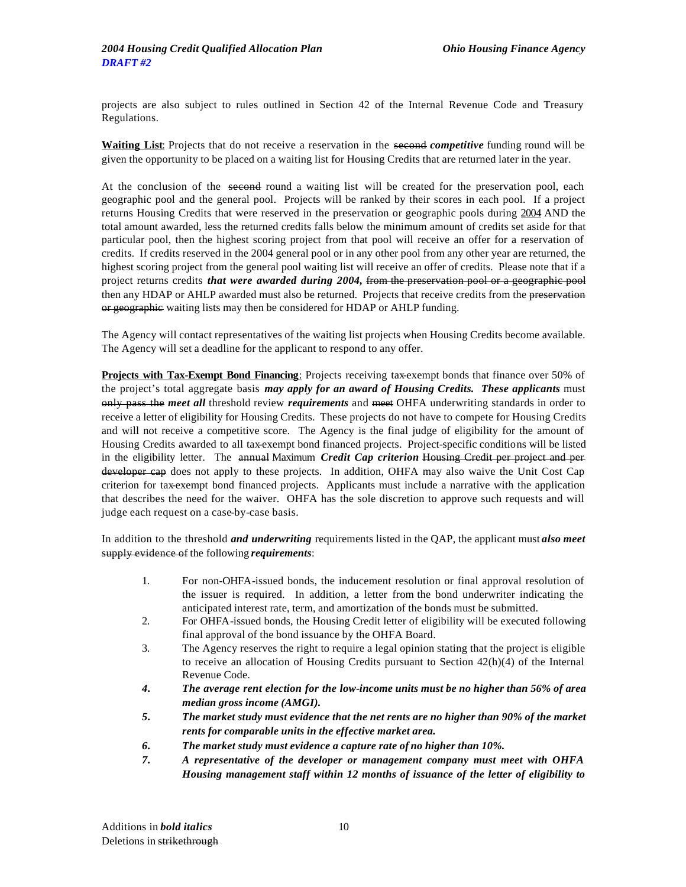projects are also subject to rules outlined in Section 42 of the Internal Revenue Code and Treasury Regulations.

**Waiting List**: Projects that do not receive a reservation in the ~~second~~ ***competitive*** funding round will be given the opportunity to be placed on a waiting list for Housing Credits that are returned later in the year.

At the conclusion of the ~~second~~ round a waiting list will be created for the preservation pool, each geographic pool and the general pool. Projects will be ranked by their scores in each pool. If a project returns Housing Credits that were reserved in the preservation or geographic pools during 2004 AND the total amount awarded, less the returned credits falls below the minimum amount of credits set aside for that particular pool, then the highest scoring project from that pool will receive an offer for a reservation of credits. If credits reserved in the 2004 general pool or in any other pool from any other year are returned, the highest scoring project from the general pool waiting list will receive an offer of credits. Please note that if a project returns credits ***that were awarded during 2004,*** ~~from the preservation pool or a geographic pool~~ then any HDAP or AHLP awarded must also be returned. Projects that receive credits from the ~~preservation or geographic~~ waiting lists may then be considered for HDAP or AHLP funding.

The Agency will contact representatives of the waiting list projects when Housing Credits become available. The Agency will set a deadline for the applicant to respond to any offer.

**Projects with Tax-Exempt Bond Financing**: Projects receiving tax-exempt bonds that finance over 50% of the project's total aggregate basis ***may apply for an award of Housing Credits. These applicants*** must ~~only pass the~~ ***meet all*** threshold review ***requirements*** and ~~meet~~ OHFA underwriting standards in order to receive a letter of eligibility for Housing Credits. These projects do not have to compete for Housing Credits and will not receive a competitive score. The Agency is the final judge of eligibility for the amount of Housing Credits awarded to all tax-exempt bond financed projects. Project-specific conditions will be listed in the eligibility letter. The ~~annual~~ Maximum ***Credit Cap criterion*** ~~Housing Credit per project and per developer cap~~ does not apply to these projects. In addition, OHFA may also waive the Unit Cost Cap criterion for tax-exempt bond financed projects. Applicants must include a narrative with the application that describes the need for the waiver. OHFA has the sole discretion to approve such requests and will judge each request on a case-by-case basis.

In addition to the threshold ***and underwriting*** requirements listed in the QAP, the applicant must ***also meet*** ~~supply evidence of~~ the following ***requirements***:

1. For non-OHFA-issued bonds, the inducement resolution or final approval resolution of the issuer is required. In addition, a letter from the bond underwriter indicating the anticipated interest rate, term, and amortization of the bonds must be submitted.
2. For OHFA-issued bonds, the Housing Credit letter of eligibility will be executed following final approval of the bond issuance by the OHFA Board.
3. The Agency reserves the right to require a legal opinion stating that the project is eligible to receive an allocation of Housing Credits pursuant to Section 42(h)(4) of the Internal Revenue Code.
4. ***The average rent election for the low-income units must be no higher than 56% of area median gross income (AMGI).***
5. ***The market study must evidence that the net rents are no higher than 90% of the market rents for comparable units in the effective market area.***
6. ***The market study must evidence a capture rate of no higher than 10%.***
7. ***A representative of the developer or management company must meet with OHFA Housing management staff within 12 months of issuance of the letter of eligibility to***

Additions in ***bold italics***
Deletions in ~~strikethrough~~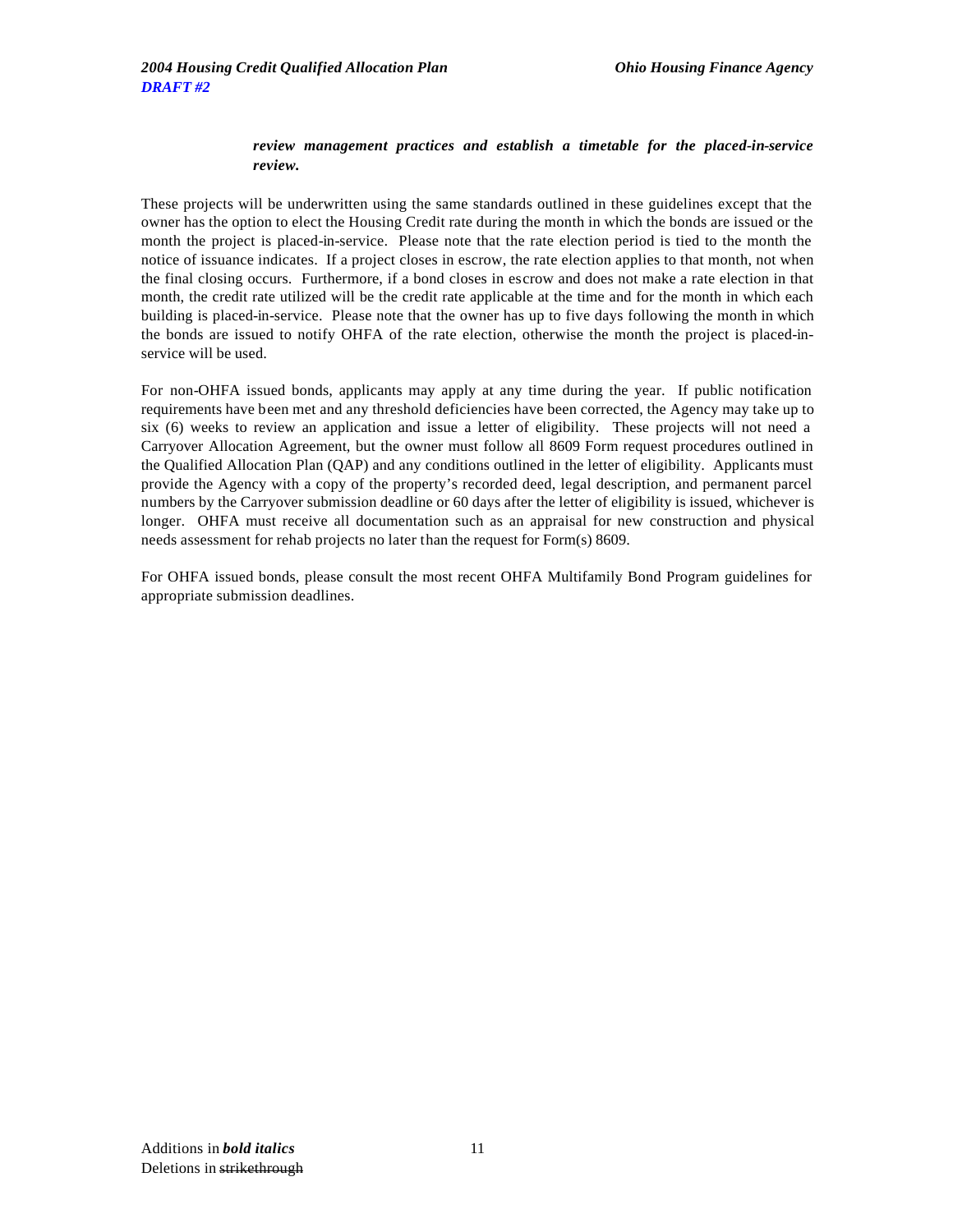***review management practices and establish a timetable for the placed-in-service review.***

These projects will be underwritten using the same standards outlined in these guidelines except that the owner has the option to elect the Housing Credit rate during the month in which the bonds are issued or the month the project is placed-in-service. Please note that the rate election period is tied to the month the notice of issuance indicates. If a project closes in escrow, the rate election applies to that month, not when the final closing occurs. Furthermore, if a bond closes in escrow and does not make a rate election in that month, the credit rate utilized will be the credit rate applicable at the time and for the month in which each building is placed-in-service. Please note that the owner has up to five days following the month in which the bonds are issued to notify OHFA of the rate election, otherwise the month the project is placed-in-service will be used.

For non-OHFA issued bonds, applicants may apply at any time during the year. If public notification requirements have been met and any threshold deficiencies have been corrected, the Agency may take up to six (6) weeks to review an application and issue a letter of eligibility. These projects will not need a Carryover Allocation Agreement, but the owner must follow all 8609 Form request procedures outlined in the Qualified Allocation Plan (QAP) and any conditions outlined in the letter of eligibility. Applicants must provide the Agency with a copy of the property's recorded deed, legal description, and permanent parcel numbers by the Carryover submission deadline or 60 days after the letter of eligibility is issued, whichever is longer. OHFA must receive all documentation such as an appraisal for new construction and physical needs assessment for rehab projects no later than the request for Form(s) 8609.

For OHFA issued bonds, please consult the most recent OHFA Multifamily Bond Program guidelines for appropriate submission deadlines.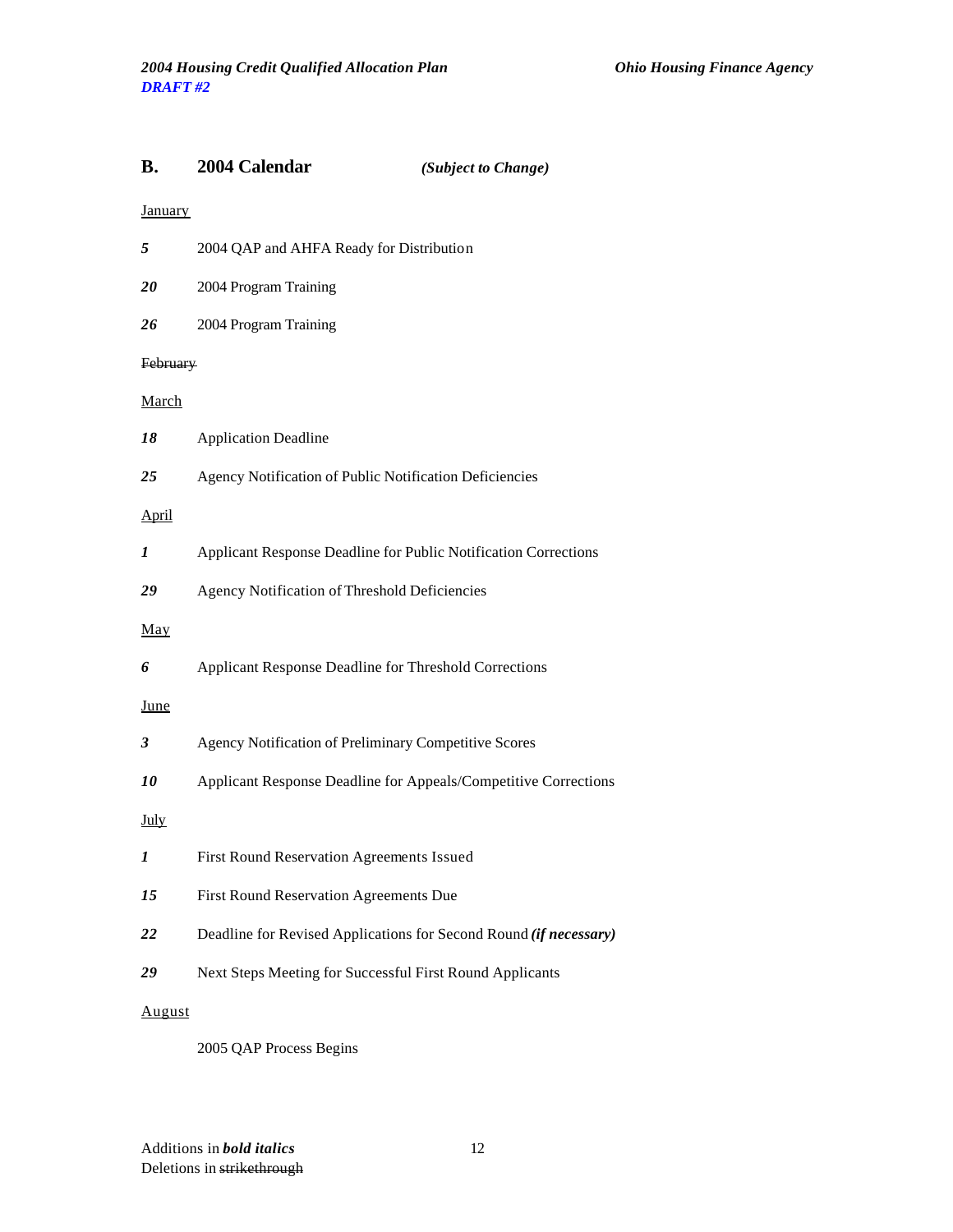## B. 2004 Calendar *(Subject to Change)*

January

***5*** 2004 QAP and AHFA Ready for Distribution

***20*** 2004 Program Training

***26*** 2004 Program Training

~~February~~

March

***18*** Application Deadline

***25*** Agency Notification of Public Notification Deficiencies

April

***1*** Applicant Response Deadline for Public Notification Corrections

***29*** Agency Notification of Threshold Deficiencies

May

***6*** Applicant Response Deadline for Threshold Corrections

June

***3*** Agency Notification of Preliminary Competitive Scores

***10*** Applicant Response Deadline for Appeals/Competitive Corrections

July

***1*** First Round Reservation Agreements Issued

***15*** First Round Reservation Agreements Due

***22*** Deadline for Revised Applications for Second Round ***(if necessary)***

***29*** Next Steps Meeting for Successful First Round Applicants

August

2005 QAP Process Begins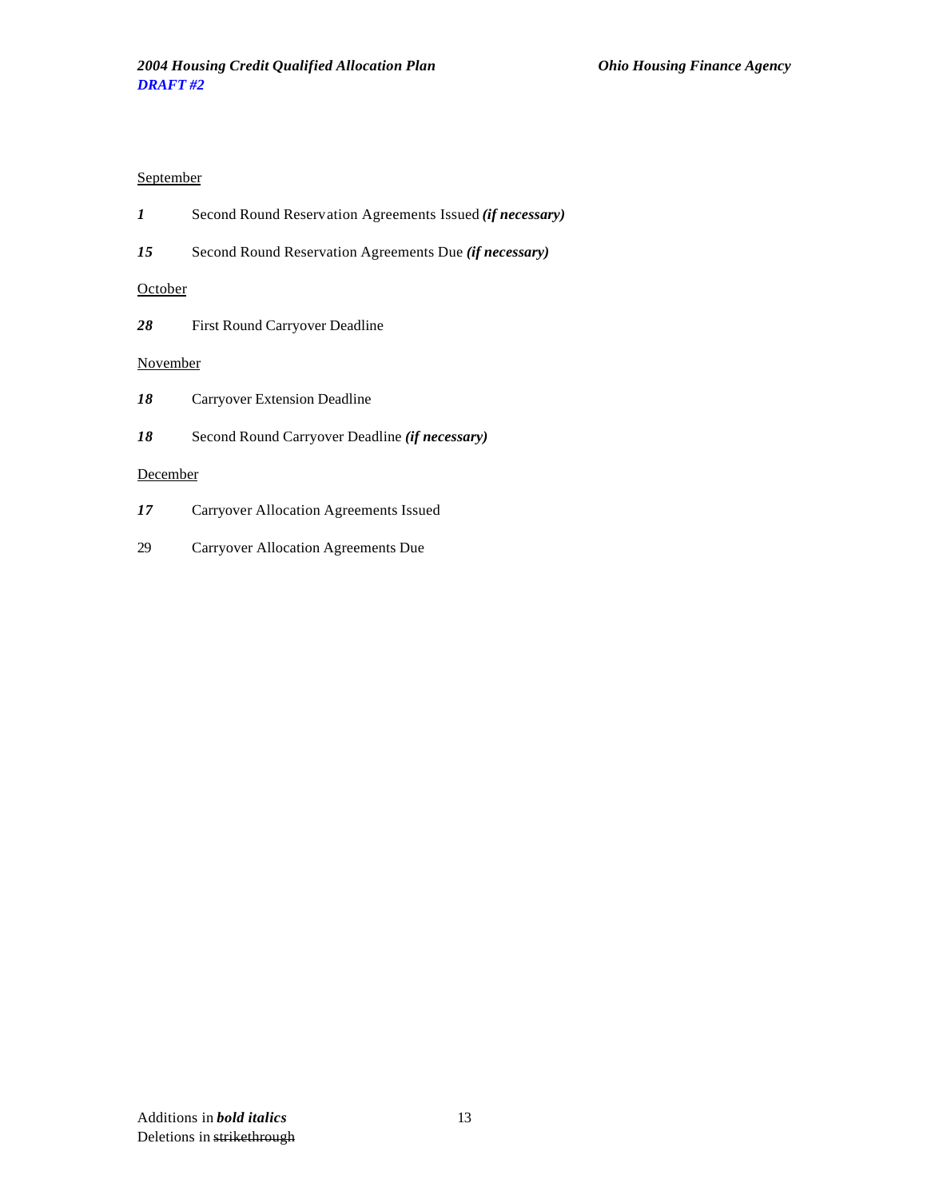<u>September</u>

***1*** Second Round Reservation Agreements Issued ***(if necessary)***

***15*** Second Round Reservation Agreements Due ***(if necessary)***

<u>October</u>

***28*** First Round Carryover Deadline

<u>November</u>

***18*** Carryover Extension Deadline

***18*** Second Round Carryover Deadline ***(if necessary)***

<u>December</u>

***17*** Carryover Allocation Agreements Issued

29 Carryover Allocation Agreements Due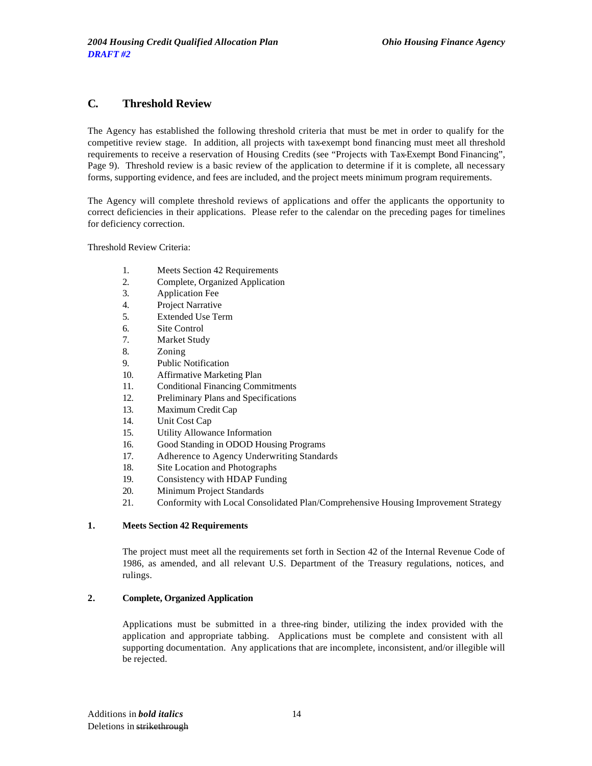## C. Threshold Review

The Agency has established the following threshold criteria that must be met in order to qualify for the competitive review stage. In addition, all projects with tax-exempt bond financing must meet all threshold requirements to receive a reservation of Housing Credits (see "Projects with Tax-Exempt Bond Financing", Page 9). Threshold review is a basic review of the application to determine if it is complete, all necessary forms, supporting evidence, and fees are included, and the project meets minimum program requirements.

The Agency will complete threshold reviews of applications and offer the applicants the opportunity to correct deficiencies in their applications. Please refer to the calendar on the preceding pages for timelines for deficiency correction.

Threshold Review Criteria:

1. Meets Section 42 Requirements
2. Complete, Organized Application
3. Application Fee
4. Project Narrative
5. Extended Use Term
6. Site Control
7. Market Study
8. Zoning
9. Public Notification
10. Affirmative Marketing Plan
11. Conditional Financing Commitments
12. Preliminary Plans and Specifications
13. Maximum Credit Cap
14. Unit Cost Cap
15. Utility Allowance Information
16. Good Standing in ODOD Housing Programs
17. Adherence to Agency Underwriting Standards
18. Site Location and Photographs
19. Consistency with HDAP Funding
20. Minimum Project Standards
21. Conformity with Local Consolidated Plan/Comprehensive Housing Improvement Strategy

### 1. Meets Section 42 Requirements

The project must meet all the requirements set forth in Section 42 of the Internal Revenue Code of 1986, as amended, and all relevant U.S. Department of the Treasury regulations, notices, and rulings.

### 2. Complete, Organized Application

Applications must be submitted in a three-ring binder, utilizing the index provided with the application and appropriate tabbing. Applications must be complete and consistent with all supporting documentation. Any applications that are incomplete, inconsistent, and/or illegible will be rejected.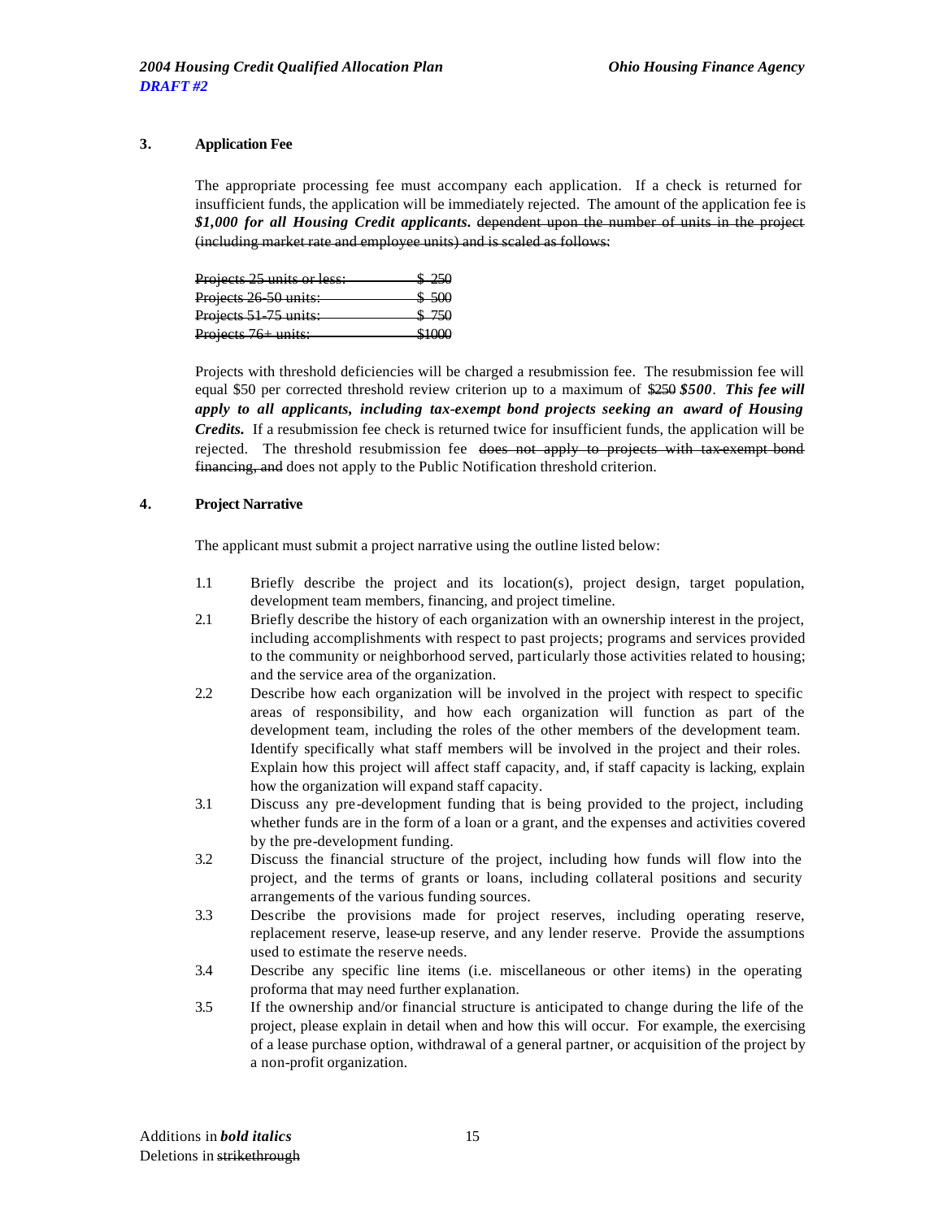### 3. Application Fee

The appropriate processing fee must accompany each application. If a check is returned for insufficient funds, the application will be immediately rejected. The amount of the application fee is ***$1,000 for all Housing Credit applicants.*** ~~dependent upon the number of units in the project (including market rate and employee units) and is scaled as follows:~~

| | |
|---|---|
| ~~Projects 25 units or less:~~ | ~~$ 250~~ |
| ~~Projects 26-50 units:~~ | ~~$ 500~~ |
| ~~Projects 51-75 units:~~ | ~~$ 750~~ |
| ~~Projects 76+ units:~~ | ~~$1000~~ |

Projects with threshold deficiencies will be charged a resubmission fee. The resubmission fee will equal $50 per corrected threshold review criterion up to a maximum of ~~$250~~ ***$500***. ***This fee will apply to all applicants, including tax-exempt bond projects seeking an award of Housing Credits.*** If a resubmission fee check is returned twice for insufficient funds, the application will be rejected. The threshold resubmission fee ~~does not apply to projects with tax-exempt bond financing, and~~ does not apply to the Public Notification threshold criterion.

### 4. Project Narrative

The applicant must submit a project narrative using the outline listed below:

1.1 Briefly describe the project and its location(s), project design, target population, development team members, financing, and project timeline.

2.1 Briefly describe the history of each organization with an ownership interest in the project, including accomplishments with respect to past projects; programs and services provided to the community or neighborhood served, particularly those activities related to housing; and the service area of the organization.

2.2 Describe how each organization will be involved in the project with respect to specific areas of responsibility, and how each organization will function as part of the development team, including the roles of the other members of the development team. Identify specifically what staff members will be involved in the project and their roles. Explain how this project will affect staff capacity, and, if staff capacity is lacking, explain how the organization will expand staff capacity.

3.1 Discuss any pre-development funding that is being provided to the project, including whether funds are in the form of a loan or a grant, and the expenses and activities covered by the pre-development funding.

3.2 Discuss the financial structure of the project, including how funds will flow into the project, and the terms of grants or loans, including collateral positions and security arrangements of the various funding sources.

3.3 Describe the provisions made for project reserves, including operating reserve, replacement reserve, lease-up reserve, and any lender reserve. Provide the assumptions used to estimate the reserve needs.

3.4 Describe any specific line items (i.e. miscellaneous or other items) in the operating proforma that may need further explanation.

3.5 If the ownership and/or financial structure is anticipated to change during the life of the project, please explain in detail when and how this will occur. For example, the exercising of a lease purchase option, withdrawal of a general partner, or acquisition of the project by a non-profit organization.

Additions in ***bold italics***
Deletions in ~~strikethrough~~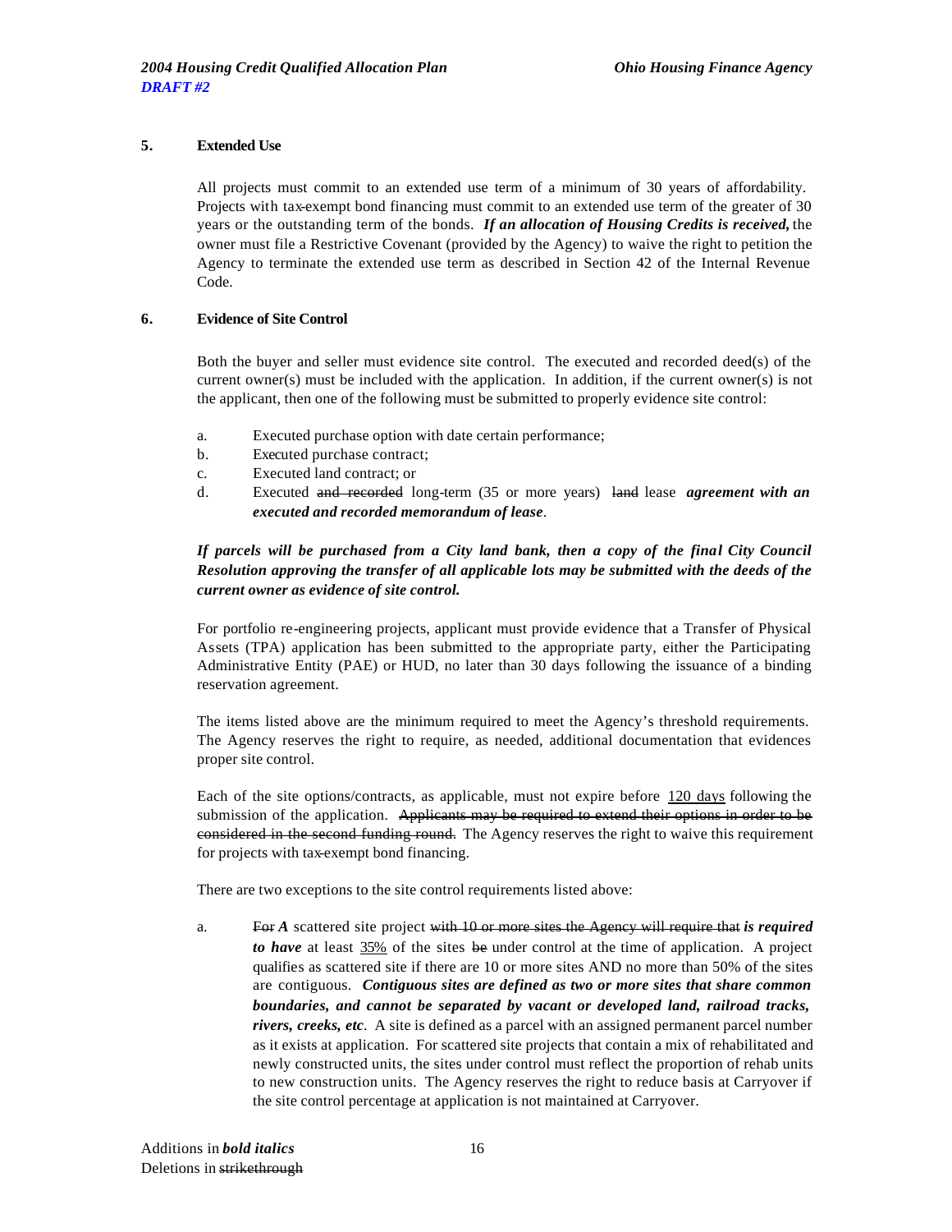**5. Extended Use**

All projects must commit to an extended use term of a minimum of 30 years of affordability. Projects with tax-exempt bond financing must commit to an extended use term of the greater of 30 years or the outstanding term of the bonds. ***If an allocation of Housing Credits is received,*** the owner must file a Restrictive Covenant (provided by the Agency) to waive the right to petition the Agency to terminate the extended use term as described in Section 42 of the Internal Revenue Code.

**6. Evidence of Site Control**

Both the buyer and seller must evidence site control. The executed and recorded deed(s) of the current owner(s) must be included with the application. In addition, if the current owner(s) is not the applicant, then one of the following must be submitted to properly evidence site control:

a. Executed purchase option with date certain performance;
b. Executed purchase contract;
c. Executed land contract; or
d. Executed ~~and recorded~~ long-term (35 or more years) ~~land~~ lease ***agreement with an executed and recorded memorandum of lease***.

***If parcels will be purchased from a City land bank, then a copy of the final City Council Resolution approving the transfer of all applicable lots may be submitted with the deeds of the current owner as evidence of site control.***

For portfolio re-engineering projects, applicant must provide evidence that a Transfer of Physical Assets (TPA) application has been submitted to the appropriate party, either the Participating Administrative Entity (PAE) or HUD, no later than 30 days following the issuance of a binding reservation agreement.

The items listed above are the minimum required to meet the Agency's threshold requirements. The Agency reserves the right to require, as needed, additional documentation that evidences proper site control.

Each of the site options/contracts, as applicable, must not expire before 120 days following the submission of the application. ~~Applicants may be required to extend their options in order to be considered in the second funding round.~~ The Agency reserves the right to waive this requirement for projects with tax-exempt bond financing.

There are two exceptions to the site control requirements listed above:

a. ~~For~~ ***A*** scattered site project ~~with 10 or more sites the Agency will require that~~ ***is required to have*** at least 35% of the sites ~~be~~ under control at the time of application. A project qualifies as scattered site if there are 10 or more sites AND no more than 50% of the sites are contiguous. ***Contiguous sites are defined as two or more sites that share common boundaries, and cannot be separated by vacant or developed land, railroad tracks, rivers, creeks, etc***. A site is defined as a parcel with an assigned permanent parcel number as it exists at application. For scattered site projects that contain a mix of rehabilitated and newly constructed units, the sites under control must reflect the proportion of rehab units to new construction units. The Agency reserves the right to reduce basis at Carryover if the site control percentage at application is not maintained at Carryover.

Additions in ***bold italics***
Deletions in ~~strikethrough~~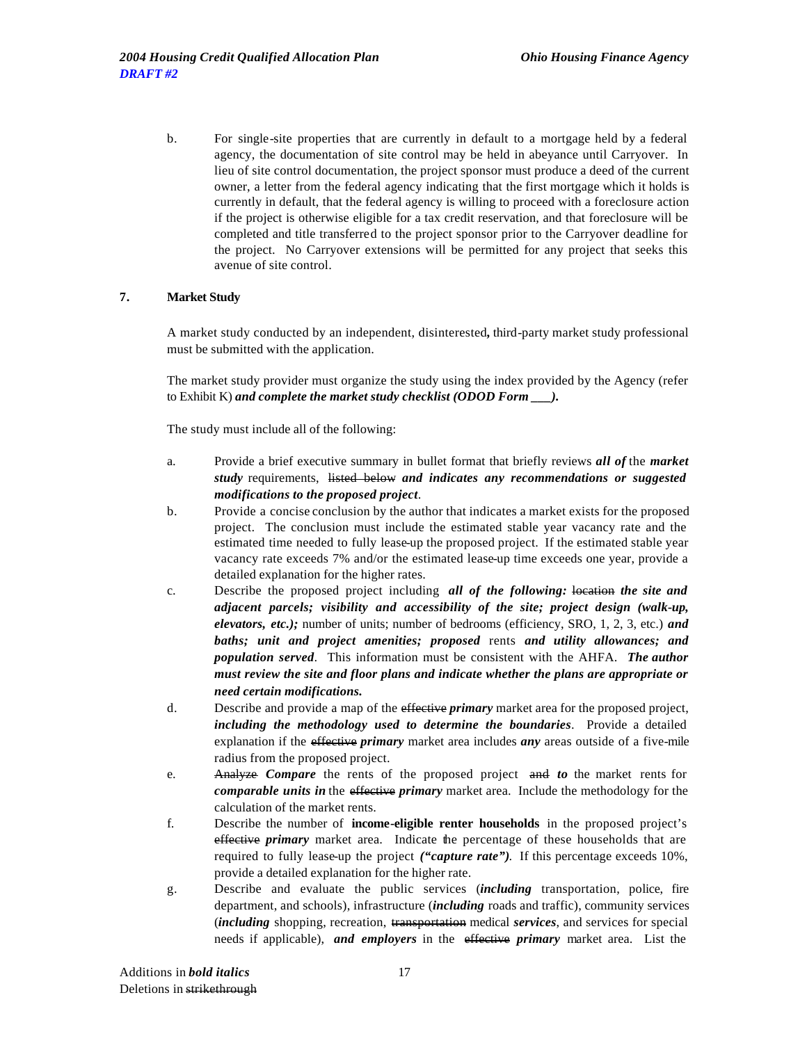b. For single-site properties that are currently in default to a mortgage held by a federal agency, the documentation of site control may be held in abeyance until Carryover. In lieu of site control documentation, the project sponsor must produce a deed of the current owner, a letter from the federal agency indicating that the first mortgage which it holds is currently in default, that the federal agency is willing to proceed with a foreclosure action if the project is otherwise eligible for a tax credit reservation, and that foreclosure will be completed and title transferred to the project sponsor prior to the Carryover deadline for the project. No Carryover extensions will be permitted for any project that seeks this avenue of site control.

**7. Market Study**

A market study conducted by an independent, disinterested**,** third-party market study professional must be submitted with the application.

The market study provider must organize the study using the index provided by the Agency (refer to Exhibit K) ***and complete the market study checklist (ODOD Form \_\_\_).***

The study must include all of the following:

a. Provide a brief executive summary in bullet format that briefly reviews ***all of*** the ***market study*** requirements, ~~listed below~~ ***and indicates any recommendations or suggested modifications to the proposed project***.

b. Provide a concise conclusion by the author that indicates a market exists for the proposed project. The conclusion must include the estimated stable year vacancy rate and the estimated time needed to fully lease-up the proposed project. If the estimated stable year vacancy rate exceeds 7% and/or the estimated lease-up time exceeds one year, provide a detailed explanation for the higher rates.

c. Describe the proposed project including ***all of the following:*** ~~location~~ ***the site and adjacent parcels; visibility and accessibility of the site; project design (walk-up, elevators, etc.);*** number of units; number of bedrooms (efficiency, SRO, 1, 2, 3, etc.) ***and baths; unit and project amenities; proposed*** rents ***and utility allowances; and population served***. This information must be consistent with the AHFA. ***The author must review the site and floor plans and indicate whether the plans are appropriate or need certain modifications.***

d. Describe and provide a map of the ~~effective~~ ***primary*** market area for the proposed project, ***including the methodology used to determine the boundaries***. Provide a detailed explanation if the ~~effective~~ ***primary*** market area includes ***any*** areas outside of a five-mile radius from the proposed project.

e. ~~Analyze~~ ***Compare*** the rents of the proposed project ~~and~~ ***to*** the market rents for ***comparable units in*** the ~~effective~~ ***primary*** market area. Include the methodology for the calculation of the market rents.

f. Describe the number of **income-eligible renter households** in the proposed project's ~~effective~~ ***primary*** market area. Indicate the percentage of these households that are required to fully lease-up the project ***("capture rate")***. If this percentage exceeds 10%, provide a detailed explanation for the higher rate.

g. Describe and evaluate the public services (***including*** transportation, police, fire department, and schools), infrastructure (***including*** roads and traffic), community services (***including*** shopping, recreation, ~~transportation~~ medical ***services***, and services for special needs if applicable), ***and employers*** in the ~~effective~~ ***primary*** market area. List the

Additions in ***bold italics***
Deletions in ~~strikethrough~~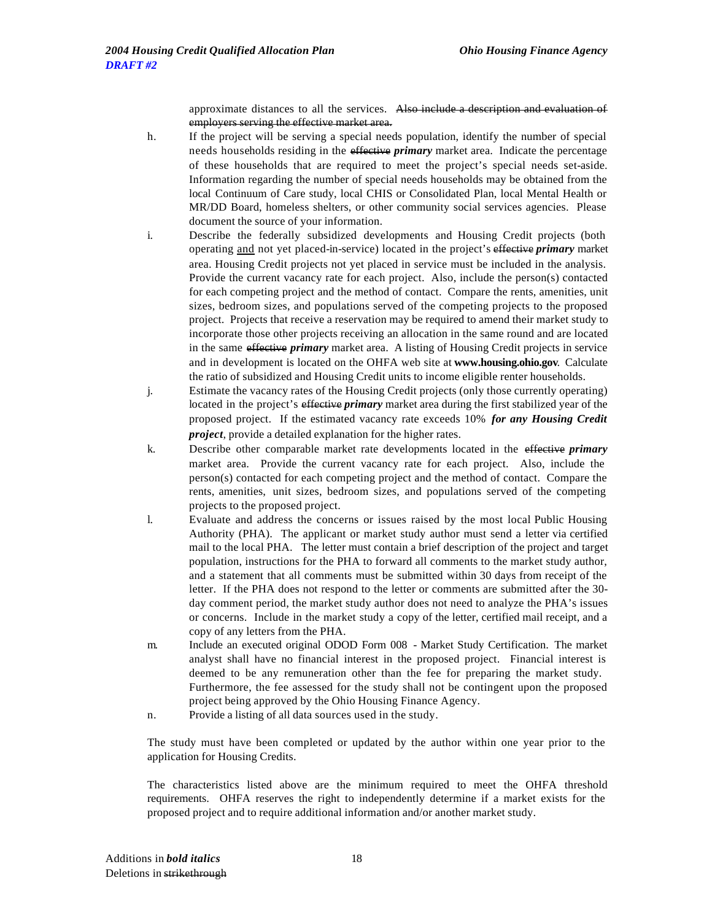approximate distances to all the services. ~~Also include a description and evaluation of employers serving the effective market area.~~

h. If the project will be serving a special needs population, identify the number of special needs households residing in the ~~effective~~ ***primary*** market area. Indicate the percentage of these households that are required to meet the project's special needs set-aside. Information regarding the number of special needs households may be obtained from the local Continuum of Care study, local CHIS or Consolidated Plan, local Mental Health or MR/DD Board, homeless shelters, or other community social services agencies. Please document the source of your information.

i. Describe the federally subsidized developments and Housing Credit projects (both operating <u>and</u> not yet placed-in-service) located in the project's ~~effective~~ ***primary*** market area. Housing Credit projects not yet placed in service must be included in the analysis. Provide the current vacancy rate for each project. Also, include the person(s) contacted for each competing project and the method of contact. Compare the rents, amenities, unit sizes, bedroom sizes, and populations served of the competing projects to the proposed project. Projects that receive a reservation may be required to amend their market study to incorporate those other projects receiving an allocation in the same round and are located in the same ~~effective~~ ***primary*** market area. A listing of Housing Credit projects in service and in development is located on the OHFA web site at **www.housing.ohio.gov**. Calculate the ratio of subsidized and Housing Credit units to income eligible renter households.

j. Estimate the vacancy rates of the Housing Credit projects (only those currently operating) located in the project's ~~effective~~ ***primary*** market area during the first stabilized year of the proposed project. If the estimated vacancy rate exceeds 10% ***for any Housing Credit project***, provide a detailed explanation for the higher rates.

k. Describe other comparable market rate developments located in the ~~effective~~ ***primary*** market area. Provide the current vacancy rate for each project. Also, include the person(s) contacted for each competing project and the method of contact. Compare the rents, amenities, unit sizes, bedroom sizes, and populations served of the competing projects to the proposed project.

l. Evaluate and address the concerns or issues raised by the most local Public Housing Authority (PHA). The applicant or market study author must send a letter via certified mail to the local PHA. The letter must contain a brief description of the project and target population, instructions for the PHA to forward all comments to the market study author, and a statement that all comments must be submitted within 30 days from receipt of the letter. If the PHA does not respond to the letter or comments are submitted after the 30-day comment period, the market study author does not need to analyze the PHA's issues or concerns. Include in the market study a copy of the letter, certified mail receipt, and a copy of any letters from the PHA.

m. Include an executed original ODOD Form 008 - Market Study Certification. The market analyst shall have no financial interest in the proposed project. Financial interest is deemed to be any remuneration other than the fee for preparing the market study. Furthermore, the fee assessed for the study shall not be contingent upon the proposed project being approved by the Ohio Housing Finance Agency.

n. Provide a listing of all data sources used in the study.

The study must have been completed or updated by the author within one year prior to the application for Housing Credits.

The characteristics listed above are the minimum required to meet the OHFA threshold requirements. OHFA reserves the right to independently determine if a market exists for the proposed project and to require additional information and/or another market study.

Additions in ***bold italics***
Deletions in ~~strikethrough~~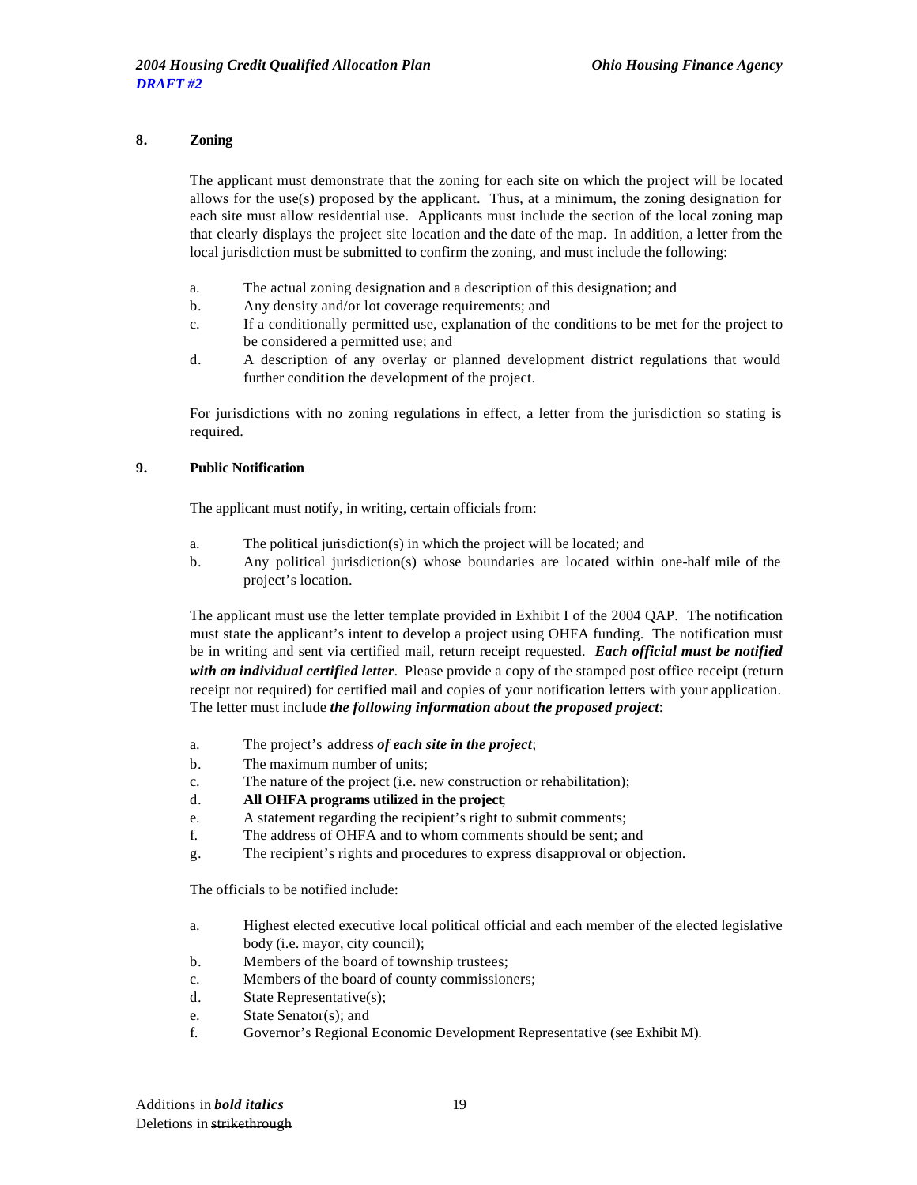### 8. Zoning

The applicant must demonstrate that the zoning for each site on which the project will be located allows for the use(s) proposed by the applicant. Thus, at a minimum, the zoning designation for each site must allow residential use. Applicants must include the section of the local zoning map that clearly displays the project site location and the date of the map. In addition, a letter from the local jurisdiction must be submitted to confirm the zoning, and must include the following:

a. The actual zoning designation and a description of this designation; and
b. Any density and/or lot coverage requirements; and
c. If a conditionally permitted use, explanation of the conditions to be met for the project to be considered a permitted use; and
d. A description of any overlay or planned development district regulations that would further condition the development of the project.

For jurisdictions with no zoning regulations in effect, a letter from the jurisdiction so stating is required.

### 9. Public Notification

The applicant must notify, in writing, certain officials from:

a. The political jurisdiction(s) in which the project will be located; and
b. Any political jurisdiction(s) whose boundaries are located within one-half mile of the project's location.

The applicant must use the letter template provided in Exhibit I of the 2004 QAP. The notification must state the applicant's intent to develop a project using OHFA funding. The notification must be in writing and sent via certified mail, return receipt requested. ***Each official must be notified with an individual certified letter***. Please provide a copy of the stamped post office receipt (return receipt not required) for certified mail and copies of your notification letters with your application. The letter must include ***the following information about the proposed project***:

a. The ~~project's~~ address ***of each site in the project***;
b. The maximum number of units;
c. The nature of the project (i.e. new construction or rehabilitation);
d. **All OHFA programs utilized in the project**;
e. A statement regarding the recipient's right to submit comments;
f. The address of OHFA and to whom comments should be sent; and
g. The recipient's rights and procedures to express disapproval or objection.

The officials to be notified include:

a. Highest elected executive local political official and each member of the elected legislative body (i.e. mayor, city council);
b. Members of the board of township trustees;
c. Members of the board of county commissioners;
d. State Representative(s);
e. State Senator(s); and
f. Governor's Regional Economic Development Representative (see Exhibit M).

Additions in ***bold italics***
Deletions in ~~strikethrough~~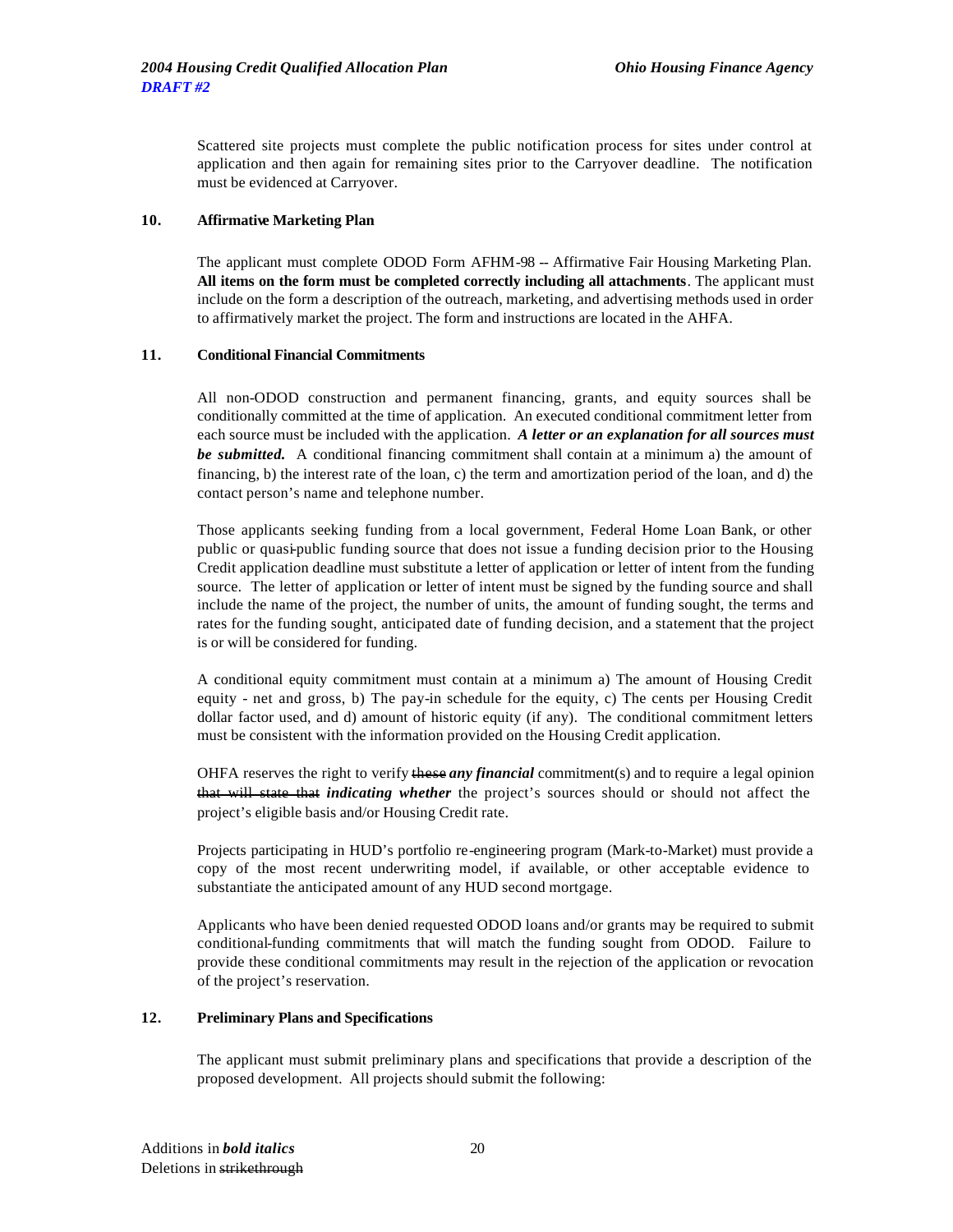Scattered site projects must complete the public notification process for sites under control at application and then again for remaining sites prior to the Carryover deadline. The notification must be evidenced at Carryover.

**10. Affirmative Marketing Plan**

The applicant must complete ODOD Form AFHM-98 -- Affirmative Fair Housing Marketing Plan. **All items on the form must be completed correctly including all attachments**. The applicant must include on the form a description of the outreach, marketing, and advertising methods used in order to affirmatively market the project. The form and instructions are located in the AHFA.

**11. Conditional Financial Commitments**

All non-ODOD construction and permanent financing, grants, and equity sources shall be conditionally committed at the time of application. An executed conditional commitment letter from each source must be included with the application. ***A letter or an explanation for all sources must be submitted.*** A conditional financing commitment shall contain at a minimum a) the amount of financing, b) the interest rate of the loan, c) the term and amortization period of the loan, and d) the contact person's name and telephone number.

Those applicants seeking funding from a local government, Federal Home Loan Bank, or other public or quasi-public funding source that does not issue a funding decision prior to the Housing Credit application deadline must substitute a letter of application or letter of intent from the funding source. The letter of application or letter of intent must be signed by the funding source and shall include the name of the project, the number of units, the amount of funding sought, the terms and rates for the funding sought, anticipated date of funding decision, and a statement that the project is or will be considered for funding.

A conditional equity commitment must contain at a minimum a) The amount of Housing Credit equity - net and gross, b) The pay-in schedule for the equity, c) The cents per Housing Credit dollar factor used, and d) amount of historic equity (if any). The conditional commitment letters must be consistent with the information provided on the Housing Credit application.

OHFA reserves the right to verify ~~these~~ ***any financial*** commitment(s) and to require a legal opinion ~~that will state that~~ ***indicating whether*** the project's sources should or should not affect the project's eligible basis and/or Housing Credit rate.

Projects participating in HUD's portfolio re-engineering program (Mark-to-Market) must provide a copy of the most recent underwriting model, if available, or other acceptable evidence to substantiate the anticipated amount of any HUD second mortgage.

Applicants who have been denied requested ODOD loans and/or grants may be required to submit conditional-funding commitments that will match the funding sought from ODOD. Failure to provide these conditional commitments may result in the rejection of the application or revocation of the project's reservation.

**12. Preliminary Plans and Specifications**

The applicant must submit preliminary plans and specifications that provide a description of the proposed development. All projects should submit the following: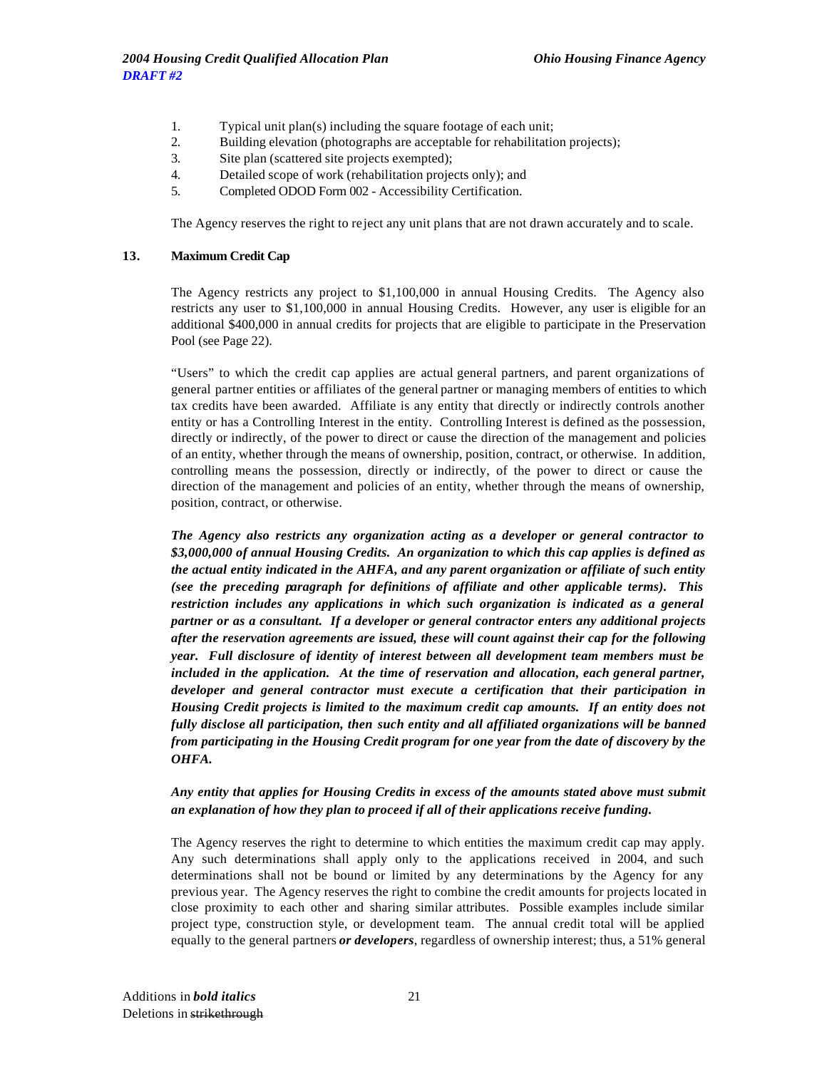1. Typical unit plan(s) including the square footage of each unit;
2. Building elevation (photographs are acceptable for rehabilitation projects);
3. Site plan (scattered site projects exempted);
4. Detailed scope of work (rehabilitation projects only); and
5. Completed ODOD Form 002 - Accessibility Certification.

The Agency reserves the right to reject any unit plans that are not drawn accurately and to scale.

**13. Maximum Credit Cap**

The Agency restricts any project to $1,100,000 in annual Housing Credits. The Agency also restricts any user to $1,100,000 in annual Housing Credits. However, any user is eligible for an additional $400,000 in annual credits for projects that are eligible to participate in the Preservation Pool (see Page 22).

"Users" to which the credit cap applies are actual general partners, and parent organizations of general partner entities or affiliates of the general partner or managing members of entities to which tax credits have been awarded. Affiliate is any entity that directly or indirectly controls another entity or has a Controlling Interest in the entity. Controlling Interest is defined as the possession, directly or indirectly, of the power to direct or cause the direction of the management and policies of an entity, whether through the means of ownership, position, contract, or otherwise. In addition, controlling means the possession, directly or indirectly, of the power to direct or cause the direction of the management and policies of an entity, whether through the means of ownership, position, contract, or otherwise.

***The Agency also restricts any organization acting as a developer or general contractor to $3,000,000 of annual Housing Credits. An organization to which this cap applies is defined as the actual entity indicated in the AHFA, and any parent organization or affiliate of such entity (see the preceding paragraph for definitions of affiliate and other applicable terms). This restriction includes any applications in which such organization is indicated as a general partner or as a consultant. If a developer or general contractor enters any additional projects after the reservation agreements are issued, these will count against their cap for the following year. Full disclosure of identity of interest between all development team members must be included in the application. At the time of reservation and allocation, each general partner, developer and general contractor must execute a certification that their participation in Housing Credit projects is limited to the maximum credit cap amounts. If an entity does not fully disclose all participation, then such entity and all affiliated organizations will be banned from participating in the Housing Credit program for one year from the date of discovery by the OHFA.***

***Any entity that applies for Housing Credits in excess of the amounts stated above must submit an explanation of how they plan to proceed if all of their applications receive funding.***

The Agency reserves the right to determine to which entities the maximum credit cap may apply. Any such determinations shall apply only to the applications received in 2004, and such determinations shall not be bound or limited by any determinations by the Agency for any previous year. The Agency reserves the right to combine the credit amounts for projects located in close proximity to each other and sharing similar attributes. Possible examples include similar project type, construction style, or development team. The annual credit total will be applied equally to the general partners ***or developers***, regardless of ownership interest; thus, a 51% general

Additions in ***bold italics***
Deletions in ~~strikethrough~~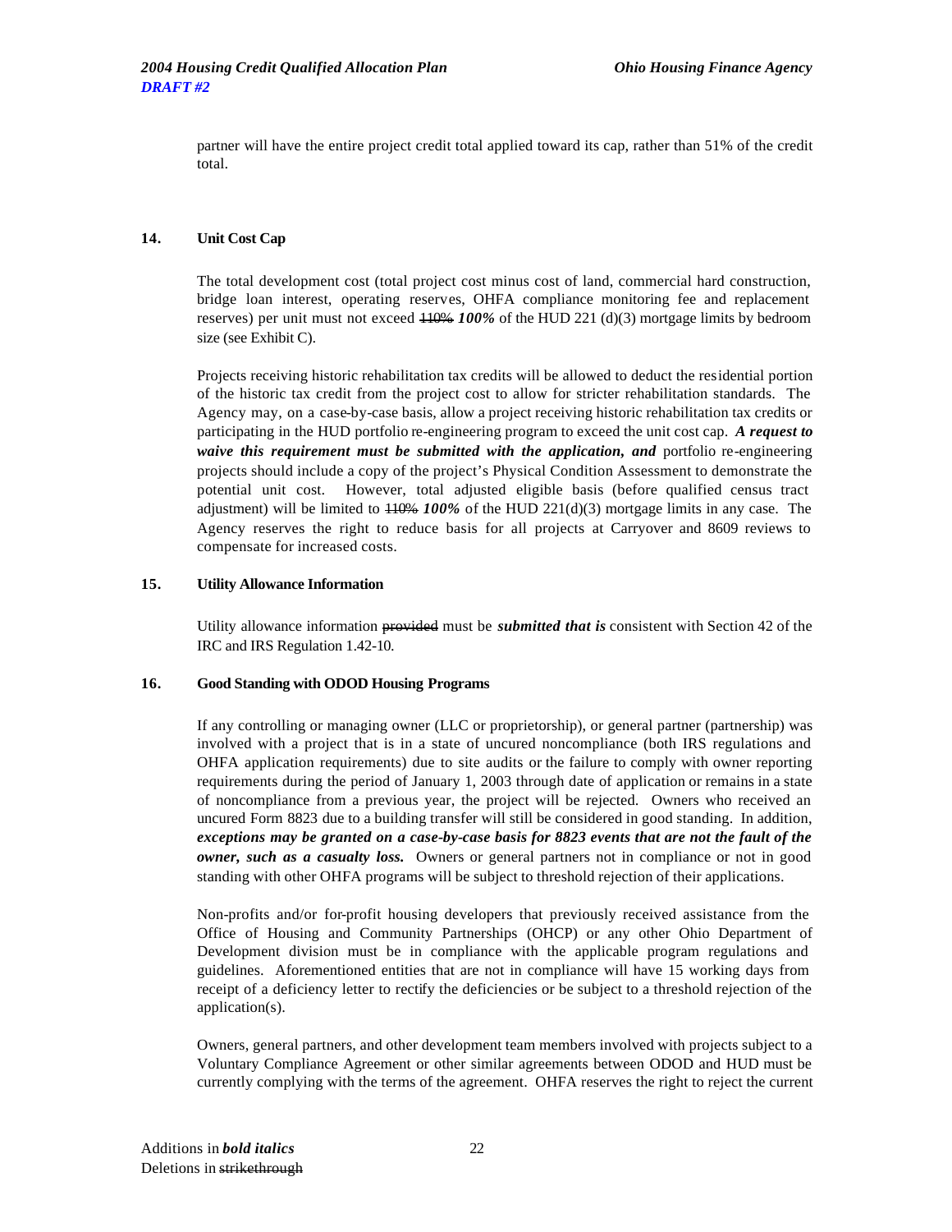partner will have the entire project credit total applied toward its cap, rather than 51% of the credit total.

### 14. Unit Cost Cap

The total development cost (total project cost minus cost of land, commercial hard construction, bridge loan interest, operating reserves, OHFA compliance monitoring fee and replacement reserves) per unit must not exceed ~~110%~~ ***100%*** of the HUD 221 (d)(3) mortgage limits by bedroom size (see Exhibit C).

Projects receiving historic rehabilitation tax credits will be allowed to deduct the residential portion of the historic tax credit from the project cost to allow for stricter rehabilitation standards. The Agency may, on a case-by-case basis, allow a project receiving historic rehabilitation tax credits or participating in the HUD portfolio re-engineering program to exceed the unit cost cap. ***A request to waive this requirement must be submitted with the application, and*** portfolio re-engineering projects should include a copy of the project's Physical Condition Assessment to demonstrate the potential unit cost. However, total adjusted eligible basis (before qualified census tract adjustment) will be limited to ~~110%~~ ***100%*** of the HUD 221(d)(3) mortgage limits in any case. The Agency reserves the right to reduce basis for all projects at Carryover and 8609 reviews to compensate for increased costs.

### 15. Utility Allowance Information

Utility allowance information ~~provided~~ must be ***submitted that is*** consistent with Section 42 of the IRC and IRS Regulation 1.42-10.

### 16. Good Standing with ODOD Housing Programs

If any controlling or managing owner (LLC or proprietorship), or general partner (partnership) was involved with a project that is in a state of uncured noncompliance (both IRS regulations and OHFA application requirements) due to site audits or the failure to comply with owner reporting requirements during the period of January 1, 2003 through date of application or remains in a state of noncompliance from a previous year, the project will be rejected. Owners who received an uncured Form 8823 due to a building transfer will still be considered in good standing. In addition, ***exceptions may be granted on a case-by-case basis for 8823 events that are not the fault of the owner, such as a casualty loss.*** Owners or general partners not in compliance or not in good standing with other OHFA programs will be subject to threshold rejection of their applications.

Non-profits and/or for-profit housing developers that previously received assistance from the Office of Housing and Community Partnerships (OHCP) or any other Ohio Department of Development division must be in compliance with the applicable program regulations and guidelines. Aforementioned entities that are not in compliance will have 15 working days from receipt of a deficiency letter to rectify the deficiencies or be subject to a threshold rejection of the application(s).

Owners, general partners, and other development team members involved with projects subject to a Voluntary Compliance Agreement or other similar agreements between ODOD and HUD must be currently complying with the terms of the agreement. OHFA reserves the right to reject the current

Additions in ***bold italics***
Deletions in ~~strikethrough~~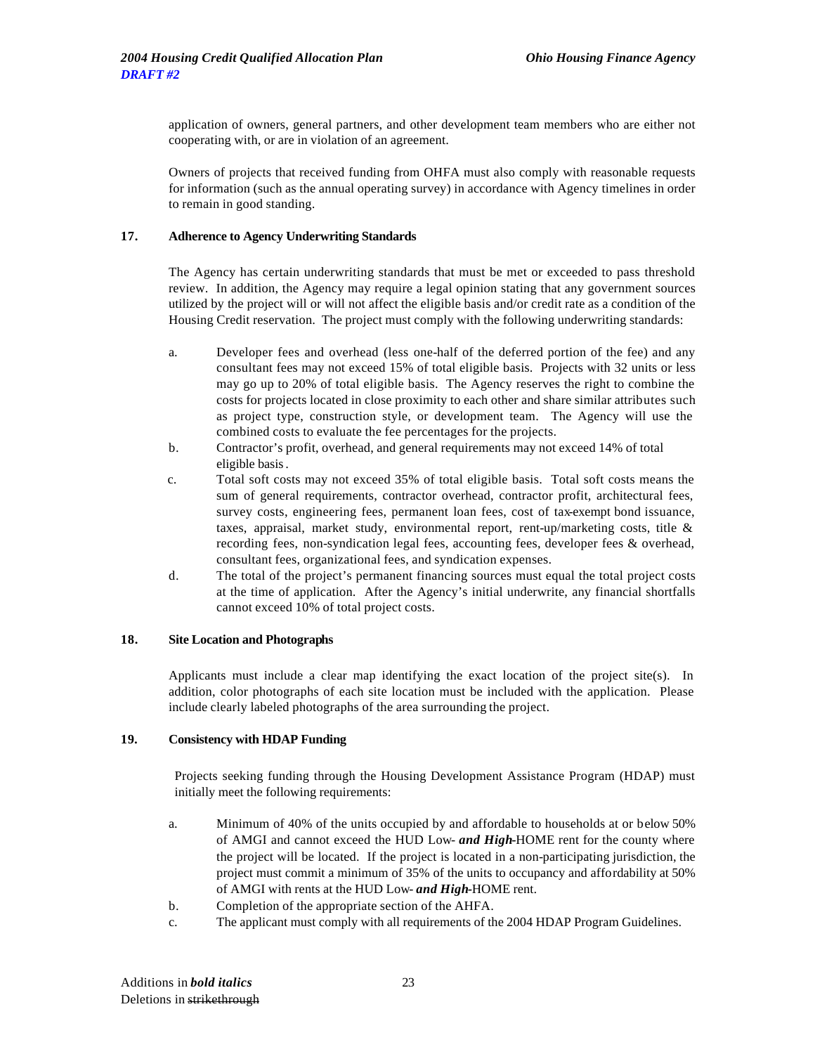application of owners, general partners, and other development team members who are either not cooperating with, or are in violation of an agreement.

Owners of projects that received funding from OHFA must also comply with reasonable requests for information (such as the annual operating survey) in accordance with Agency timelines in order to remain in good standing.

**17. Adherence to Agency Underwriting Standards**

The Agency has certain underwriting standards that must be met or exceeded to pass threshold review. In addition, the Agency may require a legal opinion stating that any government sources utilized by the project will or will not affect the eligible basis and/or credit rate as a condition of the Housing Credit reservation. The project must comply with the following underwriting standards:

a. Developer fees and overhead (less one-half of the deferred portion of the fee) and any consultant fees may not exceed 15% of total eligible basis. Projects with 32 units or less may go up to 20% of total eligible basis. The Agency reserves the right to combine the costs for projects located in close proximity to each other and share similar attributes such as project type, construction style, or development team. The Agency will use the combined costs to evaluate the fee percentages for the projects.

b. Contractor's profit, overhead, and general requirements may not exceed 14% of total eligible basis.

c. Total soft costs may not exceed 35% of total eligible basis. Total soft costs means the sum of general requirements, contractor overhead, contractor profit, architectural fees, survey costs, engineering fees, permanent loan fees, cost of tax-exempt bond issuance, taxes, appraisal, market study, environmental report, rent-up/marketing costs, title & recording fees, non-syndication legal fees, accounting fees, developer fees & overhead, consultant fees, organizational fees, and syndication expenses.

d. The total of the project's permanent financing sources must equal the total project costs at the time of application. After the Agency's initial underwrite, any financial shortfalls cannot exceed 10% of total project costs.

**18. Site Location and Photographs**

Applicants must include a clear map identifying the exact location of the project site(s). In addition, color photographs of each site location must be included with the application. Please include clearly labeled photographs of the area surrounding the project.

**19. Consistency with HDAP Funding**

Projects seeking funding through the Housing Development Assistance Program (HDAP) must initially meet the following requirements:

a. Minimum of 40% of the units occupied by and affordable to households at or below 50% of AMGI and cannot exceed the HUD Low- ***and High***-HOME rent for the county where the project will be located. If the project is located in a non-participating jurisdiction, the project must commit a minimum of 35% of the units to occupancy and affordability at 50% of AMGI with rents at the HUD Low- ***and High***-HOME rent.

b. Completion of the appropriate section of the AHFA.

c. The applicant must comply with all requirements of the 2004 HDAP Program Guidelines.

Additions in ***bold italics***
Deletions in ~~strikethrough~~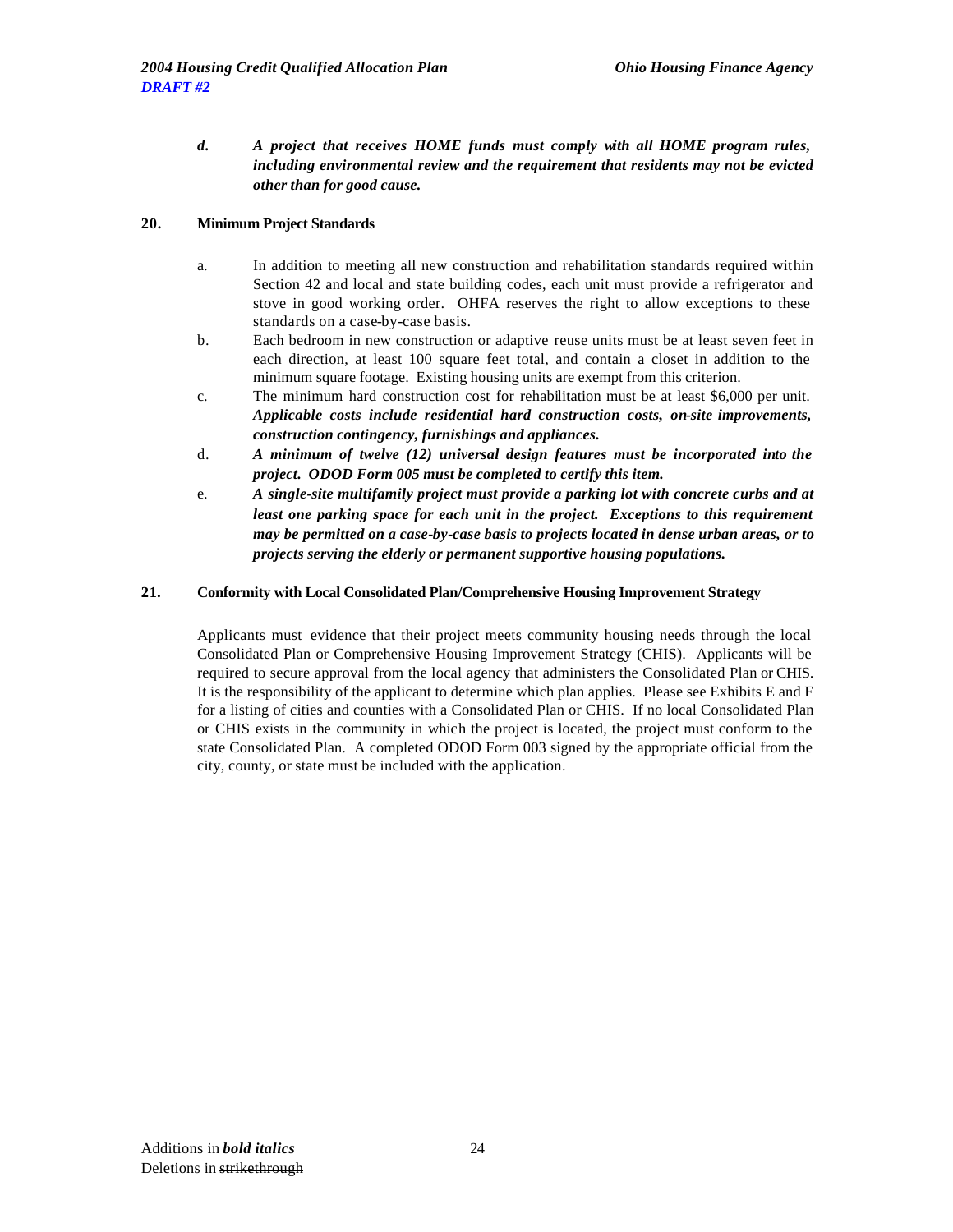d. ***A project that receives HOME funds must comply with all HOME program rules, including environmental review and the requirement that residents may not be evicted other than for good cause.***

**20. Minimum Project Standards**

a. In addition to meeting all new construction and rehabilitation standards required within Section 42 and local and state building codes, each unit must provide a refrigerator and stove in good working order. OHFA reserves the right to allow exceptions to these standards on a case-by-case basis.

b. Each bedroom in new construction or adaptive reuse units must be at least seven feet in each direction, at least 100 square feet total, and contain a closet in addition to the minimum square footage. Existing housing units are exempt from this criterion.

c. The minimum hard construction cost for rehabilitation must be at least $6,000 per unit. ***Applicable costs include residential hard construction costs, on-site improvements, construction contingency, furnishings and appliances.***

d. ***A minimum of twelve (12) universal design features must be incorporated into the project. ODOD Form 005 must be completed to certify this item.***

e. ***A single-site multifamily project must provide a parking lot with concrete curbs and at least one parking space for each unit in the project. Exceptions to this requirement may be permitted on a case-by-case basis to projects located in dense urban areas, or to projects serving the elderly or permanent supportive housing populations.***

**21. Conformity with Local Consolidated Plan/Comprehensive Housing Improvement Strategy**

Applicants must evidence that their project meets community housing needs through the local Consolidated Plan or Comprehensive Housing Improvement Strategy (CHIS). Applicants will be required to secure approval from the local agency that administers the Consolidated Plan or CHIS. It is the responsibility of the applicant to determine which plan applies. Please see Exhibits E and F for a listing of cities and counties with a Consolidated Plan or CHIS. If no local Consolidated Plan or CHIS exists in the community in which the project is located, the project must conform to the state Consolidated Plan. A completed ODOD Form 003 signed by the appropriate official from the city, county, or state must be included with the application.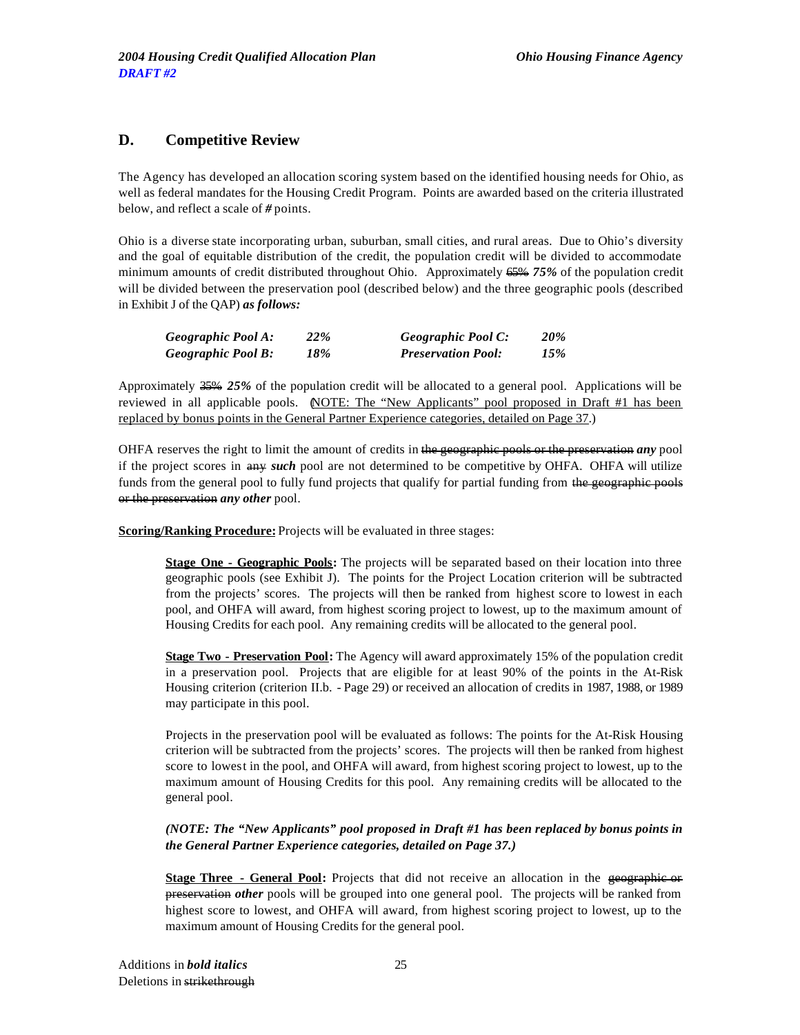## D. Competitive Review

The Agency has developed an allocation scoring system based on the identified housing needs for Ohio, as well as federal mandates for the Housing Credit Program. Points are awarded based on the criteria illustrated below, and reflect a scale of ***#*** points.

Ohio is a diverse state incorporating urban, suburban, small cities, and rural areas. Due to Ohio's diversity and the goal of equitable distribution of the credit, the population credit will be divided to accommodate minimum amounts of credit distributed throughout Ohio. Approximately ~~65%~~ ***75%*** of the population credit will be divided between the preservation pool (described below) and the three geographic pools (described in Exhibit J of the QAP) ***as follows:***

| | | | |
|---|---|---|---|
| ***Geographic Pool A:*** | ***22%*** | ***Geographic Pool C:*** | ***20%*** |
| ***Geographic Pool B:*** | ***18%*** | ***Preservation Pool:*** | ***15%*** |

Approximately ~~35%~~ ***25%*** of the population credit will be allocated to a general pool. Applications will be reviewed in all applicable pools. (<u>NOTE: The "New Applicants" pool proposed in Draft #1 has been replaced by bonus points in the General Partner Experience categories, detailed on Page 37</u>.)

OHFA reserves the right to limit the amount of credits in ~~the geographic pools or the preservation~~ ***any*** pool if the project scores in ~~any~~ ***such*** pool are not determined to be competitive by OHFA. OHFA will utilize funds from the general pool to fully fund projects that qualify for partial funding from ~~the geographic pools or the preservation~~ ***any other*** pool.

<u>**Scoring/Ranking Procedure:**</u> Projects will be evaluated in three stages:

> <u>**Stage One - Geographic Pools**</u>**:** The projects will be separated based on their location into three geographic pools (see Exhibit J). The points for the Project Location criterion will be subtracted from the projects' scores. The projects will then be ranked from highest score to lowest in each pool, and OHFA will award, from highest scoring project to lowest, up to the maximum amount of Housing Credits for each pool. Any remaining credits will be allocated to the general pool.
>
> <u>**Stage Two - Preservation Pool**</u>**:** The Agency will award approximately 15% of the population credit in a preservation pool. Projects that are eligible for at least 90% of the points in the At-Risk Housing criterion (criterion II.b. - Page 29) or received an allocation of credits in 1987, 1988, or 1989 may participate in this pool.
>
> Projects in the preservation pool will be evaluated as follows: The points for the At-Risk Housing criterion will be subtracted from the projects' scores. The projects will then be ranked from highest score to lowest in the pool, and OHFA will award, from highest scoring project to lowest, up to the maximum amount of Housing Credits for this pool. Any remaining credits will be allocated to the general pool.
>
> ***(NOTE: The "New Applicants" pool proposed in Draft #1 has been replaced by bonus points in the General Partner Experience categories, detailed on Page 37.)***
>
> <u>**Stage Three - General Pool**</u>**:** Projects that did not receive an allocation in the ~~geographic or preservation~~ ***other*** pools will be grouped into one general pool. The projects will be ranked from highest score to lowest, and OHFA will award, from highest scoring project to lowest, up to the maximum amount of Housing Credits for the general pool.

Additions in ***bold italics***
Deletions in ~~strikethrough~~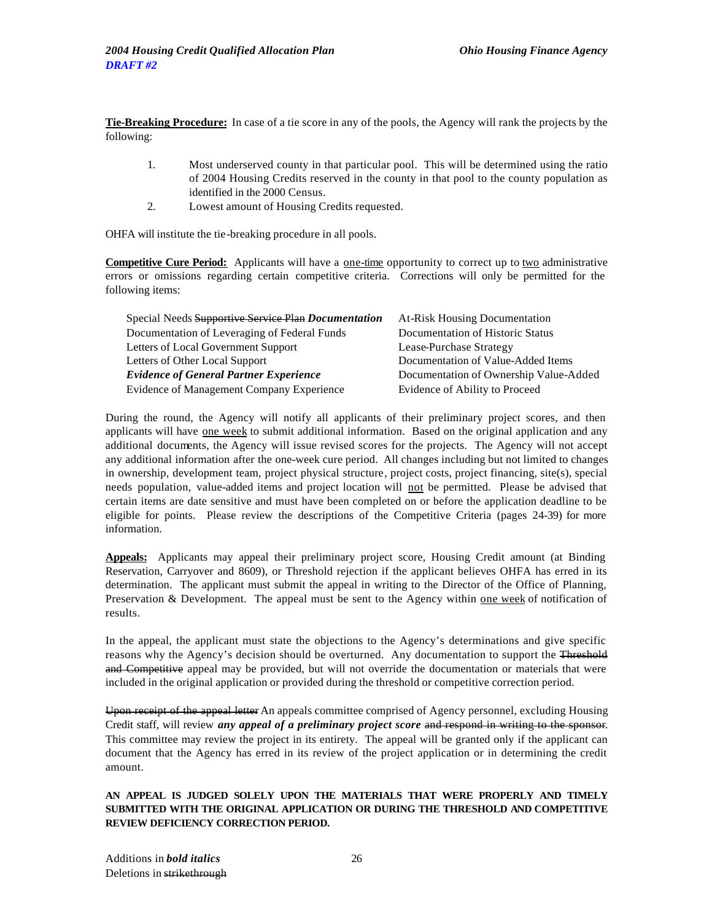**Tie-Breaking Procedure:** In case of a tie score in any of the pools, the Agency will rank the projects by the following:

1. Most underserved county in that particular pool. This will be determined using the ratio of 2004 Housing Credits reserved in the county in that pool to the county population as identified in the 2000 Census.
2. Lowest amount of Housing Credits requested.

OHFA will institute the tie-breaking procedure in all pools.

**Competitive Cure Period:** Applicants will have a <u>one-time</u> opportunity to correct up to <u>two</u> administrative errors or omissions regarding certain competitive criteria. Corrections will only be permitted for the following items:

| | |
|---|---|
| Special Needs ~~Supportive Service Plan~~ ***Documentation*** | At-Risk Housing Documentation |
| Documentation of Leveraging of Federal Funds | Documentation of Historic Status |
| Letters of Local Government Support | Lease-Purchase Strategy |
| Letters of Other Local Support | Documentation of Value-Added Items |
| ***Evidence of General Partner Experience*** | Documentation of Ownership Value-Added |
| Evidence of Management Company Experience | Evidence of Ability to Proceed |

During the round, the Agency will notify all applicants of their preliminary project scores, and then applicants will have <u>one week</u> to submit additional information. Based on the original application and any additional documents, the Agency will issue revised scores for the projects. The Agency will not accept any additional information after the one-week cure period. All changes including but not limited to changes in ownership, development team, project physical structure, project costs, project financing, site(s), special needs population, value-added items and project location will <u>not</u> be permitted. Please be advised that certain items are date sensitive and must have been completed on or before the application deadline to be eligible for points. Please review the descriptions of the Competitive Criteria (pages 24-39) for more information.

**Appeals:** Applicants may appeal their preliminary project score, Housing Credit amount (at Binding Reservation, Carryover and 8609), or Threshold rejection if the applicant believes OHFA has erred in its determination. The applicant must submit the appeal in writing to the Director of the Office of Planning, Preservation & Development. The appeal must be sent to the Agency within <u>one week</u> of notification of results.

In the appeal, the applicant must state the objections to the Agency's determinations and give specific reasons why the Agency's decision should be overturned. Any documentation to support the ~~Threshold and Competitive~~ appeal may be provided, but will not override the documentation or materials that were included in the original application or provided during the threshold or competitive correction period.

~~Upon receipt of the appeal letter~~ An appeals committee comprised of Agency personnel, excluding Housing Credit staff, will review ***any appeal of a preliminary project score*** ~~and respond in writing to the sponsor~~. This committee may review the project in its entirety. The appeal will be granted only if the applicant can document that the Agency has erred in its review of the project application or in determining the credit amount.

**AN APPEAL IS JUDGED SOLELY UPON THE MATERIALS THAT WERE PROPERLY AND TIMELY SUBMITTED WITH THE ORIGINAL APPLICATION OR DURING THE THRESHOLD AND COMPETITIVE REVIEW DEFICIENCY CORRECTION PERIOD.**

Additions in ***bold italics***
Deletions in ~~strikethrough~~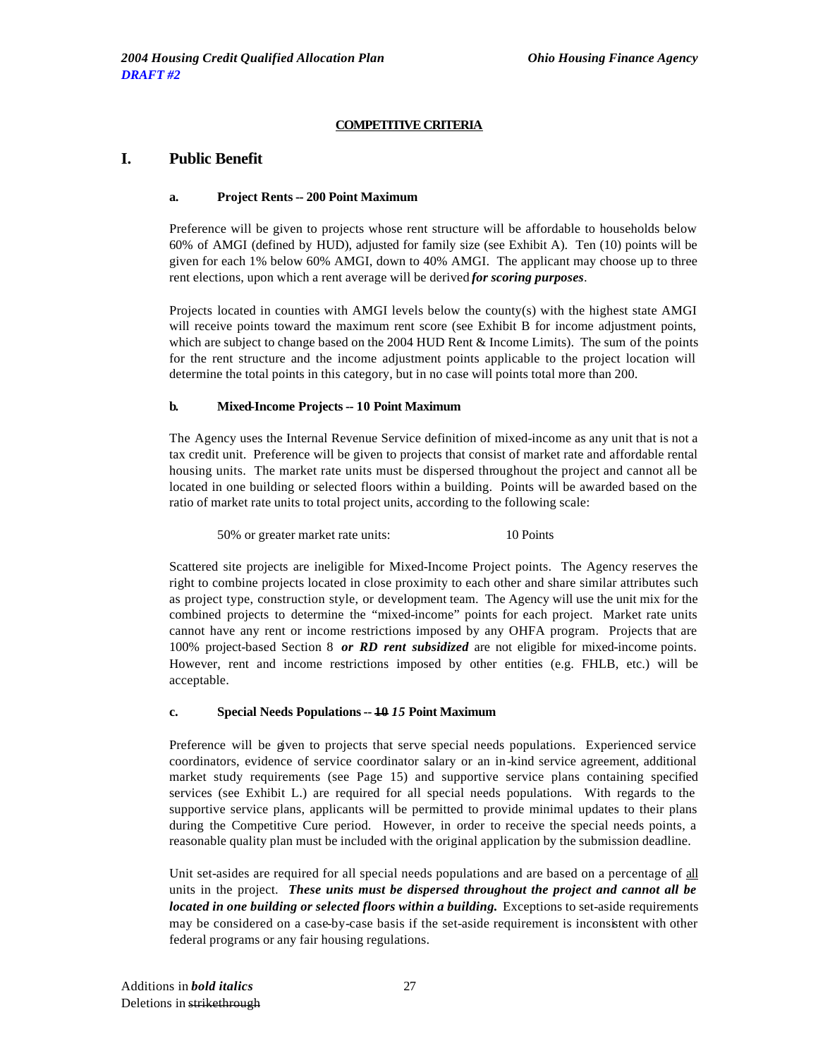**COMPETITIVE CRITERIA**

# I. Public Benefit

### a. Project Rents -- 200 Point Maximum

Preference will be given to projects whose rent structure will be affordable to households below 60% of AMGI (defined by HUD), adjusted for family size (see Exhibit A). Ten (10) points will be given for each 1% below 60% AMGI, down to 40% AMGI. The applicant may choose up to three rent elections, upon which a rent average will be derived ***for scoring purposes***.

Projects located in counties with AMGI levels below the county(s) with the highest state AMGI will receive points toward the maximum rent score (see Exhibit B for income adjustment points, which are subject to change based on the 2004 HUD Rent & Income Limits). The sum of the points for the rent structure and the income adjustment points applicable to the project location will determine the total points in this category, but in no case will points total more than 200.

### b. Mixed-Income Projects -- 10 Point Maximum

The Agency uses the Internal Revenue Service definition of mixed-income as any unit that is not a tax credit unit. Preference will be given to projects that consist of market rate and affordable rental housing units. The market rate units must be dispersed throughout the project and cannot all be located in one building or selected floors within a building. Points will be awarded based on the ratio of market rate units to total project units, according to the following scale:

| | |
|---|---|
| 50% or greater market rate units: | 10 Points |

Scattered site projects are ineligible for Mixed-Income Project points. The Agency reserves the right to combine projects located in close proximity to each other and share similar attributes such as project type, construction style, or development team. The Agency will use the unit mix for the combined projects to determine the "mixed-income" points for each project. Market rate units cannot have any rent or income restrictions imposed by any OHFA program. Projects that are 100% project-based Section 8 ***or RD rent subsidized*** are not eligible for mixed-income points. However, rent and income restrictions imposed by other entities (e.g. FHLB, etc.) will be acceptable.

### c. Special Needs Populations -- ~~10~~ *15* Point Maximum

Preference will be given to projects that serve special needs populations. Experienced service coordinators, evidence of service coordinator salary or an in-kind service agreement, additional market study requirements (see Page 15) and supportive service plans containing specified services (see Exhibit L.) are required for all special needs populations. With regards to the supportive service plans, applicants will be permitted to provide minimal updates to their plans during the Competitive Cure period. However, in order to receive the special needs points, a reasonable quality plan must be included with the original application by the submission deadline.

Unit set-asides are required for all special needs populations and are based on a percentage of <u>all</u> units in the project. ***These units must be dispersed throughout the project and cannot all be located in one building or selected floors within a building.*** Exceptions to set-aside requirements may be considered on a case-by-case basis if the set-aside requirement is inconsistent with other federal programs or any fair housing regulations.

Additions in ***bold italics***
Deletions in ~~strikethrough~~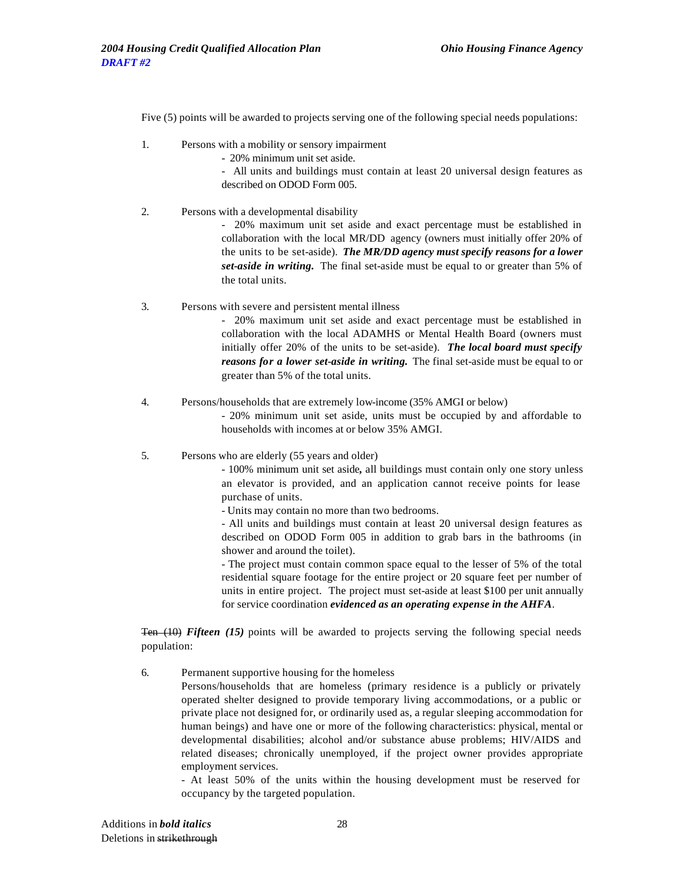Five (5) points will be awarded to projects serving one of the following special needs populations:

1. Persons with a mobility or sensory impairment
   - 20% minimum unit set aside.
   - All units and buildings must contain at least 20 universal design features as described on ODOD Form 005.

2. Persons with a developmental disability
   - 20% maximum unit set aside and exact percentage must be established in collaboration with the local MR/DD agency (owners must initially offer 20% of the units to be set-aside). ***The MR/DD agency must specify reasons for a lower set-aside in writing.*** The final set-aside must be equal to or greater than 5% of the total units.

3. Persons with severe and persistent mental illness
   - 20% maximum unit set aside and exact percentage must be established in collaboration with the local ADAMHS or Mental Health Board (owners must initially offer 20% of the units to be set-aside). ***The local board must specify reasons for a lower set-aside in writing.*** The final set-aside must be equal to or greater than 5% of the total units.

4. Persons/households that are extremely low-income (35% AMGI or below)
   - 20% minimum unit set aside, units must be occupied by and affordable to households with incomes at or below 35% AMGI.

5. Persons who are elderly (55 years and older)
   - 100% minimum unit set aside**,** all buildings must contain only one story unless an elevator is provided, and an application cannot receive points for lease purchase of units.
   - Units may contain no more than two bedrooms.
   - All units and buildings must contain at least 20 universal design features as described on ODOD Form 005 in addition to grab bars in the bathrooms (in shower and around the toilet).
   - The project must contain common space equal to the lesser of 5% of the total residential square footage for the entire project or 20 square feet per number of units in entire project. The project must set-aside at least $100 per unit annually for service coordination ***evidenced as an operating expense in the AHFA***.

~~Ten (10)~~ ***Fifteen (15)*** points will be awarded to projects serving the following special needs population:

6. Permanent supportive housing for the homeless

   Persons/households that are homeless (primary residence is a publicly or privately operated shelter designed to provide temporary living accommodations, or a public or private place not designed for, or ordinarily used as, a regular sleeping accommodation for human beings) and have one or more of the following characteristics: physical, mental or developmental disabilities; alcohol and/or substance abuse problems; HIV/AIDS and related diseases; chronically unemployed, if the project owner provides appropriate employment services.
   - At least 50% of the units within the housing development must be reserved for occupancy by the targeted population.

Additions in ***bold italics***
Deletions in ~~strikethrough~~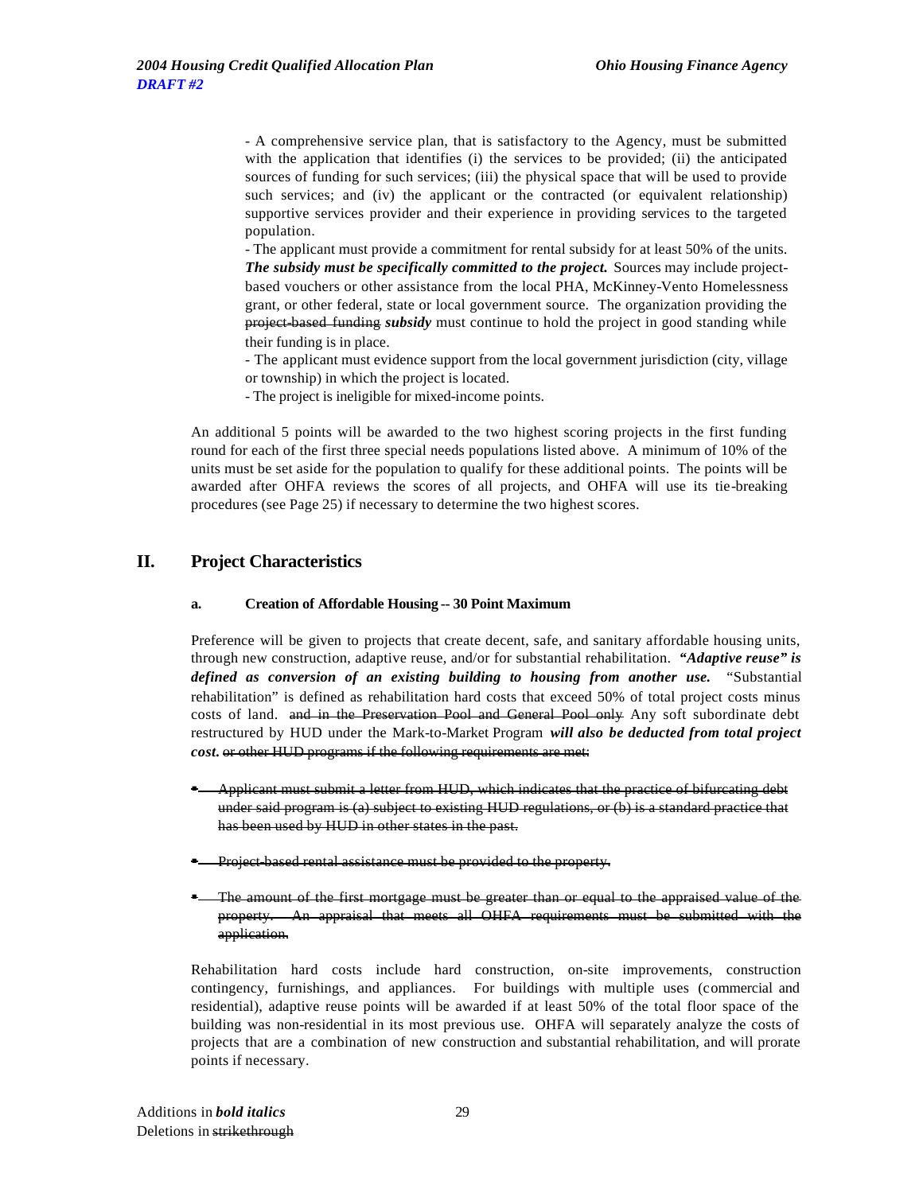- A comprehensive service plan, that is satisfactory to the Agency, must be submitted with the application that identifies (i) the services to be provided; (ii) the anticipated sources of funding for such services; (iii) the physical space that will be used to provide such services; and (iv) the applicant or the contracted (or equivalent relationship) supportive services provider and their experience in providing services to the targeted population.
- The applicant must provide a commitment for rental subsidy for at least 50% of the units. ***The subsidy must be specifically committed to the project.*** Sources may include project-based vouchers or other assistance from the local PHA, McKinney-Vento Homelessness grant, or other federal, state or local government source. The organization providing the ~~project-based funding~~ ***subsidy*** must continue to hold the project in good standing while their funding is in place.
- The applicant must evidence support from the local government jurisdiction (city, village or township) in which the project is located.
- The project is ineligible for mixed-income points.

An additional 5 points will be awarded to the two highest scoring projects in the first funding round for each of the first three special needs populations listed above. A minimum of 10% of the units must be set aside for the population to qualify for these additional points. The points will be awarded after OHFA reviews the scores of all projects, and OHFA will use its tie-breaking procedures (see Page 25) if necessary to determine the two highest scores.

## II. Project Characteristics

### a. Creation of Affordable Housing -- 30 Point Maximum

Preference will be given to projects that create decent, safe, and sanitary affordable housing units, through new construction, adaptive reuse, and/or for substantial rehabilitation. ***"Adaptive reuse" is defined as conversion of an existing building to housing from another use.*** "Substantial rehabilitation" is defined as rehabilitation hard costs that exceed 50% of total project costs minus costs of land. ~~and in the Preservation Pool and General Pool only~~ Any soft subordinate debt restructured by HUD under the Mark-to-Market Program ***will also be deducted from total project cost.*** ~~or other HUD programs if the following requirements are met:~~

- ~~Applicant must submit a letter from HUD, which indicates that the practice of bifurcating debt under said program is (a) subject to existing HUD regulations, or (b) is a standard practice that has been used by HUD in other states in the past.~~
- ~~Project-based rental assistance must be provided to the property.~~
- ~~The amount of the first mortgage must be greater than or equal to the appraised value of the property. An appraisal that meets all OHFA requirements must be submitted with the application.~~

Rehabilitation hard costs include hard construction, on-site improvements, construction contingency, furnishings, and appliances. For buildings with multiple uses (commercial and residential), adaptive reuse points will be awarded if at least 50% of the total floor space of the building was non-residential in its most previous use. OHFA will separately analyze the costs of projects that are a combination of new construction and substantial rehabilitation, and will prorate points if necessary.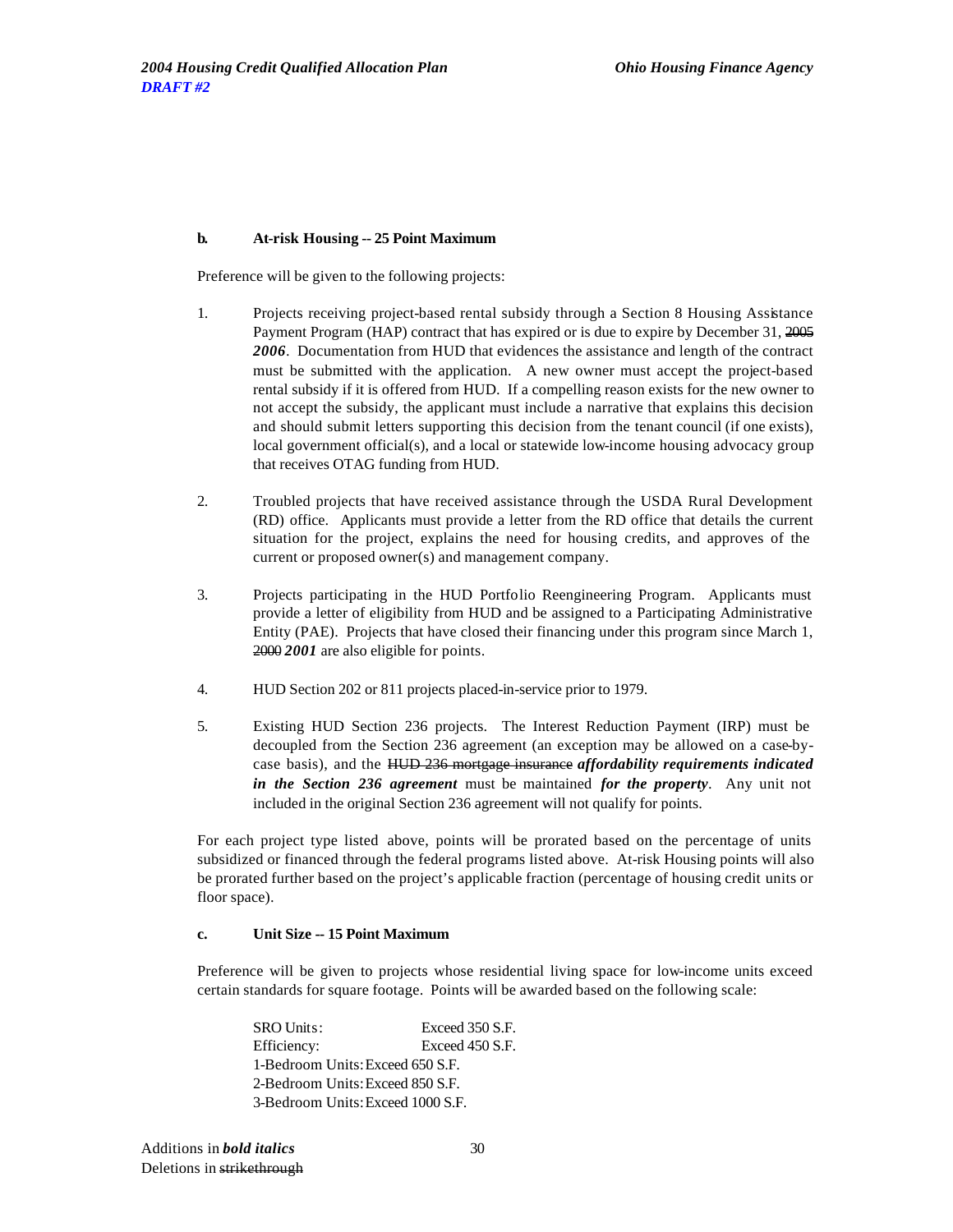#### b. At-risk Housing -- 25 Point Maximum

Preference will be given to the following projects:

1. Projects receiving project-based rental subsidy through a Section 8 Housing Assistance Payment Program (HAP) contract that has expired or is due to expire by December 31, ~~2005~~ ***2006***. Documentation from HUD that evidences the assistance and length of the contract must be submitted with the application. A new owner must accept the project-based rental subsidy if it is offered from HUD. If a compelling reason exists for the new owner to not accept the subsidy, the applicant must include a narrative that explains this decision and should submit letters supporting this decision from the tenant council (if one exists), local government official(s), and a local or statewide low-income housing advocacy group that receives OTAG funding from HUD.

2. Troubled projects that have received assistance through the USDA Rural Development (RD) office. Applicants must provide a letter from the RD office that details the current situation for the project, explains the need for housing credits, and approves of the current or proposed owner(s) and management company.

3. Projects participating in the HUD Portfolio Reengineering Program. Applicants must provide a letter of eligibility from HUD and be assigned to a Participating Administrative Entity (PAE). Projects that have closed their financing under this program since March 1, ~~2000~~ ***2001*** are also eligible for points.

4. HUD Section 202 or 811 projects placed-in-service prior to 1979.

5. Existing HUD Section 236 projects. The Interest Reduction Payment (IRP) must be decoupled from the Section 236 agreement (an exception may be allowed on a case-by-case basis), and the ~~HUD 236 mortgage insurance~~ ***affordability requirements indicated in the Section 236 agreement*** must be maintained ***for the property***. Any unit not included in the original Section 236 agreement will not qualify for points.

For each project type listed above, points will be prorated based on the percentage of units subsidized or financed through the federal programs listed above. At-risk Housing points will also be prorated further based on the project's applicable fraction (percentage of housing credit units or floor space).

#### c. Unit Size -- 15 Point Maximum

Preference will be given to projects whose residential living space for low-income units exceed certain standards for square footage. Points will be awarded based on the following scale:

SRO Units: Exceed 350 S.F.
Efficiency: Exceed 450 S.F.
1-Bedroom Units: Exceed 650 S.F.
2-Bedroom Units: Exceed 850 S.F.
3-Bedroom Units: Exceed 1000 S.F.

Additions in ***bold italics***
Deletions in ~~strikethrough~~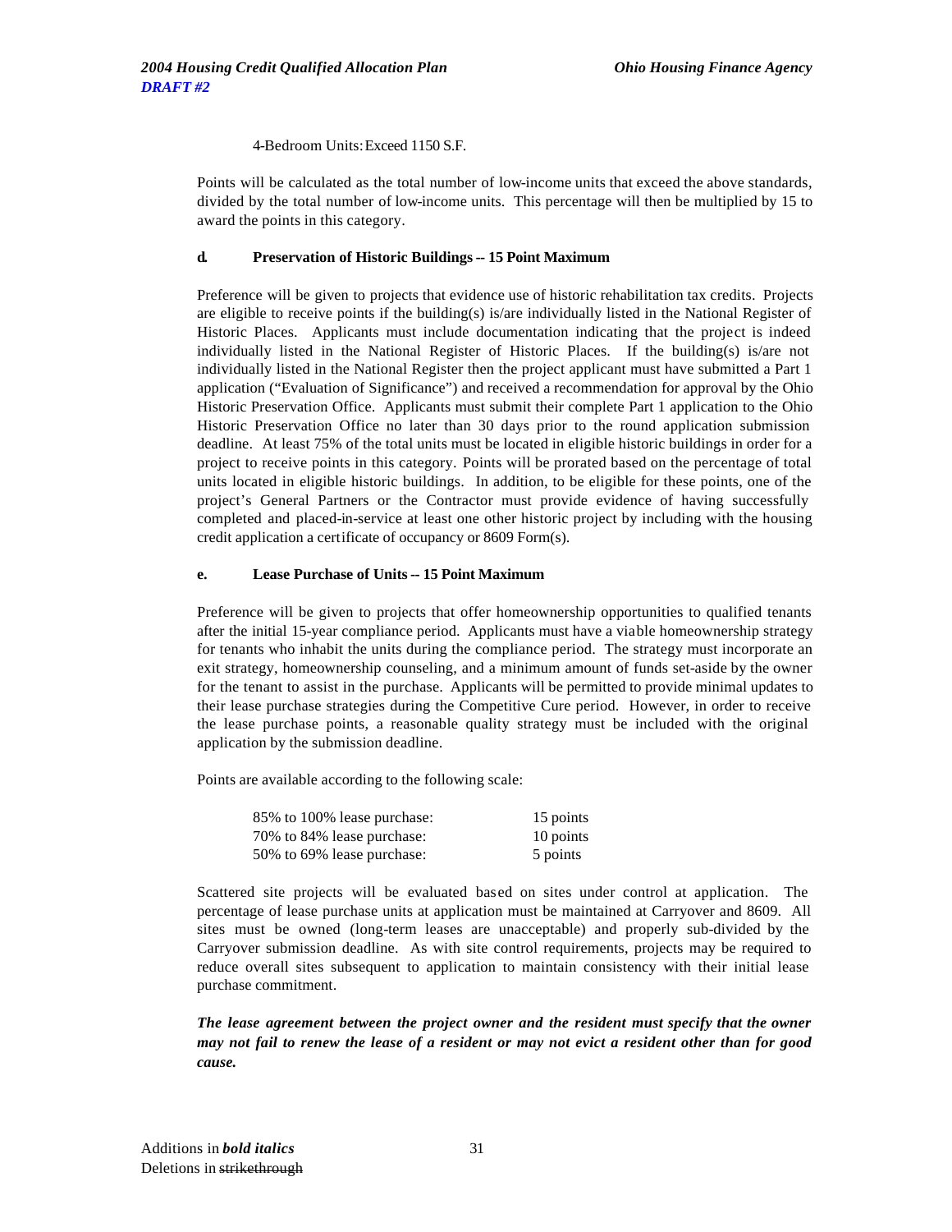4-Bedroom Units: Exceed 1150 S.F.

Points will be calculated as the total number of low-income units that exceed the above standards, divided by the total number of low-income units. This percentage will then be multiplied by 15 to award the points in this category.

#### d. Preservation of Historic Buildings -- 15 Point Maximum

Preference will be given to projects that evidence use of historic rehabilitation tax credits. Projects are eligible to receive points if the building(s) is/are individually listed in the National Register of Historic Places. Applicants must include documentation indicating that the project is indeed individually listed in the National Register of Historic Places. If the building(s) is/are not individually listed in the National Register then the project applicant must have submitted a Part 1 application ("Evaluation of Significance") and received a recommendation for approval by the Ohio Historic Preservation Office. Applicants must submit their complete Part 1 application to the Ohio Historic Preservation Office no later than 30 days prior to the round application submission deadline. At least 75% of the total units must be located in eligible historic buildings in order for a project to receive points in this category. Points will be prorated based on the percentage of total units located in eligible historic buildings. In addition, to be eligible for these points, one of the project's General Partners or the Contractor must provide evidence of having successfully completed and placed-in-service at least one other historic project by including with the housing credit application a certificate of occupancy or 8609 Form(s).

#### e. Lease Purchase of Units -- 15 Point Maximum

Preference will be given to projects that offer homeownership opportunities to qualified tenants after the initial 15-year compliance period. Applicants must have a viable homeownership strategy for tenants who inhabit the units during the compliance period. The strategy must incorporate an exit strategy, homeownership counseling, and a minimum amount of funds set-aside by the owner for the tenant to assist in the purchase. Applicants will be permitted to provide minimal updates to their lease purchase strategies during the Competitive Cure period. However, in order to receive the lease purchase points, a reasonable quality strategy must be included with the original application by the submission deadline.

Points are available according to the following scale:

| | |
|---|---|
| 85% to 100% lease purchase: | 15 points |
| 70% to 84% lease purchase: | 10 points |
| 50% to 69% lease purchase: | 5 points |

Scattered site projects will be evaluated based on sites under control at application. The percentage of lease purchase units at application must be maintained at Carryover and 8609. All sites must be owned (long-term leases are unacceptable) and properly sub-divided by the Carryover submission deadline. As with site control requirements, projects may be required to reduce overall sites subsequent to application to maintain consistency with their initial lease purchase commitment.

***The lease agreement between the project owner and the resident must specify that the owner may not fail to renew the lease of a resident or may not evict a resident other than for good cause.***

Additions in ***bold italics***
Deletions in ~~strikethrough~~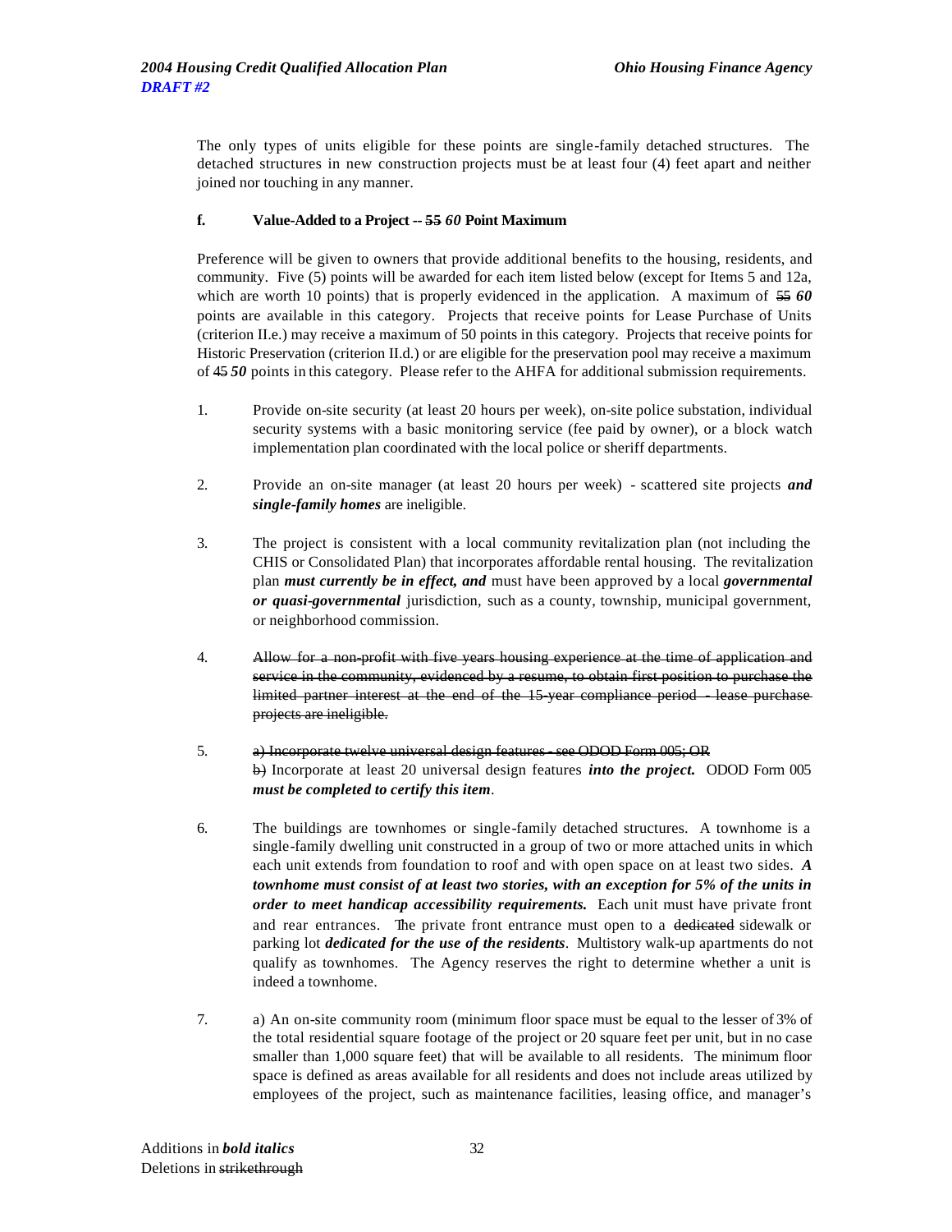The only types of units eligible for these points are single-family detached structures. The detached structures in new construction projects must be at least four (4) feet apart and neither joined nor touching in any manner.

**f. Value-Added to a Project -- ~~55~~ *60* Point Maximum**

Preference will be given to owners that provide additional benefits to the housing, residents, and community. Five (5) points will be awarded for each item listed below (except for Items 5 and 12a, which are worth 10 points) that is properly evidenced in the application. A maximum of ~~55~~ ***60*** points are available in this category. Projects that receive points for Lease Purchase of Units (criterion II.e.) may receive a maximum of 50 points in this category. Projects that receive points for Historic Preservation (criterion II.d.) or are eligible for the preservation pool may receive a maximum of ~~45~~ ***50*** points in this category. Please refer to the AHFA for additional submission requirements.

1. Provide on-site security (at least 20 hours per week), on-site police substation, individual security systems with a basic monitoring service (fee paid by owner), or a block watch implementation plan coordinated with the local police or sheriff departments.

2. Provide an on-site manager (at least 20 hours per week) - scattered site projects ***and single-family homes*** are ineligible.

3. The project is consistent with a local community revitalization plan (not including the CHIS or Consolidated Plan) that incorporates affordable rental housing. The revitalization plan ***must currently be in effect, and*** must have been approved by a local ***governmental or quasi-governmental*** jurisdiction, such as a county, township, municipal government, or neighborhood commission.

4. ~~Allow for a non-profit with five years housing experience at the time of application and service in the community, evidenced by a resume, to obtain first position to purchase the limited partner interest at the end of the 15-year compliance period - lease purchase projects are ineligible.~~

5. ~~a) Incorporate twelve universal design features - see ODOD Form 005; OR~~
   ~~b)~~ Incorporate at least 20 universal design features ***into the project.*** ODOD Form 005 ***must be completed to certify this item***.

6. The buildings are townhomes or single-family detached structures. A townhome is a single-family dwelling unit constructed in a group of two or more attached units in which each unit extends from foundation to roof and with open space on at least two sides. ***A townhome must consist of at least two stories, with an exception for 5% of the units in order to meet handicap accessibility requirements.*** Each unit must have private front and rear entrances. The private front entrance must open to a ~~dedicated~~ sidewalk or parking lot ***dedicated for the use of the residents***. Multistory walk-up apartments do not qualify as townhomes. The Agency reserves the right to determine whether a unit is indeed a townhome.

7. a) An on-site community room (minimum floor space must be equal to the lesser of 3% of the total residential square footage of the project or 20 square feet per unit, but in no case smaller than 1,000 square feet) that will be available to all residents. The minimum floor space is defined as areas available for all residents and does not include areas utilized by employees of the project, such as maintenance facilities, leasing office, and manager's

Additions in ***bold italics***
Deletions in ~~strikethrough~~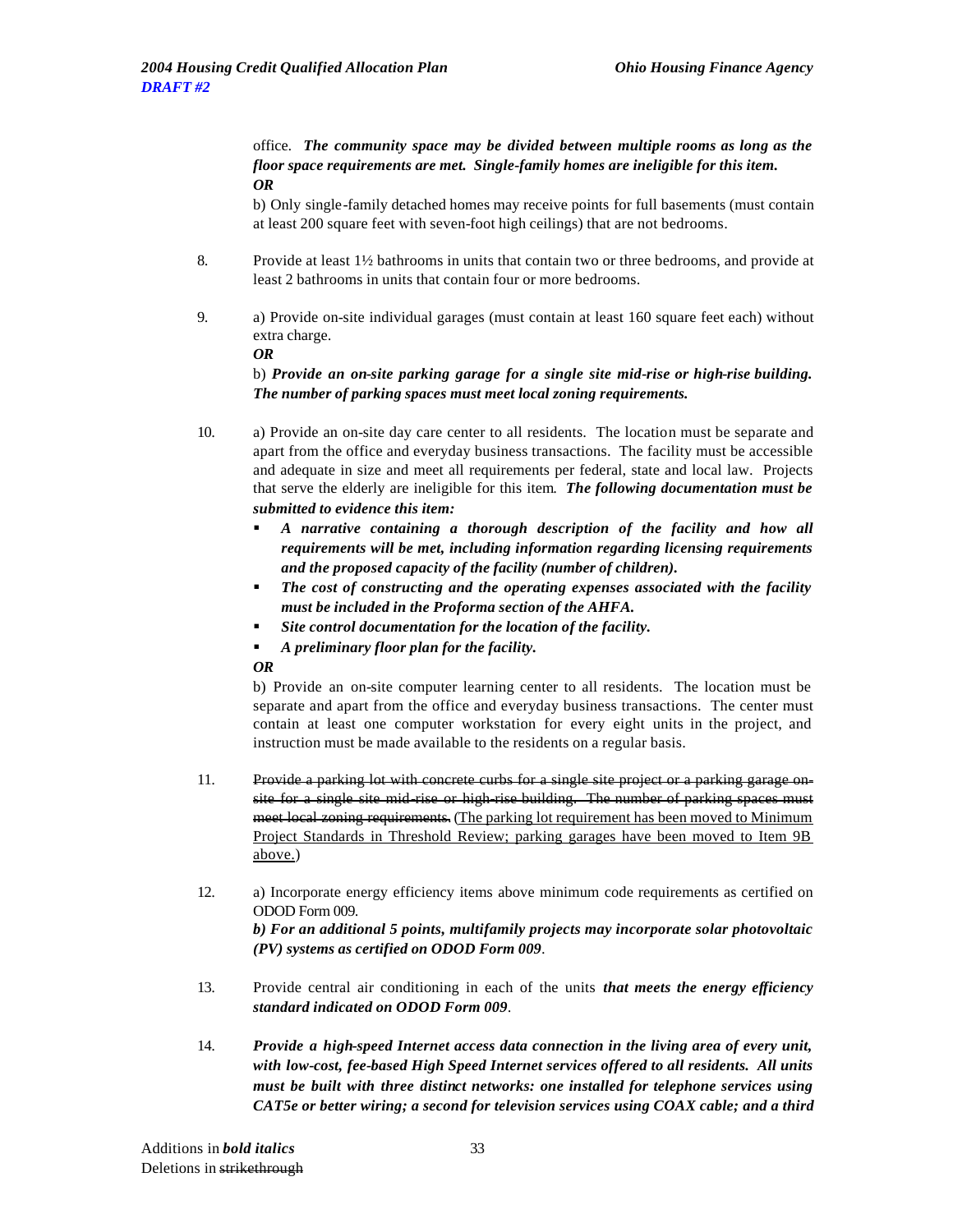office. ***The community space may be divided between multiple rooms as long as the floor space requirements are met. Single-family homes are ineligible for this item.***
***OR***
b) Only single-family detached homes may receive points for full basements (must contain at least 200 square feet with seven-foot high ceilings) that are not bedrooms.

8. Provide at least 1½ bathrooms in units that contain two or three bedrooms, and provide at least 2 bathrooms in units that contain four or more bedrooms.

9. a) Provide on-site individual garages (must contain at least 160 square feet each) without extra charge.
***OR***
b) ***Provide an on-site parking garage for a single site mid-rise or high-rise building. The number of parking spaces must meet local zoning requirements.***

10. a) Provide an on-site day care center to all residents. The location must be separate and apart from the office and everyday business transactions. The facility must be accessible and adequate in size and meet all requirements per federal, state and local law. Projects that serve the elderly are ineligible for this item. ***The following documentation must be submitted to evidence this item:***
    - ***A narrative containing a thorough description of the facility and how all requirements will be met, including information regarding licensing requirements and the proposed capacity of the facility (number of children).***
    - ***The cost of constructing and the operating expenses associated with the facility must be included in the Proforma section of the AHFA.***
    - ***Site control documentation for the location of the facility.***
    - ***A preliminary floor plan for the facility.***

    ***OR***
    b) Provide an on-site computer learning center to all residents. The location must be separate and apart from the office and everyday business transactions. The center must contain at least one computer workstation for every eight units in the project, and instruction must be made available to the residents on a regular basis.

11. ~~Provide a parking lot with concrete curbs for a single site project or a parking garage on-site for a single site mid-rise or high-rise building. The number of parking spaces must meet local zoning requirements.~~ (<u>The parking lot requirement has been moved to Minimum Project Standards in Threshold Review; parking garages have been moved to Item 9B above.</u>)

12. a) Incorporate energy efficiency items above minimum code requirements as certified on ODOD Form 009.
***b) For an additional 5 points, multifamily projects may incorporate solar photovoltaic (PV) systems as certified on ODOD Form 009***.

13. Provide central air conditioning in each of the units ***that meets the energy efficiency standard indicated on ODOD Form 009***.

14. ***Provide a high-speed Internet access data connection in the living area of every unit, with low-cost, fee-based High Speed Internet services offered to all residents. All units must be built with three distinct networks: one installed for telephone services using CAT5e or better wiring; a second for television services using COAX cable; and a third***

Additions in ***bold italics***
Deletions in ~~strikethrough~~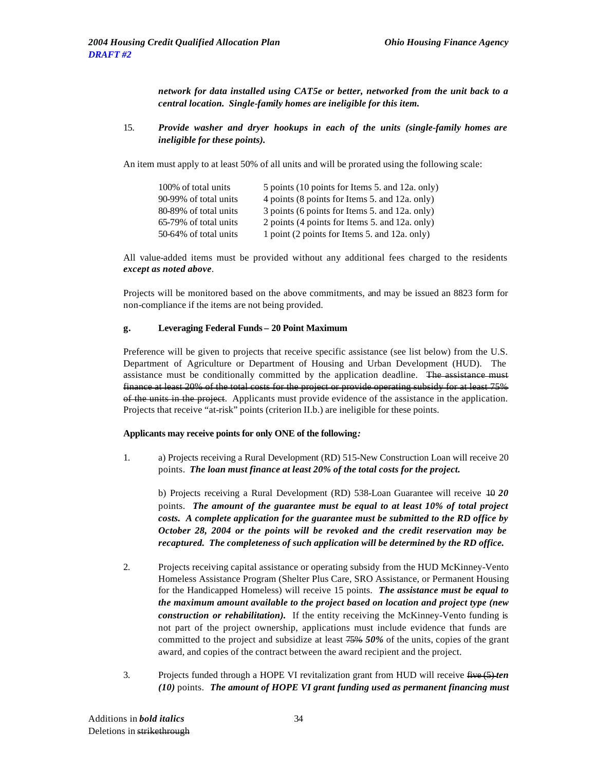***network for data installed using CAT5e or better, networked from the unit back to a central location. Single-family homes are ineligible for this item.***

15. ***Provide washer and dryer hookups in each of the units (single-family homes are ineligible for these points).***

An item must apply to at least 50% of all units and will be prorated using the following scale:

| | |
|---|---|
| 100% of total units | 5 points (10 points for Items 5. and 12a. only) |
| 90-99% of total units | 4 points (8 points for Items 5. and 12a. only) |
| 80-89% of total units | 3 points (6 points for Items 5. and 12a. only) |
| 65-79% of total units | 2 points (4 points for Items 5. and 12a. only) |
| 50-64% of total units | 1 point (2 points for Items 5. and 12a. only) |

All value-added items must be provided without any additional fees charged to the residents ***except as noted above***.

Projects will be monitored based on the above commitments, and may be issued an 8823 form for non-compliance if the items are not being provided.

**g. Leveraging Federal Funds – 20 Point Maximum**

Preference will be given to projects that receive specific assistance (see list below) from the U.S. Department of Agriculture or Department of Housing and Urban Development (HUD). The assistance must be conditionally committed by the application deadline. ~~The assistance must finance at least 20% of the total costs for the project or provide operating subsidy for at least 75% of the units in the project~~. Applicants must provide evidence of the assistance in the application. Projects that receive "at-risk" points (criterion II.b.) are ineligible for these points.

**Applicants may receive points for only ONE of the following*:***

1. a) Projects receiving a Rural Development (RD) 515-New Construction Loan will receive 20 points. ***The loan must finance at least 20% of the total costs for the project.***

   b) Projects receiving a Rural Development (RD) 538-Loan Guarantee will receive ~~10~~ ***20*** points. ***The amount of the guarantee must be equal to at least 10% of total project costs. A complete application for the guarantee must be submitted to the RD office by October 28, 2004 or the points will be revoked and the credit reservation may be recaptured. The completeness of such application will be determined by the RD office.***

2. Projects receiving capital assistance or operating subsidy from the HUD McKinney-Vento Homeless Assistance Program (Shelter Plus Care, SRO Assistance, or Permanent Housing for the Handicapped Homeless) will receive 15 points. ***The assistance must be equal to the maximum amount available to the project based on location and project type (new construction or rehabilitation).*** If the entity receiving the McKinney-Vento funding is not part of the project ownership, applications must include evidence that funds are committed to the project and subsidize at least ~~75%~~ ***50%*** of the units, copies of the grant award, and copies of the contract between the award recipient and the project.

3. Projects funded through a HOPE VI revitalization grant from HUD will receive ~~five (5)~~ ***ten (10)*** points. ***The amount of HOPE VI grant funding used as permanent financing must***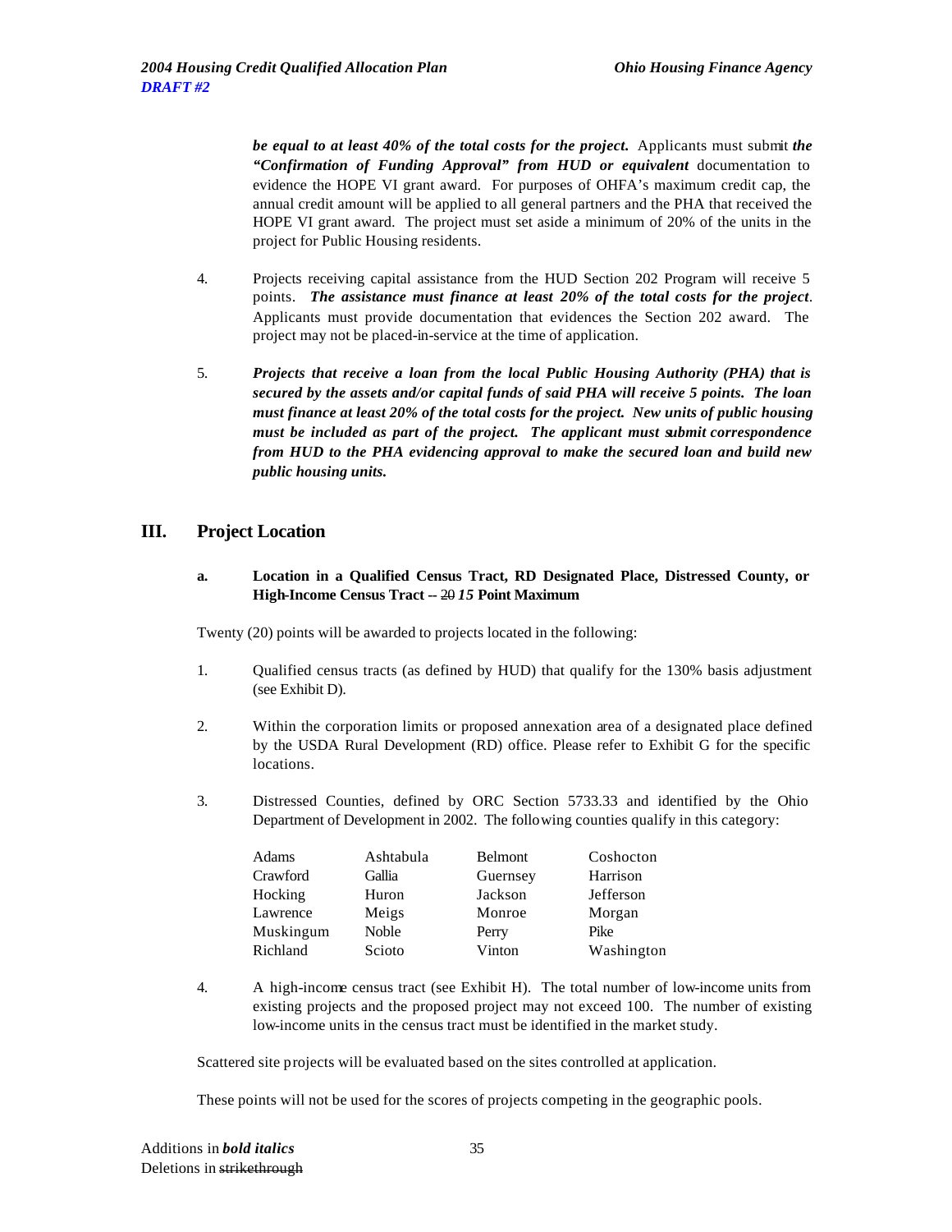***be equal to at least 40% of the total costs for the project.*** Applicants must submit ***the "Confirmation of Funding Approval" from HUD or equivalent*** documentation to evidence the HOPE VI grant award. For purposes of OHFA's maximum credit cap, the annual credit amount will be applied to all general partners and the PHA that received the HOPE VI grant award. The project must set aside a minimum of 20% of the units in the project for Public Housing residents.

4. Projects receiving capital assistance from the HUD Section 202 Program will receive 5 points. ***The assistance must finance at least 20% of the total costs for the project***. Applicants must provide documentation that evidences the Section 202 award. The project may not be placed-in-service at the time of application.

5. ***Projects that receive a loan from the local Public Housing Authority (PHA) that is secured by the assets and/or capital funds of said PHA will receive 5 points. The loan must finance at least 20% of the total costs for the project. New units of public housing must be included as part of the project. The applicant must submit correspondence from HUD to the PHA evidencing approval to make the secured loan and build new public housing units.***

## III. Project Location

### a. Location in a Qualified Census Tract, RD Designated Place, Distressed County, or High-Income Census Tract -- ~~20~~ *15* Point Maximum

Twenty (20) points will be awarded to projects located in the following:

1. Qualified census tracts (as defined by HUD) that qualify for the 130% basis adjustment (see Exhibit D).

2. Within the corporation limits or proposed annexation area of a designated place defined by the USDA Rural Development (RD) office. Please refer to Exhibit G for the specific locations.

3. Distressed Counties, defined by ORC Section 5733.33 and identified by the Ohio Department of Development in 2002. The following counties qualify in this category:

| | | | |
|---|---|---|---|
| Adams | Ashtabula | Belmont | Coshocton |
| Crawford | Gallia | Guernsey | Harrison |
| Hocking | Huron | Jackson | Jefferson |
| Lawrence | Meigs | Monroe | Morgan |
| Muskingum | Noble | Perry | Pike |
| Richland | Scioto | Vinton | Washington |

4. A high-income census tract (see Exhibit H). The total number of low-income units from existing projects and the proposed project may not exceed 100. The number of existing low-income units in the census tract must be identified in the market study.

Scattered site projects will be evaluated based on the sites controlled at application.

These points will not be used for the scores of projects competing in the geographic pools.

Additions in ***bold italics***
Deletions in ~~strikethrough~~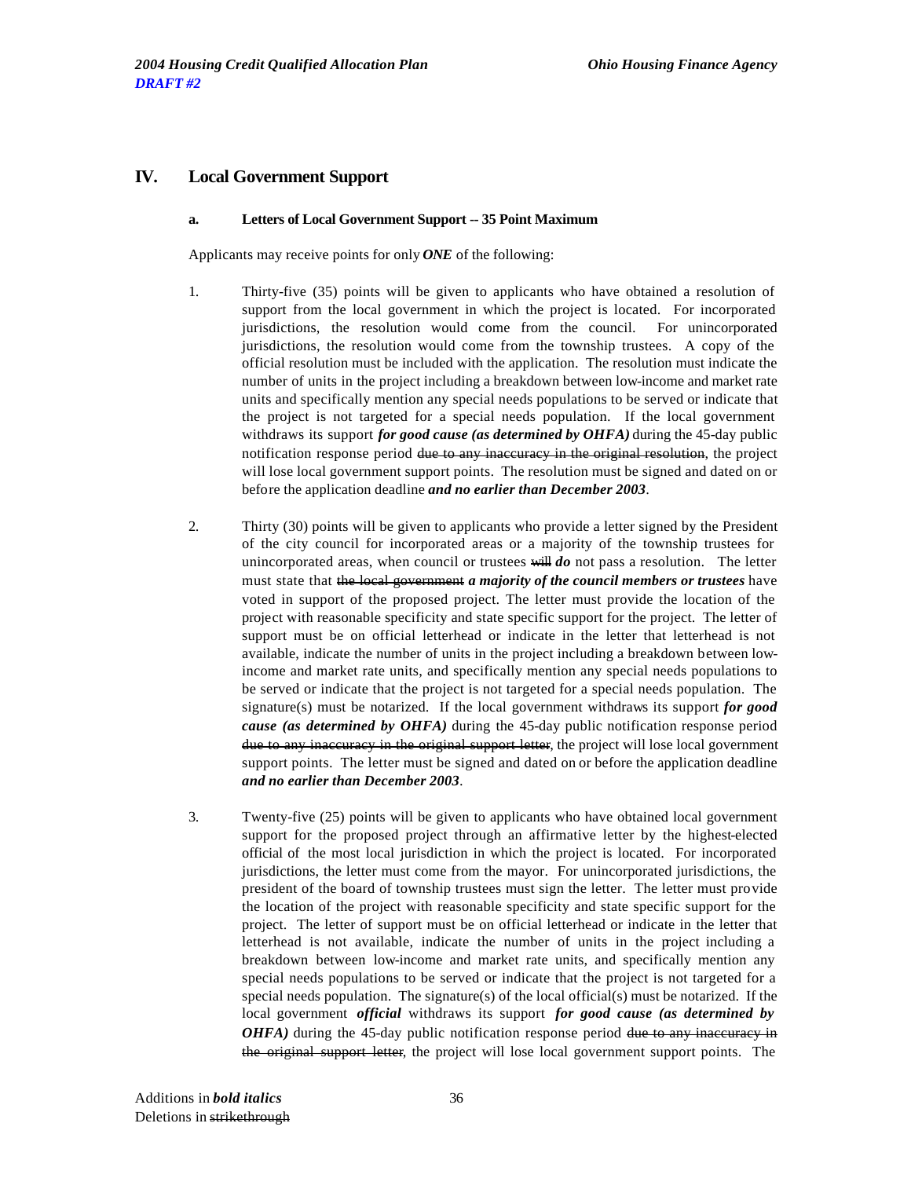## IV. Local Government Support

### a. Letters of Local Government Support -- 35 Point Maximum

Applicants may receive points for only ***ONE*** of the following:

1. Thirty-five (35) points will be given to applicants who have obtained a resolution of support from the local government in which the project is located. For incorporated jurisdictions, the resolution would come from the council. For unincorporated jurisdictions, the resolution would come from the township trustees. A copy of the official resolution must be included with the application. The resolution must indicate the number of units in the project including a breakdown between low-income and market rate units and specifically mention any special needs populations to be served or indicate that the project is not targeted for a special needs population. If the local government withdraws its support ***for good cause (as determined by OHFA)*** during the 45-day public notification response period ~~due to any inaccuracy in the original resolution~~, the project will lose local government support points. The resolution must be signed and dated on or before the application deadline ***and no earlier than December 2003***.

2. Thirty (30) points will be given to applicants who provide a letter signed by the President of the city council for incorporated areas or a majority of the township trustees for unincorporated areas, when council or trustees ~~will~~ ***do*** not pass a resolution. The letter must state that ~~the local government~~ ***a majority of the council members or trustees*** have voted in support of the proposed project. The letter must provide the location of the project with reasonable specificity and state specific support for the project. The letter of support must be on official letterhead or indicate in the letter that letterhead is not available, indicate the number of units in the project including a breakdown between low-income and market rate units, and specifically mention any special needs populations to be served or indicate that the project is not targeted for a special needs population. The signature(s) must be notarized. If the local government withdraws its support ***for good cause (as determined by OHFA)*** during the 45-day public notification response period ~~due to any inaccuracy in the original support letter~~, the project will lose local government support points. The letter must be signed and dated on or before the application deadline ***and no earlier than December 2003***.

3. Twenty-five (25) points will be given to applicants who have obtained local government support for the proposed project through an affirmative letter by the highest-elected official of the most local jurisdiction in which the project is located. For incorporated jurisdictions, the letter must come from the mayor. For unincorporated jurisdictions, the president of the board of township trustees must sign the letter. The letter must provide the location of the project with reasonable specificity and state specific support for the project. The letter of support must be on official letterhead or indicate in the letter that letterhead is not available, indicate the number of units in the project including a breakdown between low-income and market rate units, and specifically mention any special needs populations to be served or indicate that the project is not targeted for a special needs population. The signature(s) of the local official(s) must be notarized. If the local government ***official*** withdraws its support ***for good cause (as determined by OHFA)*** during the 45-day public notification response period ~~due to any inaccuracy in the original support letter~~, the project will lose local government support points. The

Additions in ***bold italics***
Deletions in ~~strikethrough~~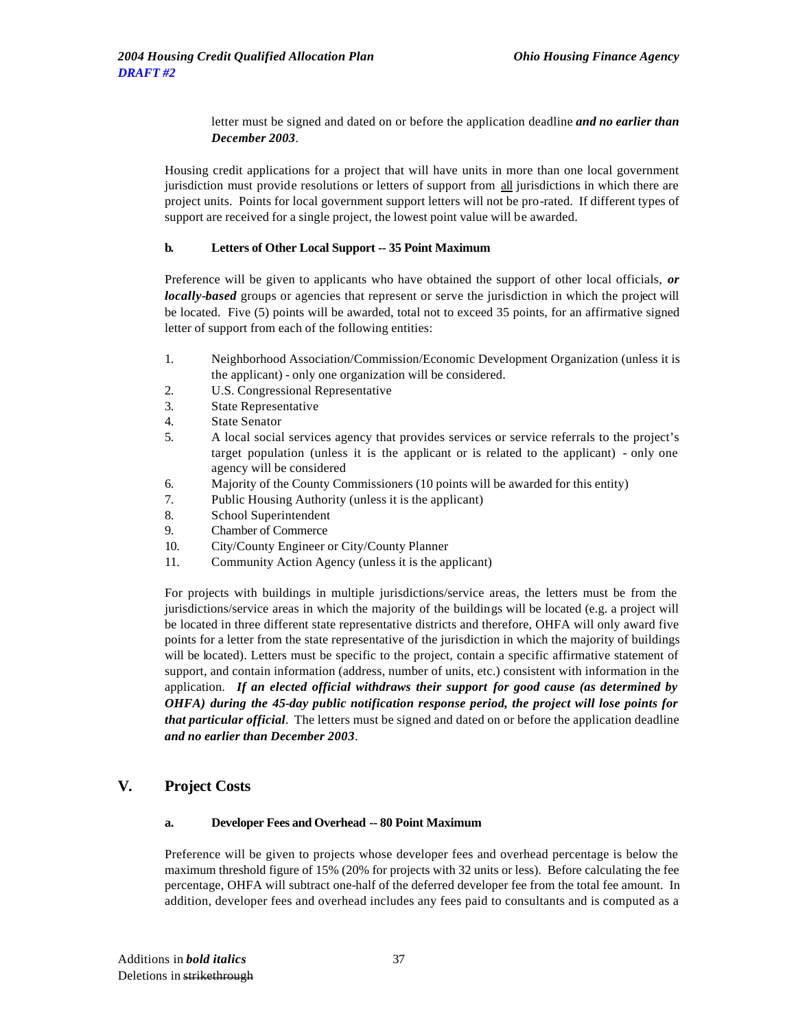letter must be signed and dated on or before the application deadline ***and no earlier than December 2003***.

Housing credit applications for a project that will have units in more than one local government jurisdiction must provide resolutions or letters of support from all jurisdictions in which there are project units. Points for local government support letters will not be pro-rated. If different types of support are received for a single project, the lowest point value will be awarded.

#### b. Letters of Other Local Support -- 35 Point Maximum

Preference will be given to applicants who have obtained the support of other local officials, ***or locally-based*** groups or agencies that represent or serve the jurisdiction in which the project will be located. Five (5) points will be awarded, total not to exceed 35 points, for an affirmative signed letter of support from each of the following entities:

1. Neighborhood Association/Commission/Economic Development Organization (unless it is the applicant) - only one organization will be considered.
2. U.S. Congressional Representative
3. State Representative
4. State Senator
5. A local social services agency that provides services or service referrals to the project's target population (unless it is the applicant or is related to the applicant) - only one agency will be considered
6. Majority of the County Commissioners (10 points will be awarded for this entity)
7. Public Housing Authority (unless it is the applicant)
8. School Superintendent
9. Chamber of Commerce
10. City/County Engineer or City/County Planner
11. Community Action Agency (unless it is the applicant)

For projects with buildings in multiple jurisdictions/service areas, the letters must be from the jurisdictions/service areas in which the majority of the buildings will be located (e.g. a project will be located in three different state representative districts and therefore, OHFA will only award five points for a letter from the state representative of the jurisdiction in which the majority of buildings will be located). Letters must be specific to the project, contain a specific affirmative statement of support, and contain information (address, number of units, etc.) consistent with information in the application. ***If an elected official withdraws their support for good cause (as determined by OHFA) during the 45-day public notification response period, the project will lose points for that particular official***. The letters must be signed and dated on or before the application deadline ***and no earlier than December 2003***.

## V. Project Costs

#### a. Developer Fees and Overhead -- 80 Point Maximum

Preference will be given to projects whose developer fees and overhead percentage is below the maximum threshold figure of 15% (20% for projects with 32 units or less). Before calculating the fee percentage, OHFA will subtract one-half of the deferred developer fee from the total fee amount. In addition, developer fees and overhead includes any fees paid to consultants and is computed as a

Additions in ***bold italics***
Deletions in ~~strikethrough~~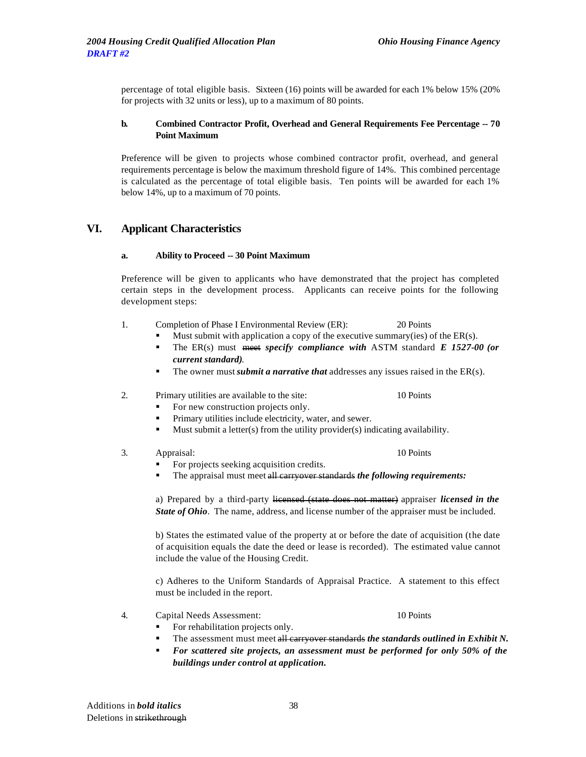percentage of total eligible basis. Sixteen (16) points will be awarded for each 1% below 15% (20% for projects with 32 units or less), up to a maximum of 80 points.

**b. Combined Contractor Profit, Overhead and General Requirements Fee Percentage -- 70 Point Maximum**

Preference will be given to projects whose combined contractor profit, overhead, and general requirements percentage is below the maximum threshold figure of 14%. This combined percentage is calculated as the percentage of total eligible basis. Ten points will be awarded for each 1% below 14%, up to a maximum of 70 points.

## VI. Applicant Characteristics

**a. Ability to Proceed -- 30 Point Maximum**

Preference will be given to applicants who have demonstrated that the project has completed certain steps in the development process. Applicants can receive points for the following development steps:

1. Completion of Phase I Environmental Review (ER): 20 Points
   - Must submit with application a copy of the executive summary(ies) of the ER(s).
   - The ER(s) must ~~meet~~ ***specify compliance with*** ASTM standard ***E 1527-00 (or current standard)****.*
   - The owner must ***submit a narrative that*** addresses any issues raised in the ER(s).

2. Primary utilities are available to the site: 10 Points
   - For new construction projects only.
   - Primary utilities include electricity, water, and sewer.
   - Must submit a letter(s) from the utility provider(s) indicating availability.

3. Appraisal: 10 Points
   - For projects seeking acquisition credits.
   - The appraisal must meet ~~all carryover standards~~ ***the following requirements:***

   a) Prepared by a third-party ~~licensed (state does not matter)~~ appraiser ***licensed in the State of Ohio***. The name, address, and license number of the appraiser must be included.

   b) States the estimated value of the property at or before the date of acquisition (the date of acquisition equals the date the deed or lease is recorded). The estimated value cannot include the value of the Housing Credit.

   c) Adheres to the Uniform Standards of Appraisal Practice. A statement to this effect must be included in the report.

4. Capital Needs Assessment: 10 Points
   - For rehabilitation projects only.
   - The assessment must meet ~~all carryover standards~~ ***the standards outlined in Exhibit N.***
   - ***For scattered site projects, an assessment must be performed for only 50% of the buildings under control at application.***

Additions in ***bold italics***
Deletions in ~~strikethrough~~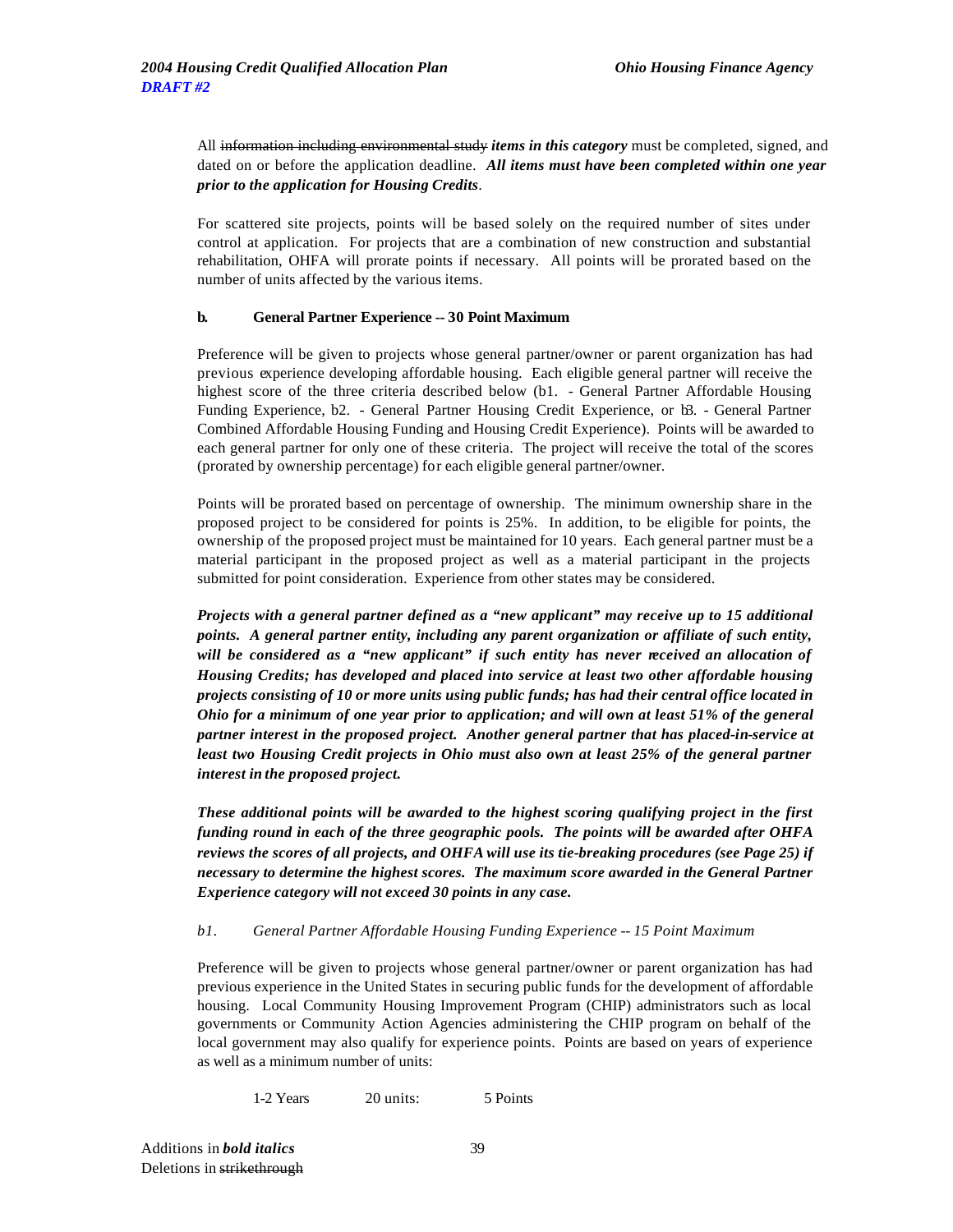All ~~information including environmental study~~ ***items in this category*** must be completed, signed, and dated on or before the application deadline. ***All items must have been completed within one year prior to the application for Housing Credits***.

For scattered site projects, points will be based solely on the required number of sites under control at application. For projects that are a combination of new construction and substantial rehabilitation, OHFA will prorate points if necessary. All points will be prorated based on the number of units affected by the various items.

**b. General Partner Experience -- 30 Point Maximum**

Preference will be given to projects whose general partner/owner or parent organization has had previous experience developing affordable housing. Each eligible general partner will receive the highest score of the three criteria described below (b1. - General Partner Affordable Housing Funding Experience, b2. - General Partner Housing Credit Experience, or b3. - General Partner Combined Affordable Housing Funding and Housing Credit Experience). Points will be awarded to each general partner for only one of these criteria. The project will receive the total of the scores (prorated by ownership percentage) for each eligible general partner/owner.

Points will be prorated based on percentage of ownership. The minimum ownership share in the proposed project to be considered for points is 25%. In addition, to be eligible for points, the ownership of the proposed project must be maintained for 10 years. Each general partner must be a material participant in the proposed project as well as a material participant in the projects submitted for point consideration. Experience from other states may be considered.

***Projects with a general partner defined as a "new applicant" may receive up to 15 additional points. A general partner entity, including any parent organization or affiliate of such entity, will be considered as a "new applicant" if such entity has never received an allocation of Housing Credits; has developed and placed into service at least two other affordable housing projects consisting of 10 or more units using public funds; has had their central office located in Ohio for a minimum of one year prior to application; and will own at least 51% of the general partner interest in the proposed project. Another general partner that has placed-in-service at least two Housing Credit projects in Ohio must also own at least 25% of the general partner interest in the proposed project.***

***These additional points will be awarded to the highest scoring qualifying project in the first funding round in each of the three geographic pools. The points will be awarded after OHFA reviews the scores of all projects, and OHFA will use its tie-breaking procedures (see Page 25) if necessary to determine the highest scores. The maximum score awarded in the General Partner Experience category will not exceed 30 points in any case.***

*b1. General Partner Affordable Housing Funding Experience -- 15 Point Maximum*

Preference will be given to projects whose general partner/owner or parent organization has had previous experience in the United States in securing public funds for the development of affordable housing. Local Community Housing Improvement Program (CHIP) administrators such as local governments or Community Action Agencies administering the CHIP program on behalf of the local government may also qualify for experience points. Points are based on years of experience as well as a minimum number of units:

| | | |
|---|---|---|
| 1-2 Years | 20 units: | 5 Points |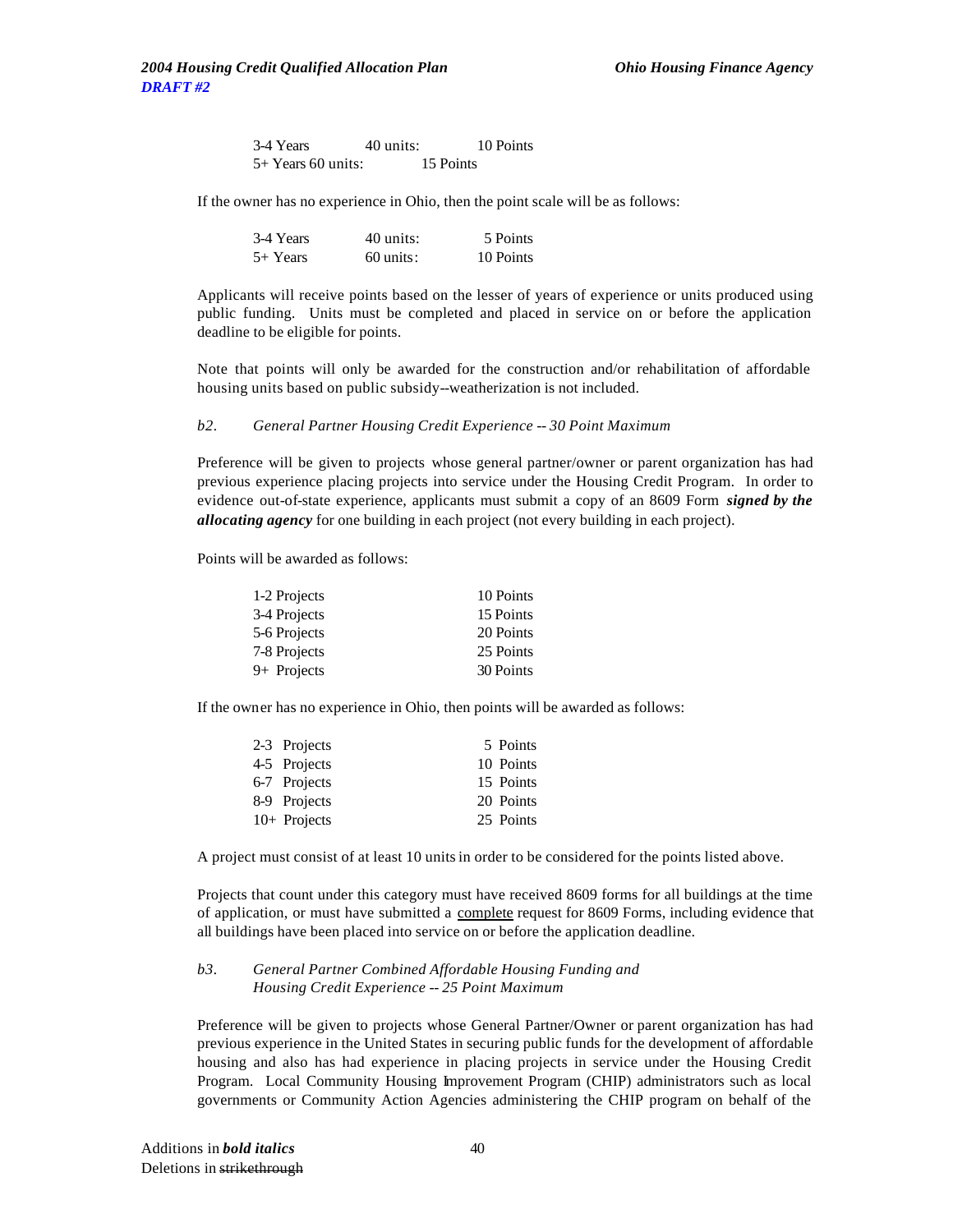| | | |
|---|---|---|
| 3-4 Years | 40 units: | 10 Points |
| 5+ Years 60 units: | | 15 Points |

If the owner has no experience in Ohio, then the point scale will be as follows:

| | | |
|---|---|---|
| 3-4 Years | 40 units: | 5 Points |
| 5+ Years | 60 units: | 10 Points |

Applicants will receive points based on the lesser of years of experience or units produced using public funding. Units must be completed and placed in service on or before the application deadline to be eligible for points.

Note that points will only be awarded for the construction and/or rehabilitation of affordable housing units based on public subsidy--weatherization is not included.

*b2. General Partner Housing Credit Experience -- 30 Point Maximum*

Preference will be given to projects whose general partner/owner or parent organization has had previous experience placing projects into service under the Housing Credit Program. In order to evidence out-of-state experience, applicants must submit a copy of an 8609 Form ***signed by the allocating agency*** for one building in each project (not every building in each project).

Points will be awarded as follows:

| | |
|---|---|
| 1-2 Projects | 10 Points |
| 3-4 Projects | 15 Points |
| 5-6 Projects | 20 Points |
| 7-8 Projects | 25 Points |
| 9+ Projects | 30 Points |

If the owner has no experience in Ohio, then points will be awarded as follows:

| | |
|---|---|
| 2-3 Projects | 5 Points |
| 4-5 Projects | 10 Points |
| 6-7 Projects | 15 Points |
| 8-9 Projects | 20 Points |
| 10+ Projects | 25 Points |

A project must consist of at least 10 units in order to be considered for the points listed above.

Projects that count under this category must have received 8609 forms for all buildings at the time of application, or must have submitted a complete request for 8609 Forms, including evidence that all buildings have been placed into service on or before the application deadline.

*b3. General Partner Combined Affordable Housing Funding and Housing Credit Experience -- 25 Point Maximum*

Preference will be given to projects whose General Partner/Owner or parent organization has had previous experience in the United States in securing public funds for the development of affordable housing and also has had experience in placing projects in service under the Housing Credit Program. Local Community Housing Improvement Program (CHIP) administrators such as local governments or Community Action Agencies administering the CHIP program on behalf of the

Additions in ***bold italics***
Deletions in ~~strikethrough~~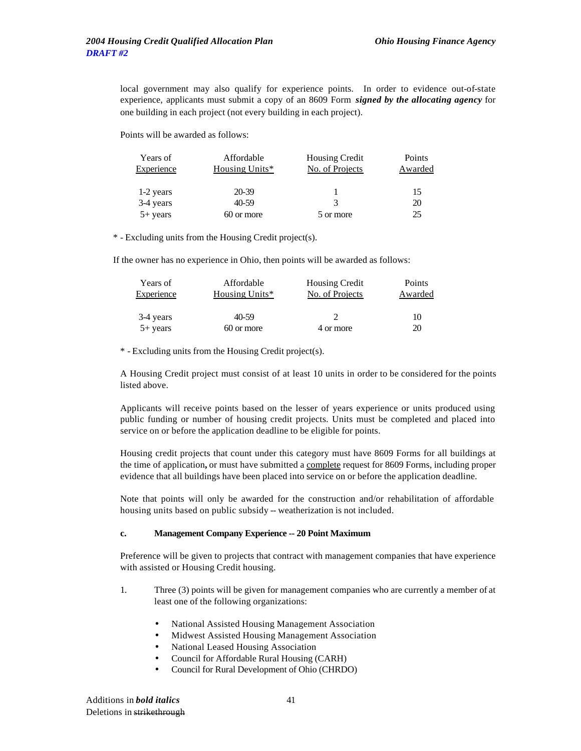local government may also qualify for experience points. In order to evidence out-of-state experience, applicants must submit a copy of an 8609 Form ***signed by the allocating agency*** for one building in each project (not every building in each project).

Points will be awarded as follows:

| Years of Experience | Affordable Housing Units* | Housing Credit No. of Projects | Points Awarded |
|---|---|---|---|
| 1-2 years | 20-39 | 1 | 15 |
| 3-4 years | 40-59 | 3 | 20 |
| 5+ years | 60 or more | 5 or more | 25 |

\* - Excluding units from the Housing Credit project(s).

If the owner has no experience in Ohio, then points will be awarded as follows:

| Years of Experience | Affordable Housing Units* | Housing Credit No. of Projects | Points Awarded |
|---|---|---|---|
| 3-4 years | 40-59 | 2 | 10 |
| 5+ years | 60 or more | 4 or more | 20 |

\* - Excluding units from the Housing Credit project(s).

A Housing Credit project must consist of at least 10 units in order to be considered for the points listed above.

Applicants will receive points based on the lesser of years experience or units produced using public funding or number of housing credit projects. Units must be completed and placed into service on or before the application deadline to be eligible for points.

Housing credit projects that count under this category must have 8609 Forms for all buildings at the time of application**,** or must have submitted a complete request for 8609 Forms, including proper evidence that all buildings have been placed into service on or before the application deadline.

Note that points will only be awarded for the construction and/or rehabilitation of affordable housing units based on public subsidy -- weatherization is not included.

**c. Management Company Experience -- 20 Point Maximum**

Preference will be given to projects that contract with management companies that have experience with assisted or Housing Credit housing.

1. Three (3) points will be given for management companies who are currently a member of at least one of the following organizations:

   - National Assisted Housing Management Association
   - Midwest Assisted Housing Management Association
   - National Leased Housing Association
   - Council for Affordable Rural Housing (CARH)
   - Council for Rural Development of Ohio (CHRDO)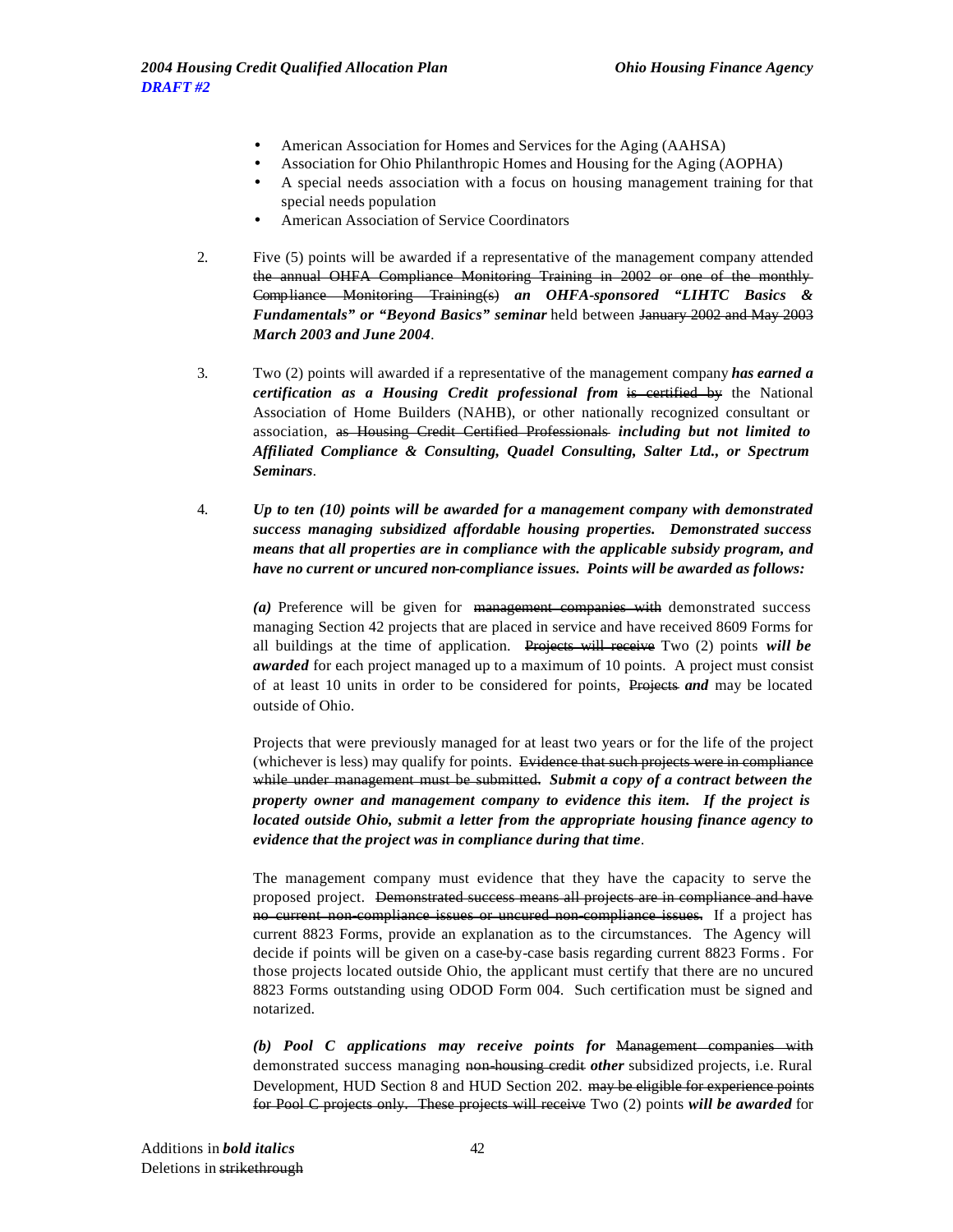- American Association for Homes and Services for the Aging (AAHSA)
- Association for Ohio Philanthropic Homes and Housing for the Aging (AOPHA)
- A special needs association with a focus on housing management training for that special needs population
- American Association of Service Coordinators

2. Five (5) points will be awarded if a representative of the management company attended ~~the annual OHFA Compliance Monitoring Training in 2002 or one of the monthly Compliance Monitoring Training(s)~~ ***an OHFA-sponsored "LIHTC Basics & Fundamentals" or "Beyond Basics" seminar*** held between ~~January 2002 and May 2003~~ ***March 2003 and June 2004***.

3. Two (2) points will awarded if a representative of the management company ***has earned a certification as a Housing Credit professional from*** ~~is certified by~~ the National Association of Home Builders (NAHB), or other nationally recognized consultant or association, ~~as Housing Credit Certified Professionals~~ ***including but not limited to Affiliated Compliance & Consulting, Quadel Consulting, Salter Ltd., or Spectrum Seminars***.

4. ***Up to ten (10) points will be awarded for a management company with demonstrated success managing subsidized affordable housing properties. Demonstrated success means that all properties are in compliance with the applicable subsidy program, and have no current or uncured non-compliance issues. Points will be awarded as follows:***

   ***(a)*** Preference will be given for ~~management companies with~~ demonstrated success managing Section 42 projects that are placed in service and have received 8609 Forms for all buildings at the time of application. ~~Projects will receive~~ Two (2) points ***will be awarded*** for each project managed up to a maximum of 10 points. A project must consist of at least 10 units in order to be considered for points, ~~Projects~~ ***and*** may be located outside of Ohio.

   Projects that were previously managed for at least two years or for the life of the project (whichever is less) may qualify for points. ~~Evidence that such projects were in compliance while under management must be submitted.~~ ***Submit a copy of a contract between the property owner and management company to evidence this item. If the project is located outside Ohio, submit a letter from the appropriate housing finance agency to evidence that the project was in compliance during that time***.

   The management company must evidence that they have the capacity to serve the proposed project. ~~Demonstrated success means all projects are in compliance and have no current non-compliance issues or uncured non-compliance issues.~~ If a project has current 8823 Forms, provide an explanation as to the circumstances. The Agency will decide if points will be given on a case-by-case basis regarding current 8823 Forms. For those projects located outside Ohio, the applicant must certify that there are no uncured 8823 Forms outstanding using ODOD Form 004. Such certification must be signed and notarized.

   ***(b) Pool C applications may receive points for*** ~~Management companies with~~ demonstrated success managing ~~non-housing credit~~ ***other*** subsidized projects, i.e. Rural Development, HUD Section 8 and HUD Section 202. ~~may be eligible for experience points for Pool C projects only. These projects will receive~~ Two (2) points ***will be awarded*** for

Additions in ***bold italics***
Deletions in ~~strikethrough~~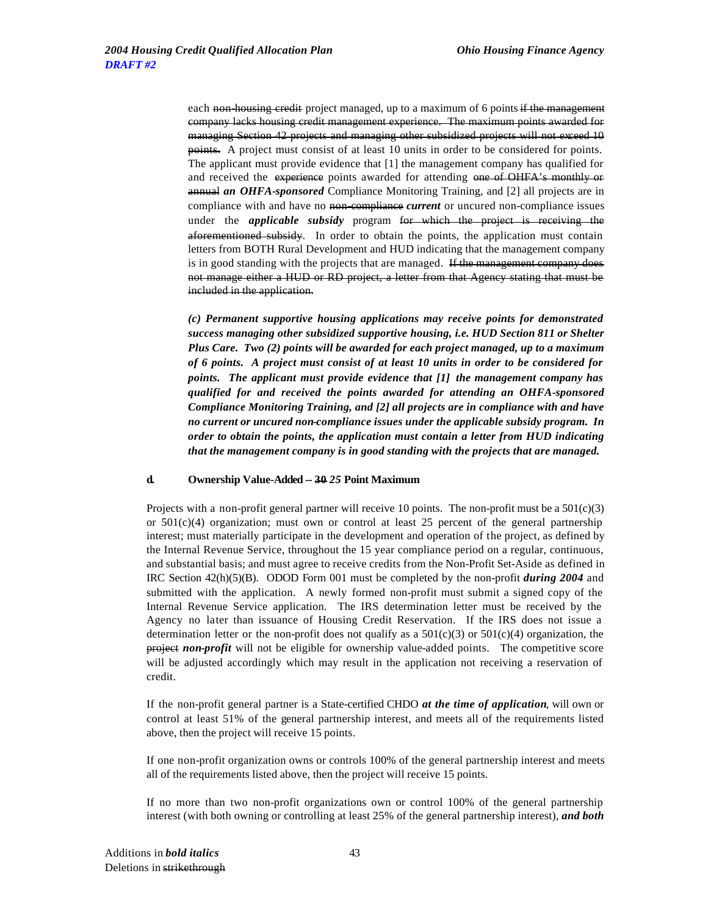each ~~non-housing credit~~ project managed, up to a maximum of 6 points ~~if the management company lacks housing credit management experience. The maximum points awarded for managing Section 42 projects and managing other subsidized projects will not exceed 10 points.~~ A project must consist of at least 10 units in order to be considered for points. The applicant must provide evidence that [1] the management company has qualified for and received the ~~experience~~ points awarded for attending ~~one of OHFA's monthly or annual~~ ***an OHFA-sponsored*** Compliance Monitoring Training, and [2] all projects are in compliance with and have no ~~non-compliance~~ ***current*** or uncured non-compliance issues under the ***applicable subsidy*** program ~~for which the project is receiving the aforementioned subsidy~~. In order to obtain the points, the application must contain letters from BOTH Rural Development and HUD indicating that the management company is in good standing with the projects that are managed. ~~If the management company does not manage either a HUD or RD project, a letter from that Agency stating that must be included in the application.~~

***(c) Permanent supportive housing applications may receive points for demonstrated success managing other subsidized supportive housing, i.e. HUD Section 811 or Shelter Plus Care. Two (2) points will be awarded for each project managed, up to a maximum of 6 points. A project must consist of at least 10 units in order to be considered for points. The applicant must provide evidence that [1] the management company has qualified for and received the points awarded for attending an OHFA-sponsored Compliance Monitoring Training, and [2] all projects are in compliance with and have no current or uncured non-compliance issues under the applicable subsidy program. In order to obtain the points, the application must contain a letter from HUD indicating that the management company is in good standing with the projects that are managed.***

**d. Ownership Value-Added -- ~~30~~ *25* Point Maximum**

Projects with a non-profit general partner will receive 10 points. The non-profit must be a 501(c)(3) or 501(c)(4) organization; must own or control at least 25 percent of the general partnership interest; must materially participate in the development and operation of the project, as defined by the Internal Revenue Service, throughout the 15 year compliance period on a regular, continuous, and substantial basis; and must agree to receive credits from the Non-Profit Set-Aside as defined in IRC Section 42(h)(5)(B). ODOD Form 001 must be completed by the non-profit ***during 2004*** and submitted with the application. A newly formed non-profit must submit a signed copy of the Internal Revenue Service application. The IRS determination letter must be received by the Agency no later than issuance of Housing Credit Reservation. If the IRS does not issue a determination letter or the non-profit does not qualify as a 501(c)(3) or 501(c)(4) organization, the ~~project~~ ***non-profit*** will not be eligible for ownership value-added points. The competitive score will be adjusted accordingly which may result in the application not receiving a reservation of credit.

If the non-profit general partner is a State-certified CHDO ***at the time of application***, will own or control at least 51% of the general partnership interest, and meets all of the requirements listed above, then the project will receive 15 points.

If one non-profit organization owns or controls 100% of the general partnership interest and meets all of the requirements listed above, then the project will receive 15 points.

If no more than two non-profit organizations own or control 100% of the general partnership interest (with both owning or controlling at least 25% of the general partnership interest), ***and both***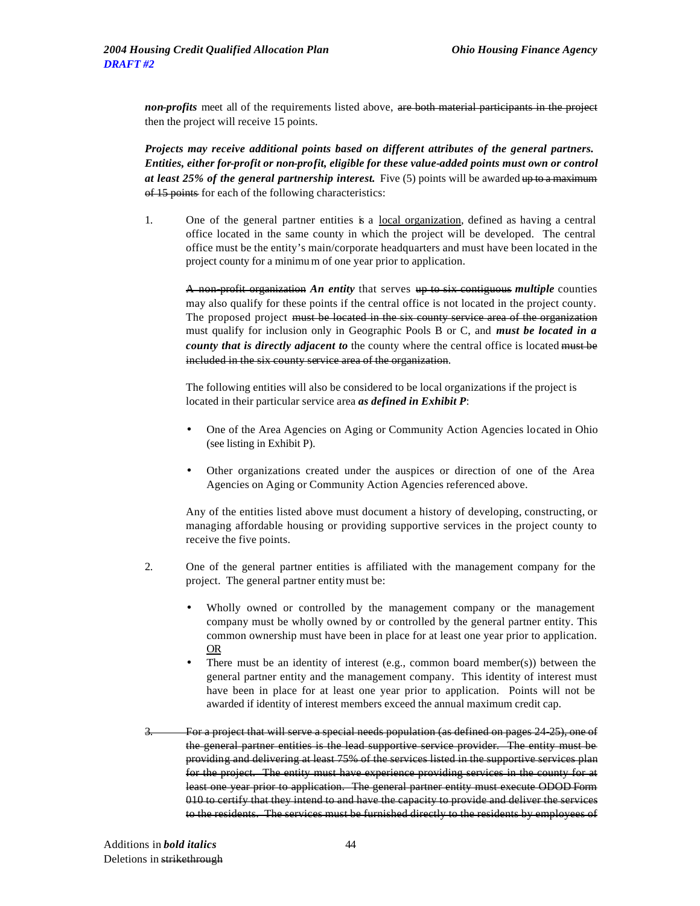***non-profits*** meet all of the requirements listed above, ~~are both material participants in the project~~ then the project will receive 15 points.

***Projects may receive additional points based on different attributes of the general partners. Entities, either for-profit or non-profit, eligible for these value-added points must own or control at least 25% of the general partnership interest.*** Five (5) points will be awarded ~~up to a maximum of 15 points~~ for each of the following characteristics:

1. One of the general partner entities is a <u>local organization</u>, defined as having a central office located in the same county in which the project will be developed. The central office must be the entity's main/corporate headquarters and must have been located in the project county for a minimum of one year prior to application.

   ~~A non-profit organization~~ ***An entity*** that serves ~~up to six contiguous~~ ***multiple*** counties may also qualify for these points if the central office is not located in the project county. The proposed project ~~must be located in the six county service area of the organization~~ must qualify for inclusion only in Geographic Pools B or C, and ***must be located in a county that is directly adjacent to*** the county where the central office is located ~~must be included in the six county service area of the organization~~.

   The following entities will also be considered to be local organizations if the project is located in their particular service area ***as defined in Exhibit P***:

   - One of the Area Agencies on Aging or Community Action Agencies located in Ohio (see listing in Exhibit P).
   - Other organizations created under the auspices or direction of one of the Area Agencies on Aging or Community Action Agencies referenced above.

   Any of the entities listed above must document a history of developing, constructing, or managing affordable housing or providing supportive services in the project county to receive the five points.

2. One of the general partner entities is affiliated with the management company for the project. The general partner entity must be:

   - Wholly owned or controlled by the management company or the management company must be wholly owned by or controlled by the general partner entity. This common ownership must have been in place for at least one year prior to application. <u>OR</u>
   - There must be an identity of interest (e.g., common board member(s)) between the general partner entity and the management company. This identity of interest must have been in place for at least one year prior to application. Points will not be awarded if identity of interest members exceed the annual maximum credit cap.

~~3. For a project that will serve a special needs population (as defined on pages 24-25), one of the general partner entities is the lead supportive service provider. The entity must be providing and delivering at least 75% of the services listed in the supportive services plan for the project. The entity must have experience providing services in the county for at least one year prior to application. The general partner entity must execute ODOD Form 010 to certify that they intend to and have the capacity to provide and deliver the services to the residents. The services must be furnished directly to the residents by employees of~~

Additions in ***bold italics***
Deletions in ~~strikethrough~~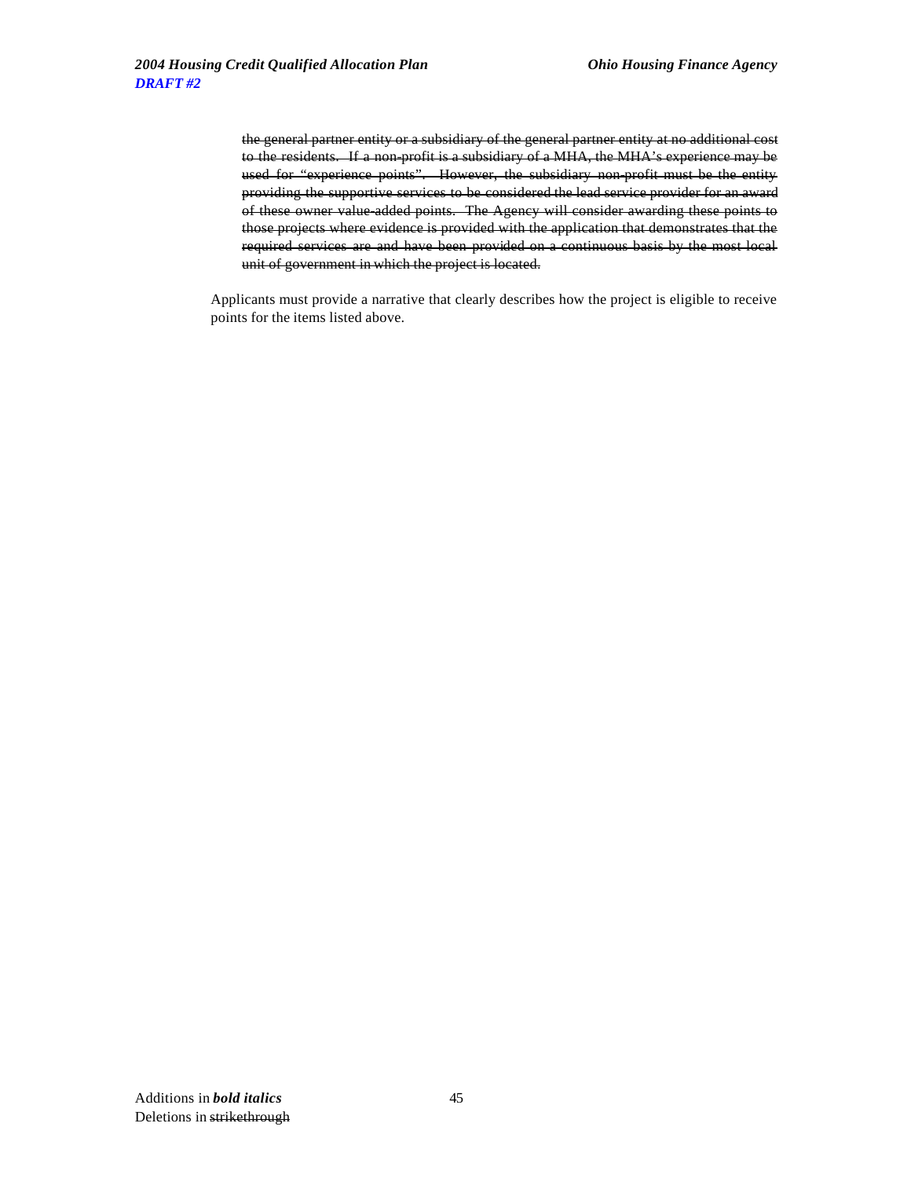~~the general partner entity or a subsidiary of the general partner entity at no additional cost to the residents. If a non-profit is a subsidiary of a MHA, the MHA's experience may be used for "experience points". However, the subsidiary non-profit must be the entity providing the supportive services to be considered the lead service provider for an award of these owner value-added points. The Agency will consider awarding these points to those projects where evidence is provided with the application that demonstrates that the required services are and have been provided on a continuous basis by the most local unit of government in which the project is located.~~

Applicants must provide a narrative that clearly describes how the project is eligible to receive points for the items listed above.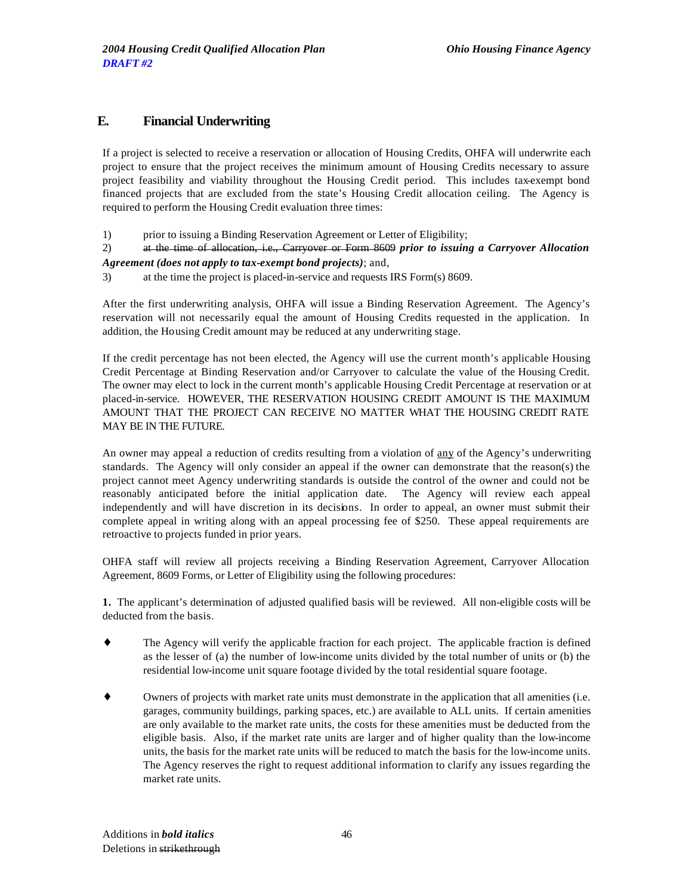## E. Financial Underwriting

If a project is selected to receive a reservation or allocation of Housing Credits, OHFA will underwrite each project to ensure that the project receives the minimum amount of Housing Credits necessary to assure project feasibility and viability throughout the Housing Credit period. This includes tax-exempt bond financed projects that are excluded from the state's Housing Credit allocation ceiling. The Agency is required to perform the Housing Credit evaluation three times:

1) prior to issuing a Binding Reservation Agreement or Letter of Eligibility;
2) ~~at the time of allocation, i.e., Carryover or Form 8609~~ ***prior to issuing a Carryover Allocation Agreement (does not apply to tax-exempt bond projects)***; and,
3) at the time the project is placed-in-service and requests IRS Form(s) 8609.

After the first underwriting analysis, OHFA will issue a Binding Reservation Agreement. The Agency's reservation will not necessarily equal the amount of Housing Credits requested in the application. In addition, the Housing Credit amount may be reduced at any underwriting stage.

If the credit percentage has not been elected, the Agency will use the current month's applicable Housing Credit Percentage at Binding Reservation and/or Carryover to calculate the value of the Housing Credit. The owner may elect to lock in the current month's applicable Housing Credit Percentage at reservation or at placed-in-service. HOWEVER, THE RESERVATION HOUSING CREDIT AMOUNT IS THE MAXIMUM AMOUNT THAT THE PROJECT CAN RECEIVE NO MATTER WHAT THE HOUSING CREDIT RATE MAY BE IN THE FUTURE.

An owner may appeal a reduction of credits resulting from a violation of <u>any</u> of the Agency's underwriting standards. The Agency will only consider an appeal if the owner can demonstrate that the reason(s) the project cannot meet Agency underwriting standards is outside the control of the owner and could not be reasonably anticipated before the initial application date. The Agency will review each appeal independently and will have discretion in its decisions. In order to appeal, an owner must submit their complete appeal in writing along with an appeal processing fee of $250. These appeal requirements are retroactive to projects funded in prior years.

OHFA staff will review all projects receiving a Binding Reservation Agreement, Carryover Allocation Agreement, 8609 Forms, or Letter of Eligibility using the following procedures:

**1.** The applicant's determination of adjusted qualified basis will be reviewed. All non-eligible costs will be deducted from the basis.

- The Agency will verify the applicable fraction for each project. The applicable fraction is defined as the lesser of (a) the number of low-income units divided by the total number of units or (b) the residential low-income unit square footage divided by the total residential square footage.

- Owners of projects with market rate units must demonstrate in the application that all amenities (i.e. garages, community buildings, parking spaces, etc.) are available to ALL units. If certain amenities are only available to the market rate units, the costs for these amenities must be deducted from the eligible basis. Also, if the market rate units are larger and of higher quality than the low-income units, the basis for the market rate units will be reduced to match the basis for the low-income units. The Agency reserves the right to request additional information to clarify any issues regarding the market rate units.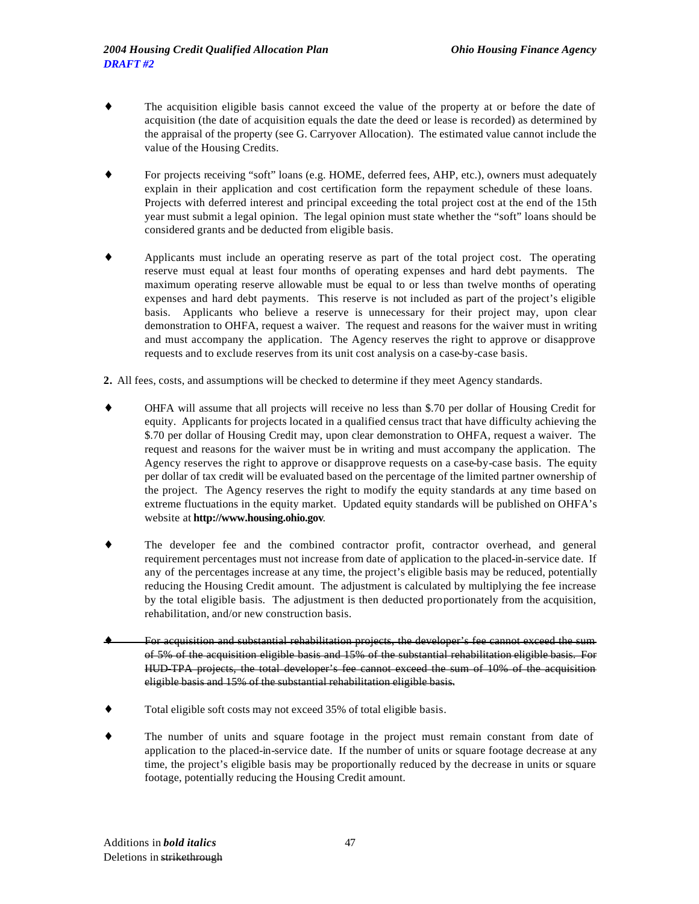- The acquisition eligible basis cannot exceed the value of the property at or before the date of acquisition (the date of acquisition equals the date the deed or lease is recorded) as determined by the appraisal of the property (see G. Carryover Allocation). The estimated value cannot include the value of the Housing Credits.

- For projects receiving "soft" loans (e.g. HOME, deferred fees, AHP, etc.), owners must adequately explain in their application and cost certification form the repayment schedule of these loans. Projects with deferred interest and principal exceeding the total project cost at the end of the 15th year must submit a legal opinion. The legal opinion must state whether the "soft" loans should be considered grants and be deducted from eligible basis.

- Applicants must include an operating reserve as part of the total project cost. The operating reserve must equal at least four months of operating expenses and hard debt payments. The maximum operating reserve allowable must be equal to or less than twelve months of operating expenses and hard debt payments. This reserve is not included as part of the project's eligible basis. Applicants who believe a reserve is unnecessary for their project may, upon clear demonstration to OHFA, request a waiver. The request and reasons for the waiver must in writing and must accompany the application. The Agency reserves the right to approve or disapprove requests and to exclude reserves from its unit cost analysis on a case-by-case basis.

**2.** All fees, costs, and assumptions will be checked to determine if they meet Agency standards.

- OHFA will assume that all projects will receive no less than $.70 per dollar of Housing Credit for equity. Applicants for projects located in a qualified census tract that have difficulty achieving the $.70 per dollar of Housing Credit may, upon clear demonstration to OHFA, request a waiver. The request and reasons for the waiver must be in writing and must accompany the application. The Agency reserves the right to approve or disapprove requests on a case-by-case basis. The equity per dollar of tax credit will be evaluated based on the percentage of the limited partner ownership of the project. The Agency reserves the right to modify the equity standards at any time based on extreme fluctuations in the equity market. Updated equity standards will be published on OHFA's website at **http://www.housing.ohio.gov**.

- The developer fee and the combined contractor profit, contractor overhead, and general requirement percentages must not increase from date of application to the placed-in-service date. If any of the percentages increase at any time, the project's eligible basis may be reduced, potentially reducing the Housing Credit amount. The adjustment is calculated by multiplying the fee increase by the total eligible basis. The adjustment is then deducted proportionately from the acquisition, rehabilitation, and/or new construction basis.

- ~~For acquisition and substantial rehabilitation projects, the developer's fee cannot exceed the sum of 5% of the acquisition eligible basis and 15% of the substantial rehabilitation eligible basis. For HUD-TPA projects, the total developer's fee cannot exceed the sum of 10% of the acquisition eligible basis and 15% of the substantial rehabilitation eligible basis.~~

- Total eligible soft costs may not exceed 35% of total eligible basis.

- The number of units and square footage in the project must remain constant from date of application to the placed-in-service date. If the number of units or square footage decrease at any time, the project's eligible basis may be proportionally reduced by the decrease in units or square footage, potentially reducing the Housing Credit amount.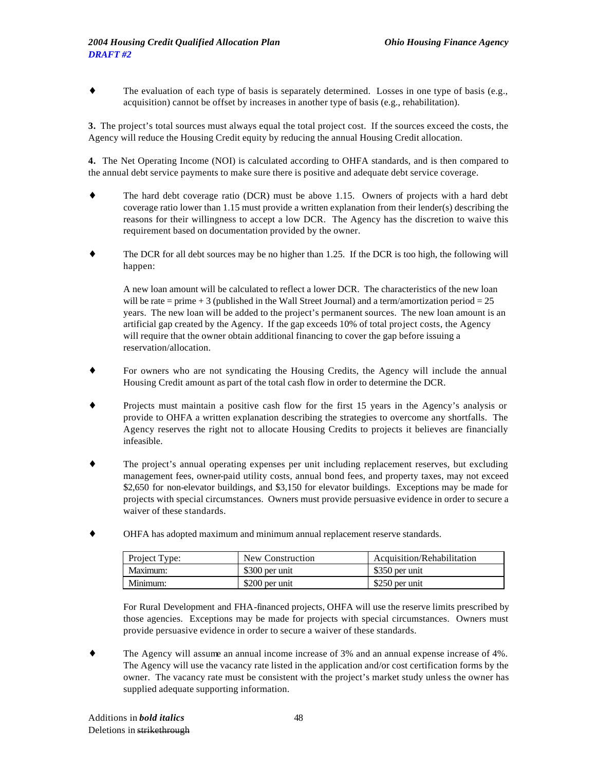- The evaluation of each type of basis is separately determined. Losses in one type of basis (e.g., acquisition) cannot be offset by increases in another type of basis (e.g., rehabilitation).

**3.** The project's total sources must always equal the total project cost. If the sources exceed the costs, the Agency will reduce the Housing Credit equity by reducing the annual Housing Credit allocation.

**4.** The Net Operating Income (NOI) is calculated according to OHFA standards, and is then compared to the annual debt service payments to make sure there is positive and adequate debt service coverage.

- The hard debt coverage ratio (DCR) must be above 1.15. Owners of projects with a hard debt coverage ratio lower than 1.15 must provide a written explanation from their lender(s) describing the reasons for their willingness to accept a low DCR. The Agency has the discretion to waive this requirement based on documentation provided by the owner.

- The DCR for all debt sources may be no higher than 1.25. If the DCR is too high, the following will happen:

  A new loan amount will be calculated to reflect a lower DCR. The characteristics of the new loan will be rate = prime + 3 (published in the Wall Street Journal) and a term/amortization period = 25 years. The new loan will be added to the project's permanent sources. The new loan amount is an artificial gap created by the Agency. If the gap exceeds 10% of total project costs, the Agency will require that the owner obtain additional financing to cover the gap before issuing a reservation/allocation.

- For owners who are not syndicating the Housing Credits, the Agency will include the annual Housing Credit amount as part of the total cash flow in order to determine the DCR.

- Projects must maintain a positive cash flow for the first 15 years in the Agency's analysis or provide to OHFA a written explanation describing the strategies to overcome any shortfalls. The Agency reserves the right not to allocate Housing Credits to projects it believes are financially infeasible.

- The project's annual operating expenses per unit including replacement reserves, but excluding management fees, owner-paid utility costs, annual bond fees, and property taxes, may not exceed \$2,650 for non-elevator buildings, and \$3,150 for elevator buildings. Exceptions may be made for projects with special circumstances. Owners must provide persuasive evidence in order to secure a waiver of these standards.

- OHFA has adopted maximum and minimum annual replacement reserve standards.

| Project Type: | New Construction | Acquisition/Rehabilitation |
|---|---|---|
| Maximum: | \$300 per unit | \$350 per unit |
| Minimum: | \$200 per unit | \$250 per unit |

  For Rural Development and FHA-financed projects, OHFA will use the reserve limits prescribed by those agencies. Exceptions may be made for projects with special circumstances. Owners must provide persuasive evidence in order to secure a waiver of these standards.

- The Agency will assume an annual income increase of 3% and an annual expense increase of 4%. The Agency will use the vacancy rate listed in the application and/or cost certification forms by the owner. The vacancy rate must be consistent with the project's market study unless the owner has supplied adequate supporting information.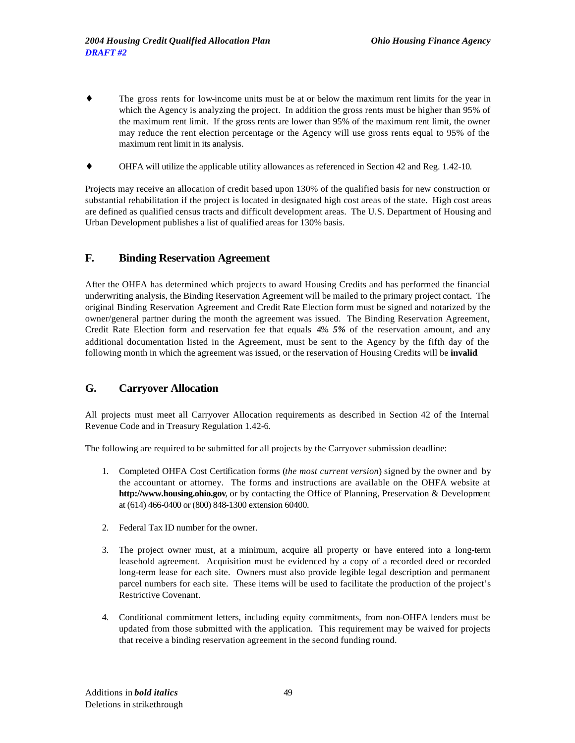- The gross rents for low-income units must be at or below the maximum rent limits for the year in which the Agency is analyzing the project. In addition the gross rents must be higher than 95% of the maximum rent limit. If the gross rents are lower than 95% of the maximum rent limit, the owner may reduce the rent election percentage or the Agency will use gross rents equal to 95% of the maximum rent limit in its analysis.

- OHFA will utilize the applicable utility allowances as referenced in Section 42 and Reg. 1.42-10.

Projects may receive an allocation of credit based upon 130% of the qualified basis for new construction or substantial rehabilitation if the project is located in designated high cost areas of the state. High cost areas are defined as qualified census tracts and difficult development areas. The U.S. Department of Housing and Urban Development publishes a list of qualified areas for 130% basis.

## F. Binding Reservation Agreement

After the OHFA has determined which projects to award Housing Credits and has performed the financial underwriting analysis, the Binding Reservation Agreement will be mailed to the primary project contact. The original Binding Reservation Agreement and Credit Rate Election form must be signed and notarized by the owner/general partner during the month the agreement was issued. The Binding Reservation Agreement, Credit Rate Election form and reservation fee that equals ~~4%~~ ***5%*** of the reservation amount, and any additional documentation listed in the Agreement, must be sent to the Agency by the fifth day of the following month in which the agreement was issued, or the reservation of Housing Credits will be **invalid**

## G. Carryover Allocation

All projects must meet all Carryover Allocation requirements as described in Section 42 of the Internal Revenue Code and in Treasury Regulation 1.42-6.

The following are required to be submitted for all projects by the Carryover submission deadline:

1. Completed OHFA Cost Certification forms (*the most current version*) signed by the owner and by the accountant or attorney. The forms and instructions are available on the OHFA website at **http://www.housing.ohio.gov**, or by contacting the Office of Planning, Preservation & Development at (614) 466-0400 or (800) 848-1300 extension 60400.

2. Federal Tax ID number for the owner.

3. The project owner must, at a minimum, acquire all property or have entered into a long-term leasehold agreement. Acquisition must be evidenced by a copy of a recorded deed or recorded long-term lease for each site. Owners must also provide legible legal description and permanent parcel numbers for each site. These items will be used to facilitate the production of the project's Restrictive Covenant.

4. Conditional commitment letters, including equity commitments, from non-OHFA lenders must be updated from those submitted with the application. This requirement may be waived for projects that receive a binding reservation agreement in the second funding round.

Additions in ***bold italics***
Deletions in ~~strikethrough~~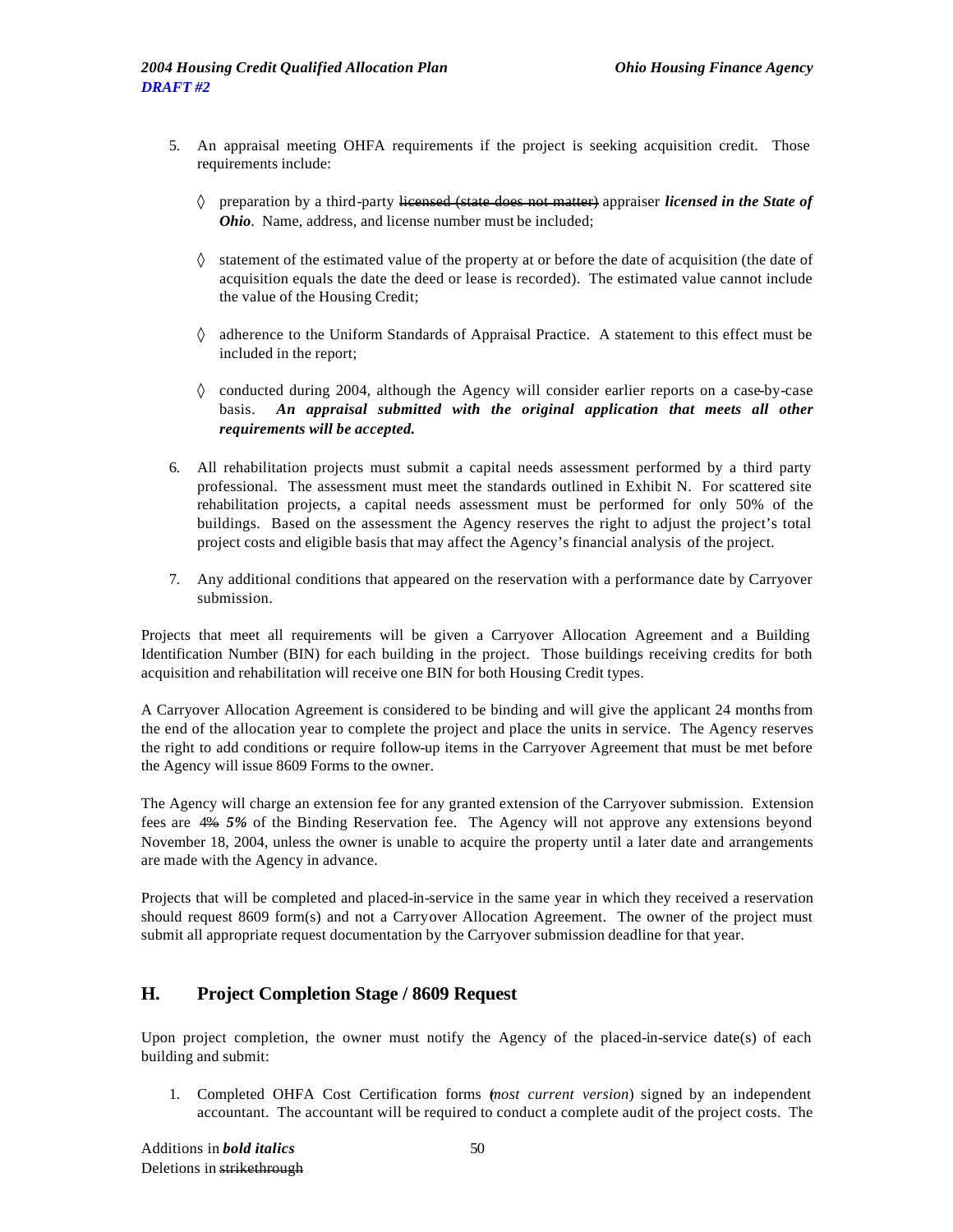5. An appraisal meeting OHFA requirements if the project is seeking acquisition credit. Those requirements include:

   ◊ preparation by a third-party ~~licensed (state does not matter)~~ appraiser ***licensed in the State of Ohio***. Name, address, and license number must be included;

   ◊ statement of the estimated value of the property at or before the date of acquisition (the date of acquisition equals the date the deed or lease is recorded). The estimated value cannot include the value of the Housing Credit;

   ◊ adherence to the Uniform Standards of Appraisal Practice. A statement to this effect must be included in the report;

   ◊ conducted during 2004, although the Agency will consider earlier reports on a case-by-case basis. ***An appraisal submitted with the original application that meets all other requirements will be accepted.***

6. All rehabilitation projects must submit a capital needs assessment performed by a third party professional. The assessment must meet the standards outlined in Exhibit N. For scattered site rehabilitation projects, a capital needs assessment must be performed for only 50% of the buildings. Based on the assessment the Agency reserves the right to adjust the project's total project costs and eligible basis that may affect the Agency's financial analysis of the project.

7. Any additional conditions that appeared on the reservation with a performance date by Carryover submission.

Projects that meet all requirements will be given a Carryover Allocation Agreement and a Building Identification Number (BIN) for each building in the project. Those buildings receiving credits for both acquisition and rehabilitation will receive one BIN for both Housing Credit types.

A Carryover Allocation Agreement is considered to be binding and will give the applicant 24 months from the end of the allocation year to complete the project and place the units in service. The Agency reserves the right to add conditions or require follow-up items in the Carryover Agreement that must be met before the Agency will issue 8609 Forms to the owner.

The Agency will charge an extension fee for any granted extension of the Carryover submission. Extension fees are ~~4%~~ ***5%*** of the Binding Reservation fee. The Agency will not approve any extensions beyond November 18, 2004, unless the owner is unable to acquire the property until a later date and arrangements are made with the Agency in advance.

Projects that will be completed and placed-in-service in the same year in which they received a reservation should request 8609 form(s) and not a Carryover Allocation Agreement. The owner of the project must submit all appropriate request documentation by the Carryover submission deadline for that year.

## H. Project Completion Stage / 8609 Request

Upon project completion, the owner must notify the Agency of the placed-in-service date(s) of each building and submit:

1. Completed OHFA Cost Certification forms (*most current version*) signed by an independent accountant. The accountant will be required to conduct a complete audit of the project costs. The

Additions in ***bold italics***
Deletions in ~~strikethrough~~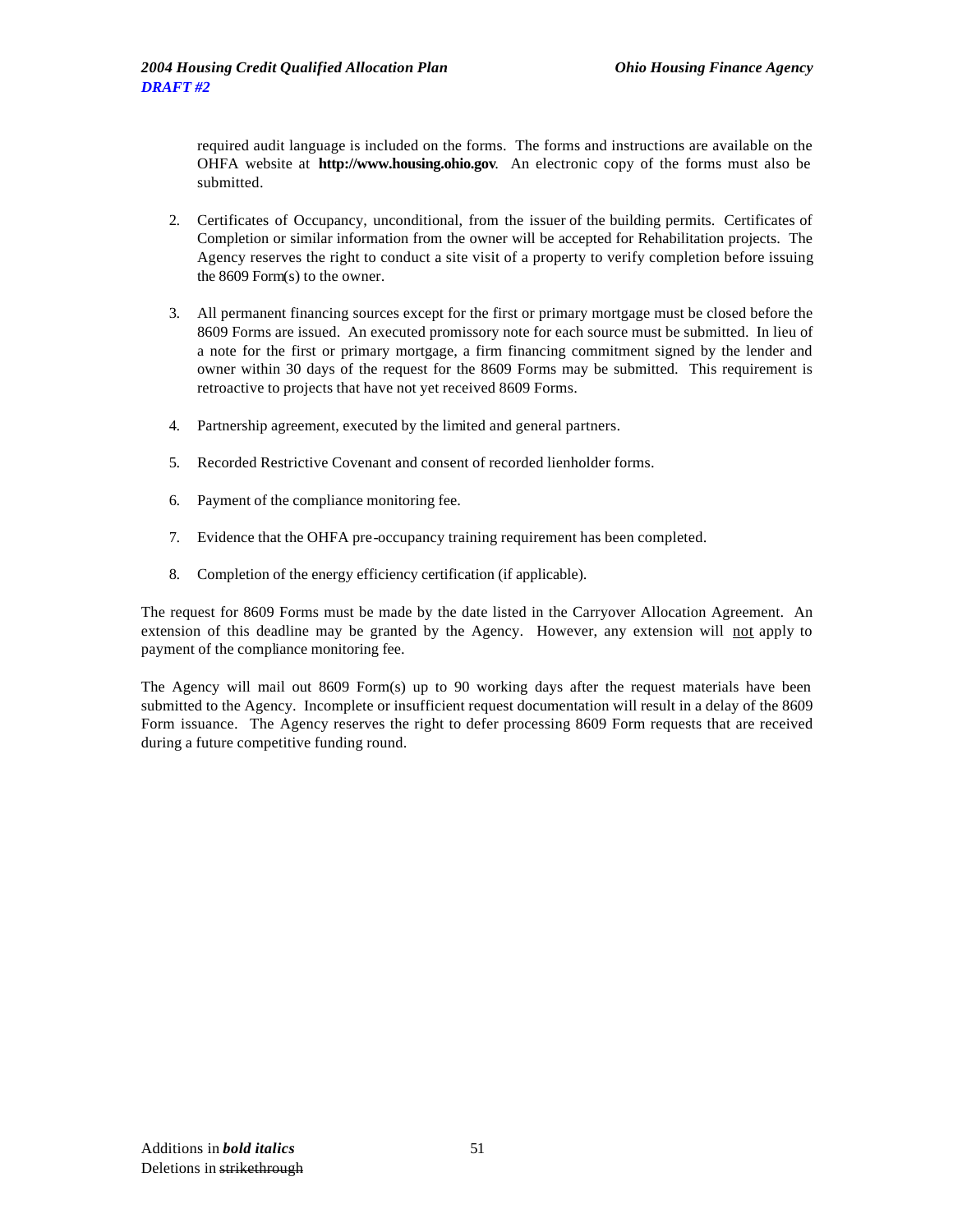required audit language is included on the forms. The forms and instructions are available on the OHFA website at **http://www.housing.ohio.gov**. An electronic copy of the forms must also be submitted.

2. Certificates of Occupancy, unconditional, from the issuer of the building permits. Certificates of Completion or similar information from the owner will be accepted for Rehabilitation projects. The Agency reserves the right to conduct a site visit of a property to verify completion before issuing the 8609 Form(s) to the owner.

3. All permanent financing sources except for the first or primary mortgage must be closed before the 8609 Forms are issued. An executed promissory note for each source must be submitted. In lieu of a note for the first or primary mortgage, a firm financing commitment signed by the lender and owner within 30 days of the request for the 8609 Forms may be submitted. This requirement is retroactive to projects that have not yet received 8609 Forms.

4. Partnership agreement, executed by the limited and general partners.

5. Recorded Restrictive Covenant and consent of recorded lienholder forms.

6. Payment of the compliance monitoring fee.

7. Evidence that the OHFA pre-occupancy training requirement has been completed.

8. Completion of the energy efficiency certification (if applicable).

The request for 8609 Forms must be made by the date listed in the Carryover Allocation Agreement. An extension of this deadline may be granted by the Agency. However, any extension will <u>not</u> apply to payment of the compliance monitoring fee.

The Agency will mail out 8609 Form(s) up to 90 working days after the request materials have been submitted to the Agency. Incomplete or insufficient request documentation will result in a delay of the 8609 Form issuance. The Agency reserves the right to defer processing 8609 Form requests that are received during a future competitive funding round.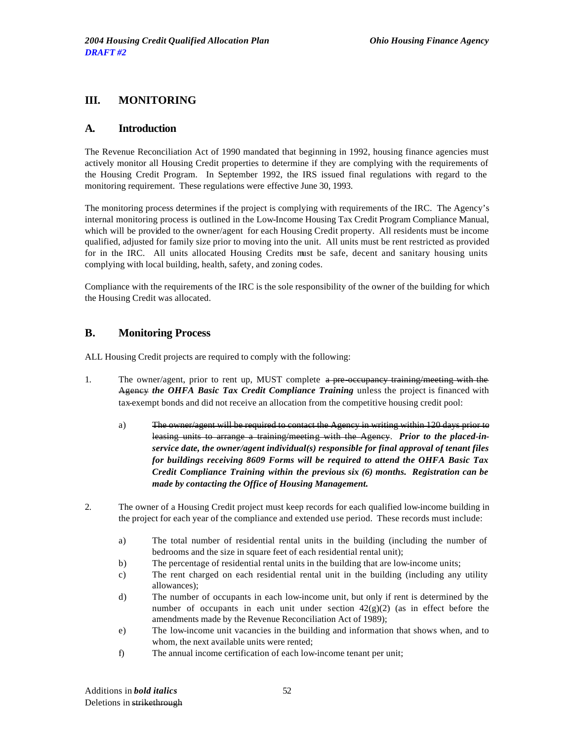## III. MONITORING

### A. Introduction

The Revenue Reconciliation Act of 1990 mandated that beginning in 1992, housing finance agencies must actively monitor all Housing Credit properties to determine if they are complying with the requirements of the Housing Credit Program. In September 1992, the IRS issued final regulations with regard to the monitoring requirement. These regulations were effective June 30, 1993.

The monitoring process determines if the project is complying with requirements of the IRC. The Agency's internal monitoring process is outlined in the Low-Income Housing Tax Credit Program Compliance Manual, which will be provided to the owner/agent for each Housing Credit property. All residents must be income qualified, adjusted for family size prior to moving into the unit. All units must be rent restricted as provided for in the IRC. All units allocated Housing Credits must be safe, decent and sanitary housing units complying with local building, health, safety, and zoning codes.

Compliance with the requirements of the IRC is the sole responsibility of the owner of the building for which the Housing Credit was allocated.

### B. Monitoring Process

ALL Housing Credit projects are required to comply with the following:

1. The owner/agent, prior to rent up, MUST complete ~~a pre-occupancy training/meeting with the Agency~~ ***the OHFA Basic Tax Credit Compliance Training*** unless the project is financed with tax-exempt bonds and did not receive an allocation from the competitive housing credit pool:

   a) ~~The owner/agent will be required to contact the Agency in writing within 120 days prior to leasing units to arrange a training/meeting with the Agency~~. ***Prior to the placed-in-service date, the owner/agent individual(s) responsible for final approval of tenant files for buildings receiving 8609 Forms will be required to attend the OHFA Basic Tax Credit Compliance Training within the previous six (6) months. Registration can be made by contacting the Office of Housing Management.***

2. The owner of a Housing Credit project must keep records for each qualified low-income building in the project for each year of the compliance and extended use period. These records must include:

   a) The total number of residential rental units in the building (including the number of bedrooms and the size in square feet of each residential rental unit);
   b) The percentage of residential rental units in the building that are low-income units;
   c) The rent charged on each residential rental unit in the building (including any utility allowances);
   d) The number of occupants in each low-income unit, but only if rent is determined by the number of occupants in each unit under section 42(g)(2) (as in effect before the amendments made by the Revenue Reconciliation Act of 1989);
   e) The low-income unit vacancies in the building and information that shows when, and to whom, the next available units were rented;
   f) The annual income certification of each low-income tenant per unit;

Additions in ***bold italics***
Deletions in ~~strikethrough~~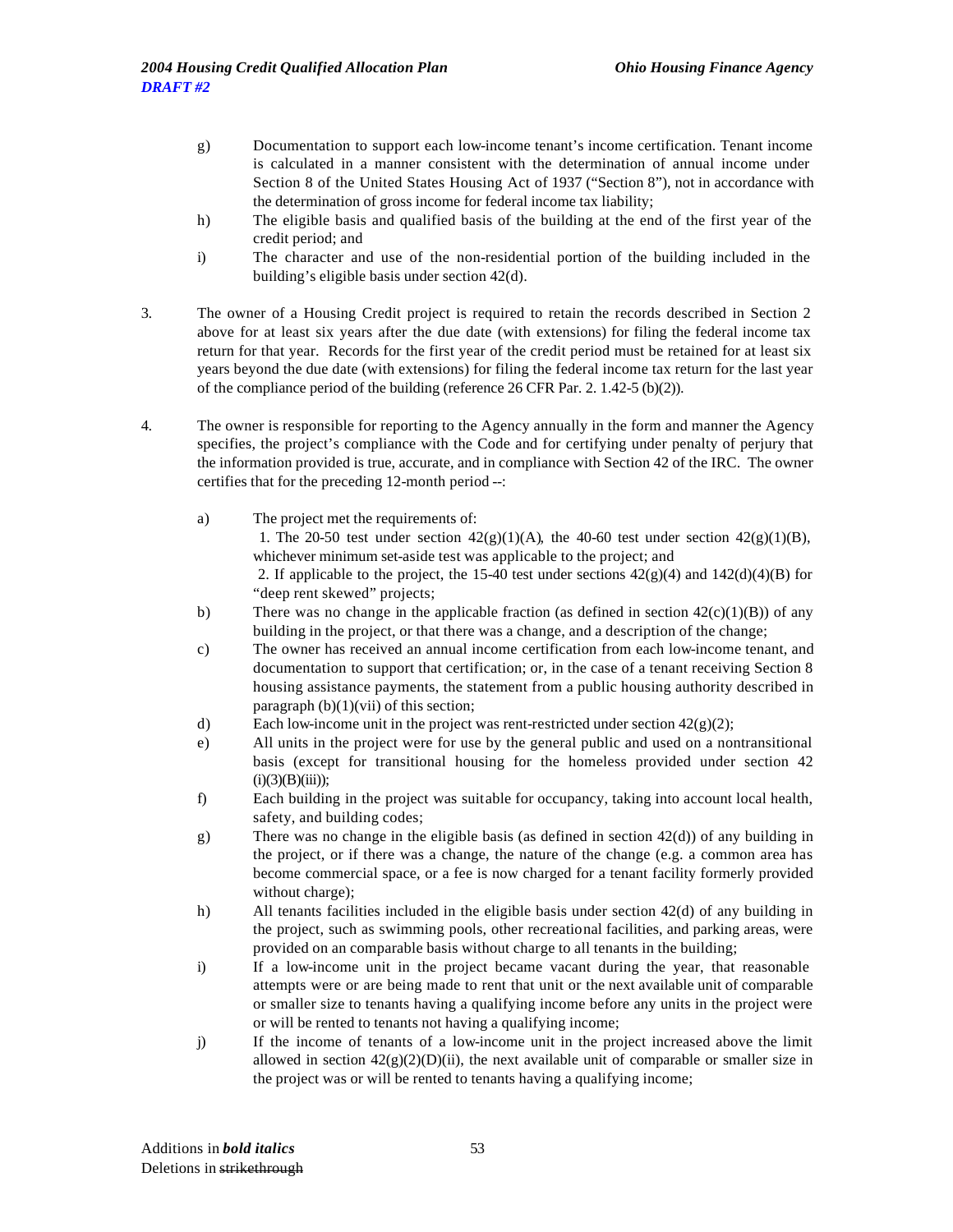g) Documentation to support each low-income tenant's income certification. Tenant income is calculated in a manner consistent with the determination of annual income under Section 8 of the United States Housing Act of 1937 ("Section 8"), not in accordance with the determination of gross income for federal income tax liability;

h) The eligible basis and qualified basis of the building at the end of the first year of the credit period; and

i) The character and use of the non-residential portion of the building included in the building's eligible basis under section 42(d).

3. The owner of a Housing Credit project is required to retain the records described in Section 2 above for at least six years after the due date (with extensions) for filing the federal income tax return for that year. Records for the first year of the credit period must be retained for at least six years beyond the due date (with extensions) for filing the federal income tax return for the last year of the compliance period of the building (reference 26 CFR Par. 2. 1.42-5 (b)(2)).

4. The owner is responsible for reporting to the Agency annually in the form and manner the Agency specifies, the project's compliance with the Code and for certifying under penalty of perjury that the information provided is true, accurate, and in compliance with Section 42 of the IRC. The owner certifies that for the preceding 12-month period --:

a) The project met the requirements of:
 1. The 20-50 test under section 42(g)(1)(A), the 40-60 test under section 42(g)(1)(B), whichever minimum set-aside test was applicable to the project; and
 2. If applicable to the project, the 15-40 test under sections 42(g)(4) and 142(d)(4)(B) for "deep rent skewed" projects;

b) There was no change in the applicable fraction (as defined in section 42(c)(1)(B)) of any building in the project, or that there was a change, and a description of the change;

c) The owner has received an annual income certification from each low-income tenant, and documentation to support that certification; or, in the case of a tenant receiving Section 8 housing assistance payments, the statement from a public housing authority described in paragraph (b)(1)(vii) of this section;

d) Each low-income unit in the project was rent-restricted under section 42(g)(2);

e) All units in the project were for use by the general public and used on a nontransitional basis (except for transitional housing for the homeless provided under section 42 (i)(3)(B)(iii));

f) Each building in the project was suitable for occupancy, taking into account local health, safety, and building codes;

g) There was no change in the eligible basis (as defined in section 42(d)) of any building in the project, or if there was a change, the nature of the change (e.g. a common area has become commercial space, or a fee is now charged for a tenant facility formerly provided without charge);

h) All tenants facilities included in the eligible basis under section 42(d) of any building in the project, such as swimming pools, other recreational facilities, and parking areas, were provided on an comparable basis without charge to all tenants in the building;

i) If a low-income unit in the project became vacant during the year, that reasonable attempts were or are being made to rent that unit or the next available unit of comparable or smaller size to tenants having a qualifying income before any units in the project were or will be rented to tenants not having a qualifying income;

j) If the income of tenants of a low-income unit in the project increased above the limit allowed in section 42(g)(2)(D)(ii), the next available unit of comparable or smaller size in the project was or will be rented to tenants having a qualifying income;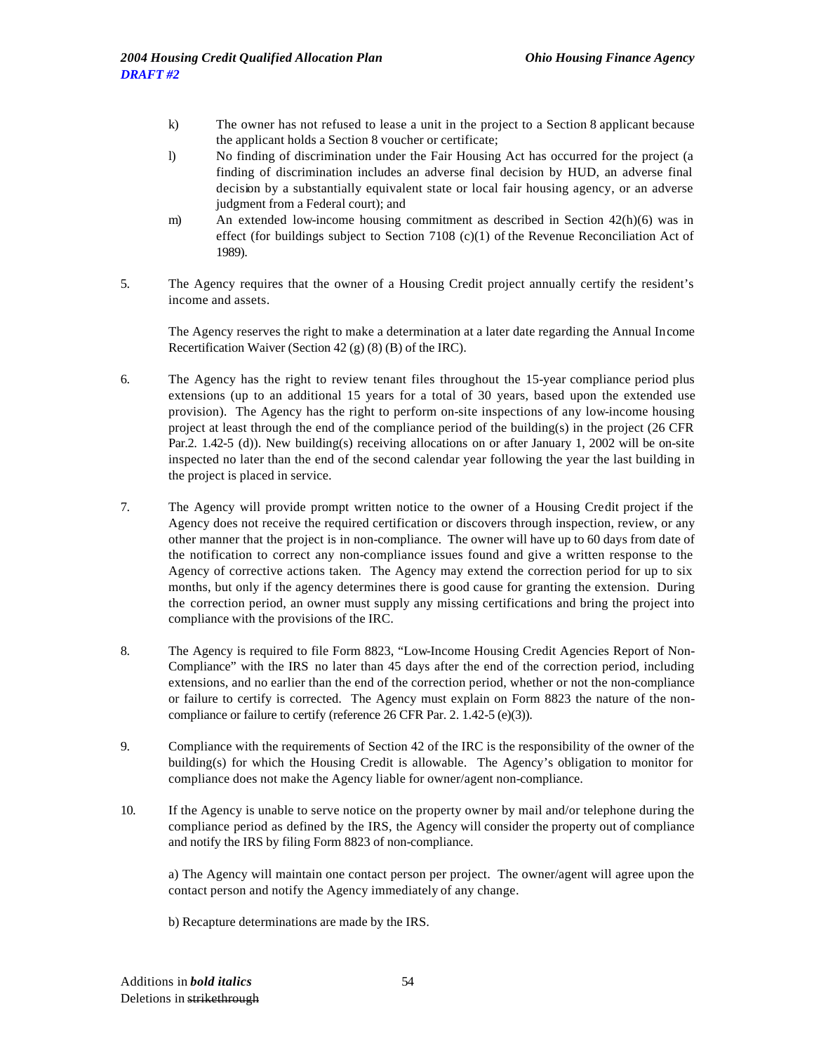k) The owner has not refused to lease a unit in the project to a Section 8 applicant because the applicant holds a Section 8 voucher or certificate;

l) No finding of discrimination under the Fair Housing Act has occurred for the project (a finding of discrimination includes an adverse final decision by HUD, an adverse final decision by a substantially equivalent state or local fair housing agency, or an adverse judgment from a Federal court); and

m) An extended low-income housing commitment as described in Section 42(h)(6) was in effect (for buildings subject to Section 7108 (c)(1) of the Revenue Reconciliation Act of 1989).

5. The Agency requires that the owner of a Housing Credit project annually certify the resident's income and assets.

   The Agency reserves the right to make a determination at a later date regarding the Annual Income Recertification Waiver (Section 42 (g) (8) (B) of the IRC).

6. The Agency has the right to review tenant files throughout the 15-year compliance period plus extensions (up to an additional 15 years for a total of 30 years, based upon the extended use provision). The Agency has the right to perform on-site inspections of any low-income housing project at least through the end of the compliance period of the building(s) in the project (26 CFR Par.2. 1.42-5 (d)). New building(s) receiving allocations on or after January 1, 2002 will be on-site inspected no later than the end of the second calendar year following the year the last building in the project is placed in service.

7. The Agency will provide prompt written notice to the owner of a Housing Credit project if the Agency does not receive the required certification or discovers through inspection, review, or any other manner that the project is in non-compliance. The owner will have up to 60 days from date of the notification to correct any non-compliance issues found and give a written response to the Agency of corrective actions taken. The Agency may extend the correction period for up to six months, but only if the agency determines there is good cause for granting the extension. During the correction period, an owner must supply any missing certifications and bring the project into compliance with the provisions of the IRC.

8. The Agency is required to file Form 8823, "Low-Income Housing Credit Agencies Report of Non-Compliance" with the IRS no later than 45 days after the end of the correction period, including extensions, and no earlier than the end of the correction period, whether or not the non-compliance or failure to certify is corrected. The Agency must explain on Form 8823 the nature of the non-compliance or failure to certify (reference 26 CFR Par. 2. 1.42-5 (e)(3)).

9. Compliance with the requirements of Section 42 of the IRC is the responsibility of the owner of the building(s) for which the Housing Credit is allowable. The Agency's obligation to monitor for compliance does not make the Agency liable for owner/agent non-compliance.

10. If the Agency is unable to serve notice on the property owner by mail and/or telephone during the compliance period as defined by the IRS, the Agency will consider the property out of compliance and notify the IRS by filing Form 8823 of non-compliance.

    a) The Agency will maintain one contact person per project. The owner/agent will agree upon the contact person and notify the Agency immediately of any change.

    b) Recapture determinations are made by the IRS.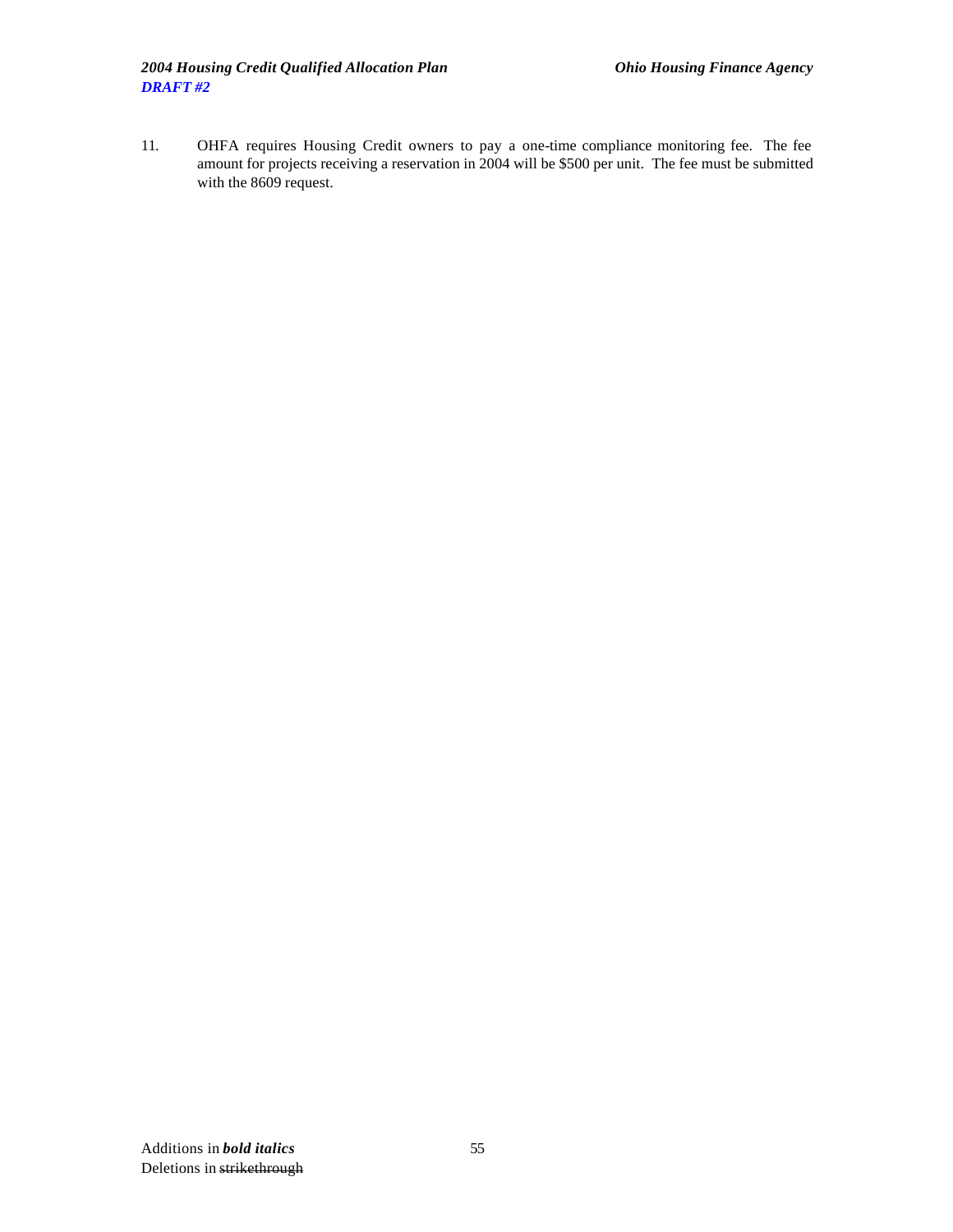11. OHFA requires Housing Credit owners to pay a one-time compliance monitoring fee. The fee amount for projects receiving a reservation in 2004 will be $500 per unit. The fee must be submitted with the 8609 request.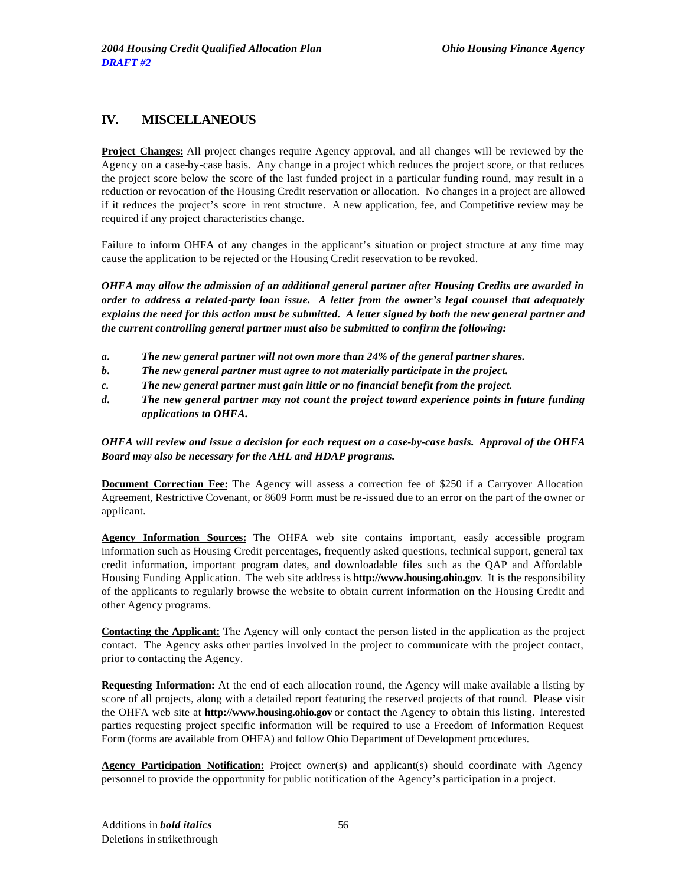## IV. MISCELLANEOUS

**Project Changes:** All project changes require Agency approval, and all changes will be reviewed by the Agency on a case-by-case basis. Any change in a project which reduces the project score, or that reduces the project score below the score of the last funded project in a particular funding round, may result in a reduction or revocation of the Housing Credit reservation or allocation. No changes in a project are allowed if it reduces the project's score in rent structure. A new application, fee, and Competitive review may be required if any project characteristics change.

Failure to inform OHFA of any changes in the applicant's situation or project structure at any time may cause the application to be rejected or the Housing Credit reservation to be revoked.

***OHFA may allow the admission of an additional general partner after Housing Credits are awarded in order to address a related-party loan issue. A letter from the owner's legal counsel that adequately explains the need for this action must be submitted. A letter signed by both the new general partner and the current controlling general partner must also be submitted to confirm the following:***

- ***a. The new general partner will not own more than 24% of the general partner shares.***
- ***b. The new general partner must agree to not materially participate in the project.***
- ***c. The new general partner must gain little or no financial benefit from the project.***
- ***d. The new general partner may not count the project toward experience points in future funding applications to OHFA.***

***OHFA will review and issue a decision for each request on a case-by-case basis. Approval of the OHFA Board may also be necessary for the AHL and HDAP programs.***

**Document Correction Fee:** The Agency will assess a correction fee of $250 if a Carryover Allocation Agreement, Restrictive Covenant, or 8609 Form must be re-issued due to an error on the part of the owner or applicant.

**Agency Information Sources:** The OHFA web site contains important, easily accessible program information such as Housing Credit percentages, frequently asked questions, technical support, general tax credit information, important program dates, and downloadable files such as the QAP and Affordable Housing Funding Application. The web site address is **http://www.housing.ohio.gov**. It is the responsibility of the applicants to regularly browse the website to obtain current information on the Housing Credit and other Agency programs.

**Contacting the Applicant:** The Agency will only contact the person listed in the application as the project contact. The Agency asks other parties involved in the project to communicate with the project contact, prior to contacting the Agency.

**Requesting Information:** At the end of each allocation round, the Agency will make available a listing by score of all projects, along with a detailed report featuring the reserved projects of that round. Please visit the OHFA web site at **http://www.housing.ohio.gov** or contact the Agency to obtain this listing. Interested parties requesting project specific information will be required to use a Freedom of Information Request Form (forms are available from OHFA) and follow Ohio Department of Development procedures.

**Agency Participation Notification:** Project owner(s) and applicant(s) should coordinate with Agency personnel to provide the opportunity for public notification of the Agency's participation in a project.

Additions in ***bold italics***
Deletions in ~~strikethrough~~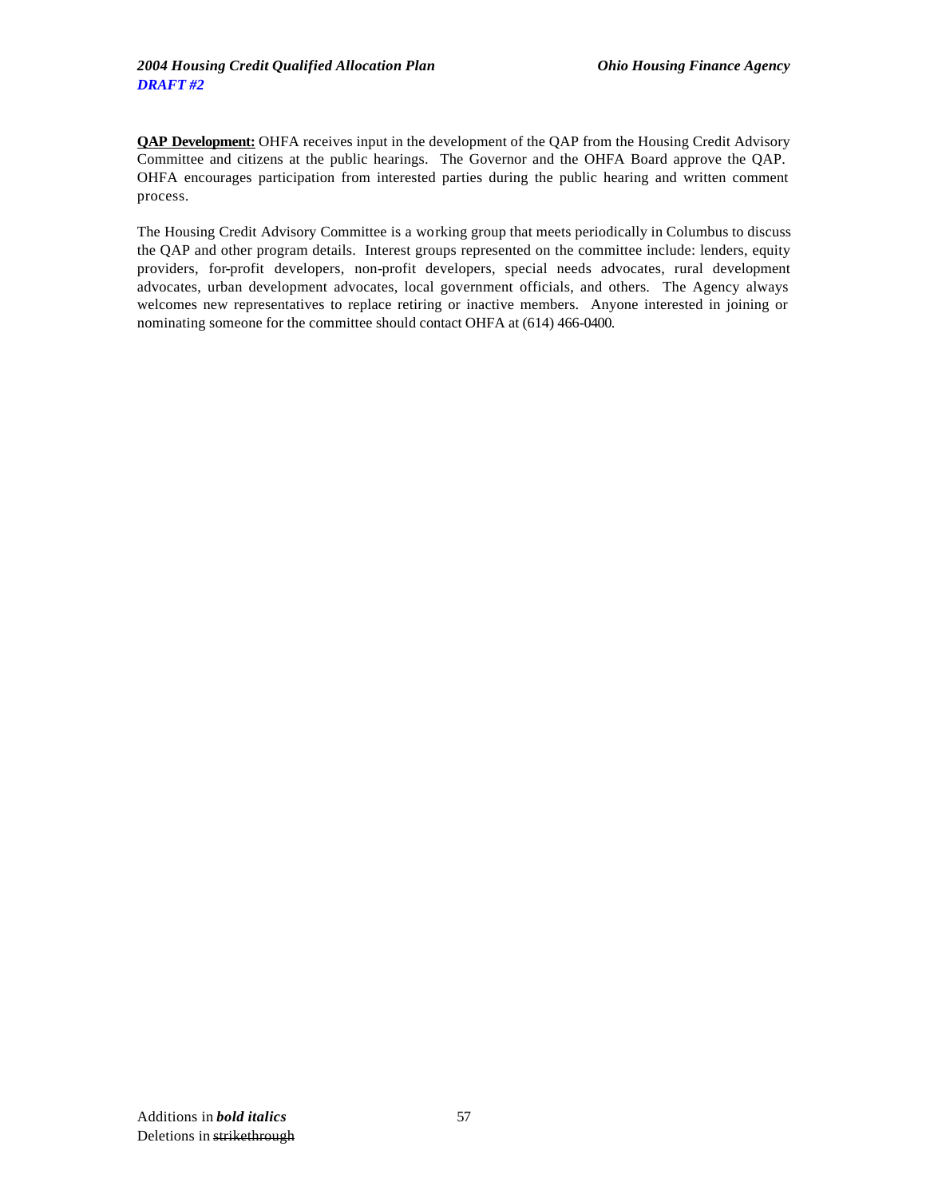**QAP Development:** OHFA receives input in the development of the QAP from the Housing Credit Advisory Committee and citizens at the public hearings. The Governor and the OHFA Board approve the QAP. OHFA encourages participation from interested parties during the public hearing and written comment process.

The Housing Credit Advisory Committee is a working group that meets periodically in Columbus to discuss the QAP and other program details. Interest groups represented on the committee include: lenders, equity providers, for-profit developers, non-profit developers, special needs advocates, rural development advocates, urban development advocates, local government officials, and others. The Agency always welcomes new representatives to replace retiring or inactive members. Anyone interested in joining or nominating someone for the committee should contact OHFA at (614) 466-0400.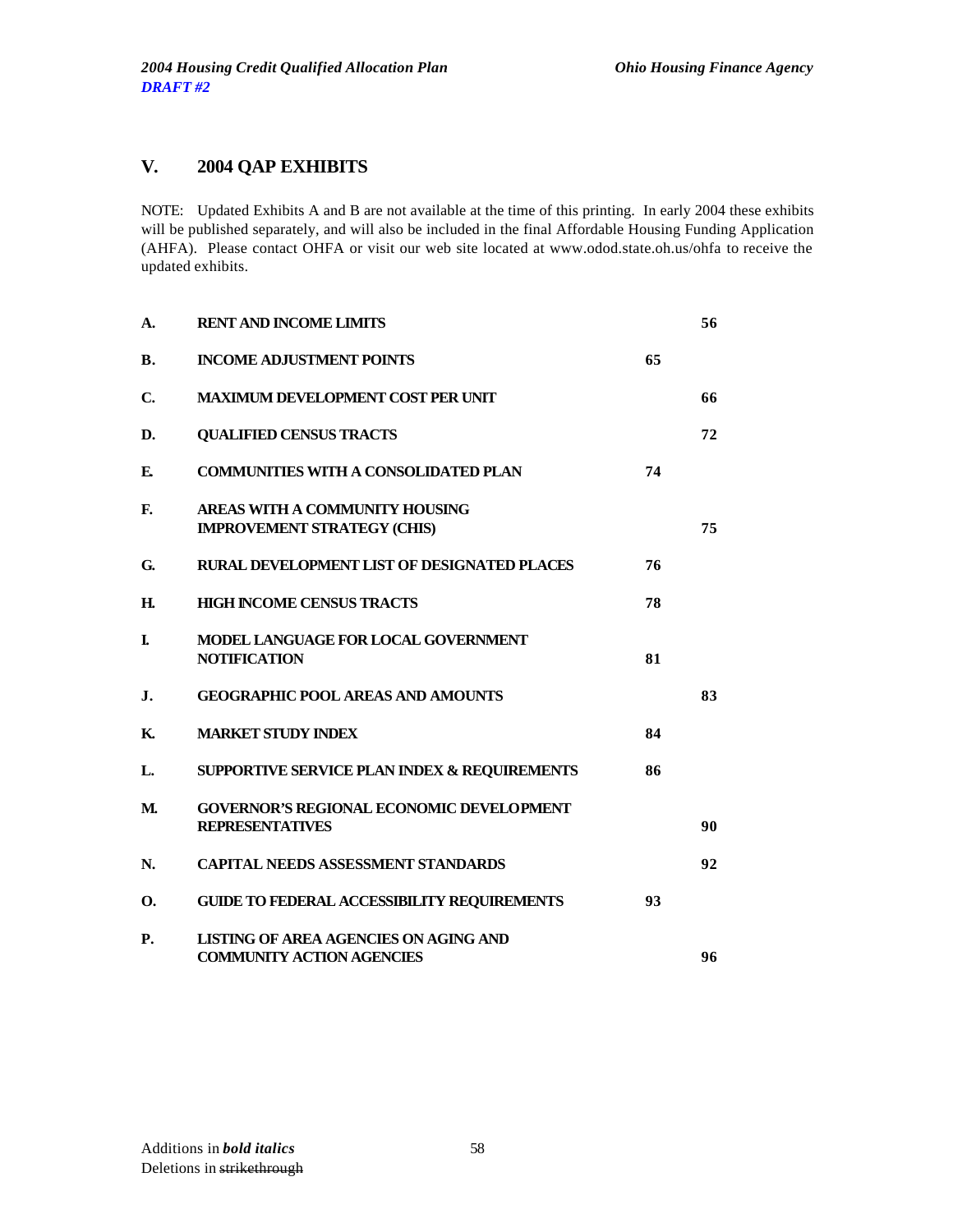## V. 2004 QAP EXHIBITS

NOTE: Updated Exhibits A and B are not available at the time of this printing. In early 2004 these exhibits will be published separately, and will also be included in the final Affordable Housing Funding Application (AHFA). Please contact OHFA or visit our web site located at www.odod.state.oh.us/ohfa to receive the updated exhibits.

| | | |
|---|---|---|
| **A.** | **RENT AND INCOME LIMITS** | **56** |
| **B.** | **INCOME ADJUSTMENT POINTS** | **65** |
| **C.** | **MAXIMUM DEVELOPMENT COST PER UNIT** | **66** |
| **D.** | **QUALIFIED CENSUS TRACTS** | **72** |
| **E.** | **COMMUNITIES WITH A CONSOLIDATED PLAN** | **74** |
| **F.** | **AREAS WITH A COMMUNITY HOUSING IMPROVEMENT STRATEGY (CHIS)** | **75** |
| **G.** | **RURAL DEVELOPMENT LIST OF DESIGNATED PLACES** | **76** |
| **H.** | **HIGH INCOME CENSUS TRACTS** | **78** |
| **I.** | **MODEL LANGUAGE FOR LOCAL GOVERNMENT NOTIFICATION** | **81** |
| **J.** | **GEOGRAPHIC POOL AREAS AND AMOUNTS** | **83** |
| **K.** | **MARKET STUDY INDEX** | **84** |
| **L.** | **SUPPORTIVE SERVICE PLAN INDEX & REQUIREMENTS** | **86** |
| **M.** | **GOVERNOR'S REGIONAL ECONOMIC DEVELOPMENT REPRESENTATIVES** | **90** |
| **N.** | **CAPITAL NEEDS ASSESSMENT STANDARDS** | **92** |
| **O.** | **GUIDE TO FEDERAL ACCESSIBILITY REQUIREMENTS** | **93** |
| **P.** | **LISTING OF AREA AGENCIES ON AGING AND COMMUNITY ACTION AGENCIES** | **96** |

Additions in ***bold italics***
Deletions in ~~strikethrough~~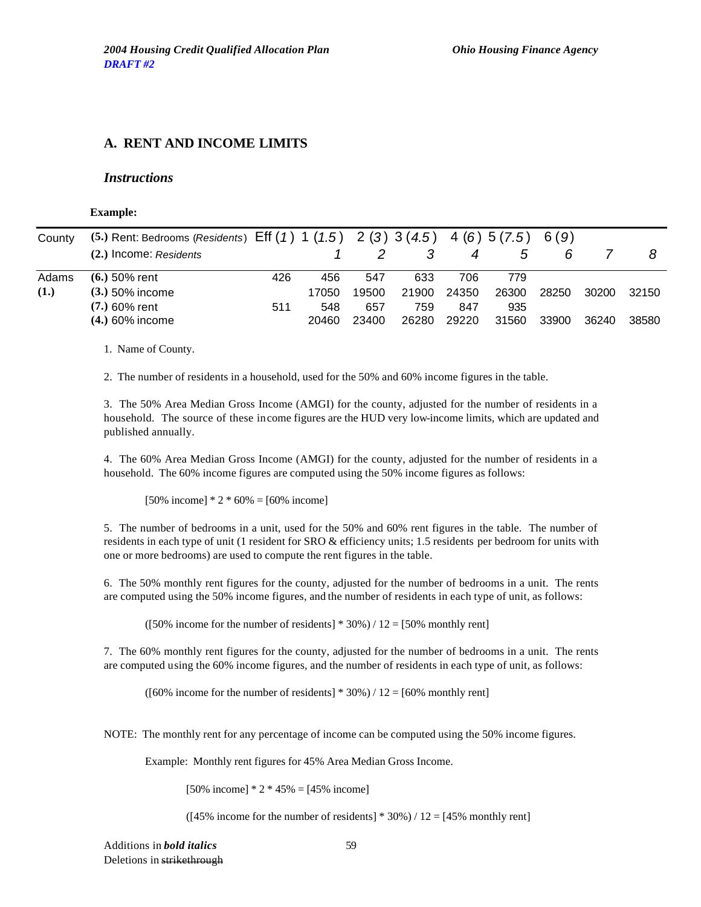## A. RENT AND INCOME LIMITS

### *Instructions*

**Example:**

| County | (5.) Rent: Bedrooms (*Residents*) | Eff (*1*) | 1 (*1.5*) | 2 (*3*) | 3 (*4.5*) | 4 (*6*) | 5 (*7.5*) | 6 (*9*) | | |
|---|---|---|---|---|---|---|---|---|---|---|
| | (2.) Income: *Residents* | | *1* | *2* | *3* | *4* | *5* | *6* | *7* | *8* |
| Adams | (6.) 50% rent | 426 | 456 | 547 | 633 | 706 | 779 | | | |
| (1.) | (3.) 50% income | | 17050 | 19500 | 21900 | 24350 | 26300 | 28250 | 30200 | 32150 |
| | (7.) 60% rent | 511 | 548 | 657 | 759 | 847 | 935 | | | |
| | (4.) 60% income | | 20460 | 23400 | 26280 | 29220 | 31560 | 33900 | 36240 | 38580 |

1. Name of County.

2. The number of residents in a household, used for the 50% and 60% income figures in the table.

3. The 50% Area Median Gross Income (AMGI) for the county, adjusted for the number of residents in a household. The source of these income figures are the HUD very low-income limits, which are updated and published annually.

4. The 60% Area Median Gross Income (AMGI) for the county, adjusted for the number of residents in a household. The 60% income figures are computed using the 50% income figures as follows:

   [50% income] * 2 * 60% = [60% income]

5. The number of bedrooms in a unit, used for the 50% and 60% rent figures in the table. The number of residents in each type of unit (1 resident for SRO & efficiency units; 1.5 residents per bedroom for units with one or more bedrooms) are used to compute the rent figures in the table.

6. The 50% monthly rent figures for the county, adjusted for the number of bedrooms in a unit. The rents are computed using the 50% income figures, and the number of residents in each type of unit, as follows:

   ([50% income for the number of residents] * 30%) / 12 = [50% monthly rent]

7. The 60% monthly rent figures for the county, adjusted for the number of bedrooms in a unit. The rents are computed using the 60% income figures, and the number of residents in each type of unit, as follows:

   ([60% income for the number of residents] * 30%) / 12 = [60% monthly rent]

NOTE: The monthly rent for any percentage of income can be computed using the 50% income figures.

Example: Monthly rent figures for 45% Area Median Gross Income.

[50% income] * 2 * 45% = [45% income]

([45% income for the number of residents] * 30%) / 12 = [45% monthly rent]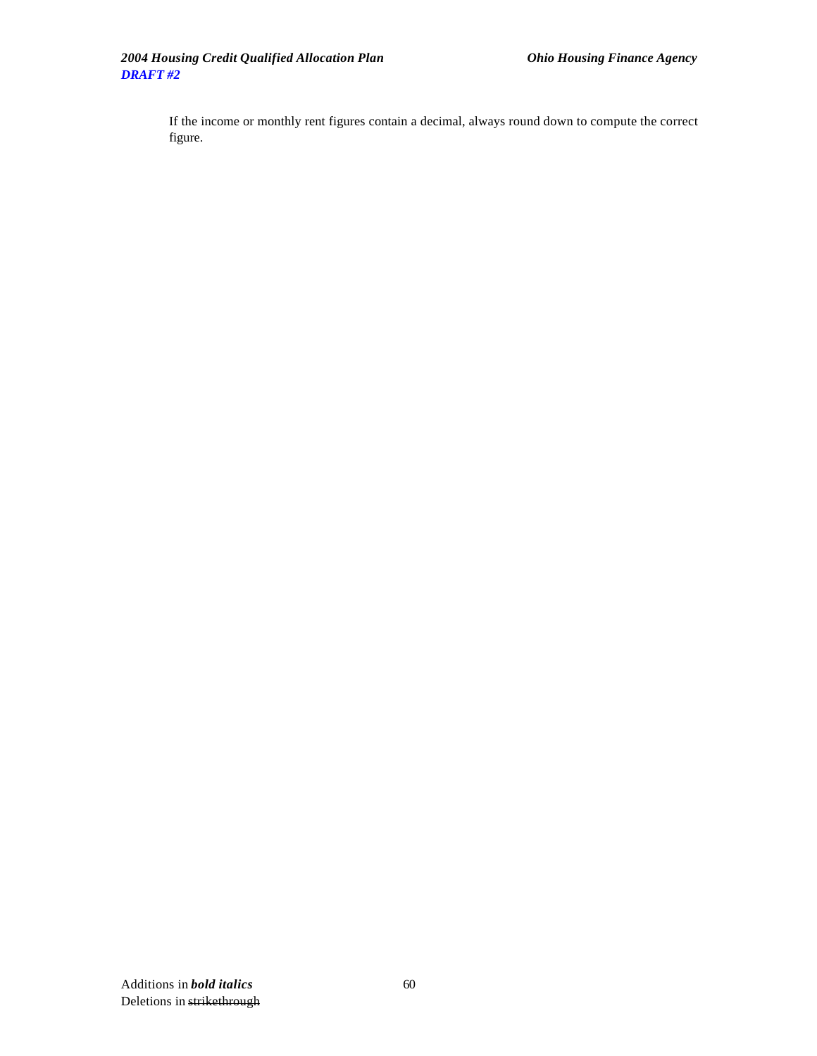If the income or monthly rent figures contain a decimal, always round down to compute the correct figure.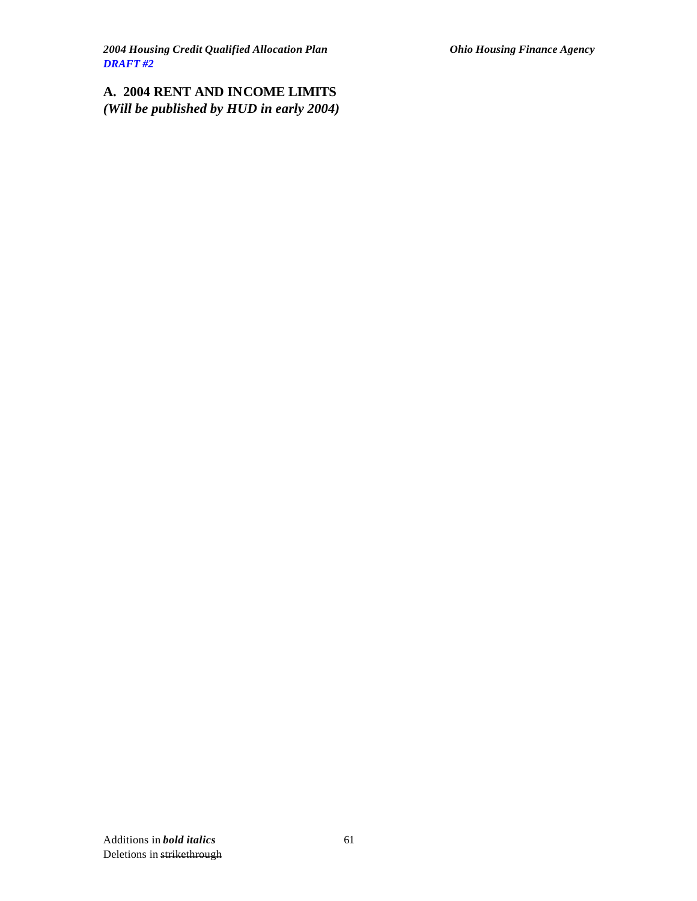## A. 2004 RENT AND INCOME LIMITS

***(Will be published by HUD in early 2004)***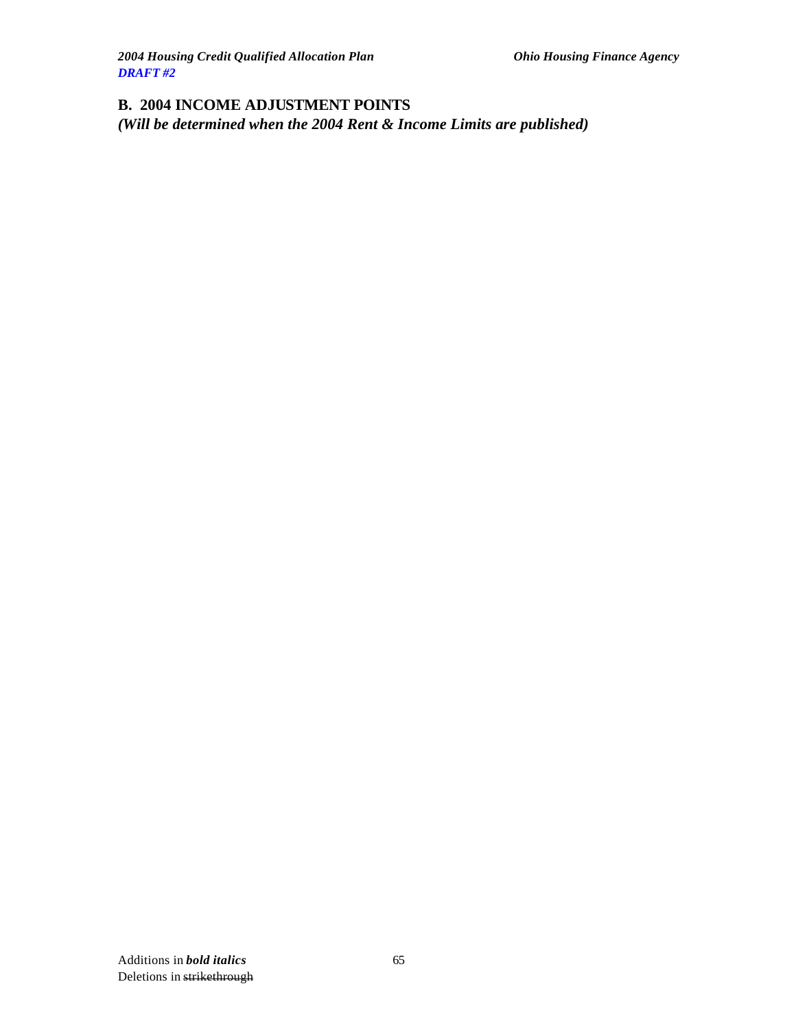## B. 2004 INCOME ADJUSTMENT POINTS

***(Will be determined when the 2004 Rent & Income Limits are published)***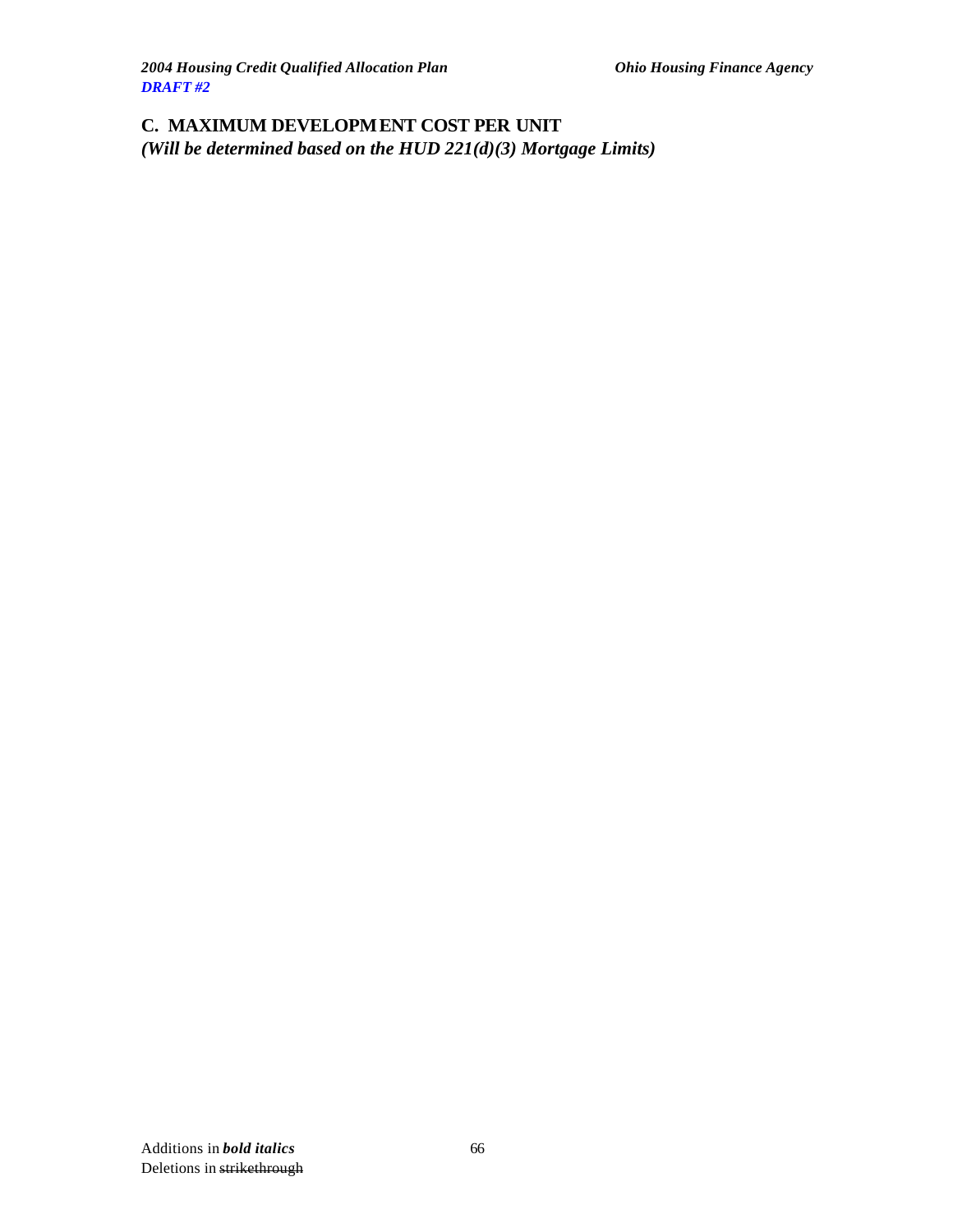## C. MAXIMUM DEVELOPMENT COST PER UNIT

***(Will be determined based on the HUD 221(d)(3) Mortgage Limits)***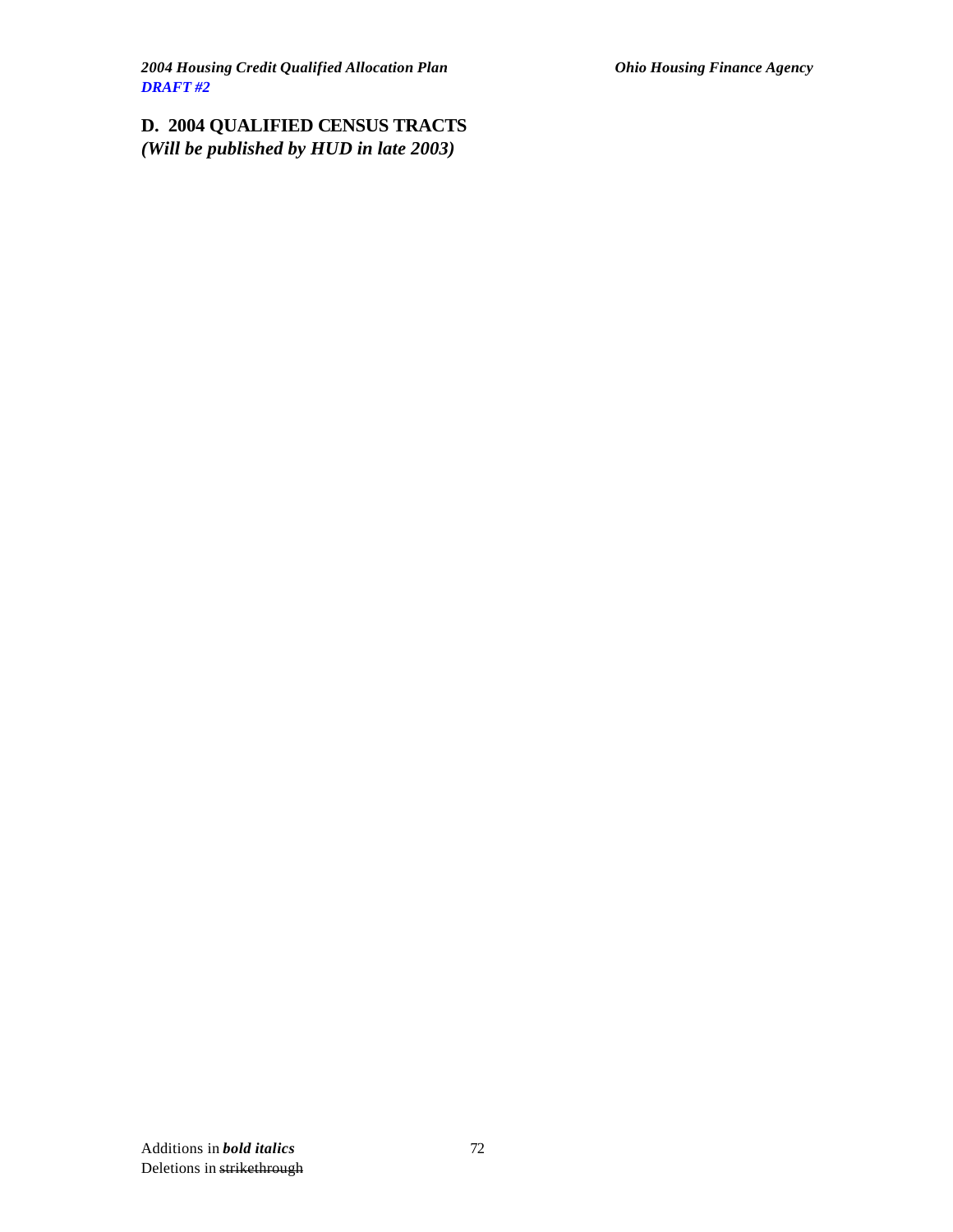## D. 2004 QUALIFIED CENSUS TRACTS

***(Will be published by HUD in late 2003)***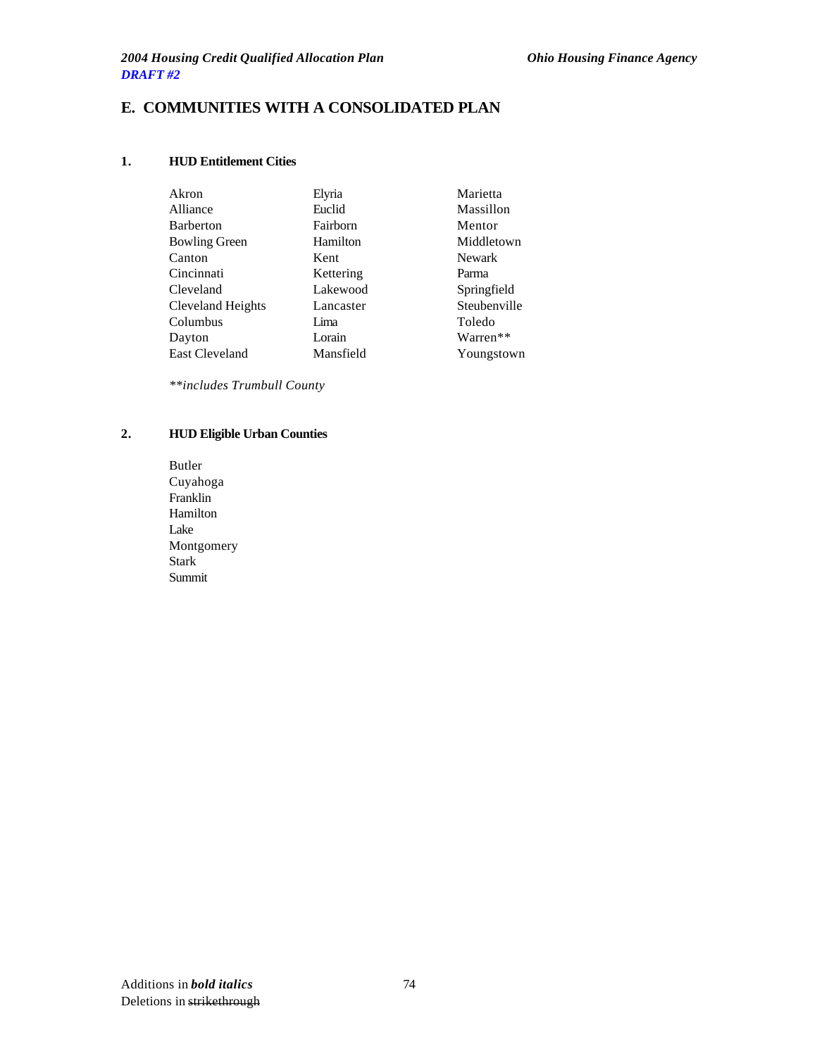## E. COMMUNITIES WITH A CONSOLIDATED PLAN

### 1. HUD Entitlement Cities

| | | |
|---|---|---|
| Akron | Elyria | Marietta |
| Alliance | Euclid | Massillon |
| Barberton | Fairborn | Mentor |
| Bowling Green | Hamilton | Middletown |
| Canton | Kent | Newark |
| Cincinnati | Kettering | Parma |
| Cleveland | Lakewood | Springfield |
| Cleveland Heights | Lancaster | Steubenville |
| Columbus | Lima | Toledo |
| Dayton | Lorain | Warren** |
| East Cleveland | Mansfield | Youngstown |

*\*\*includes Trumbull County*

### 2. HUD Eligible Urban Counties

Butler
Cuyahoga
Franklin
Hamilton
Lake
Montgomery
Stark
Summit

Additions in ***bold italics***
Deletions in ~~strikethrough~~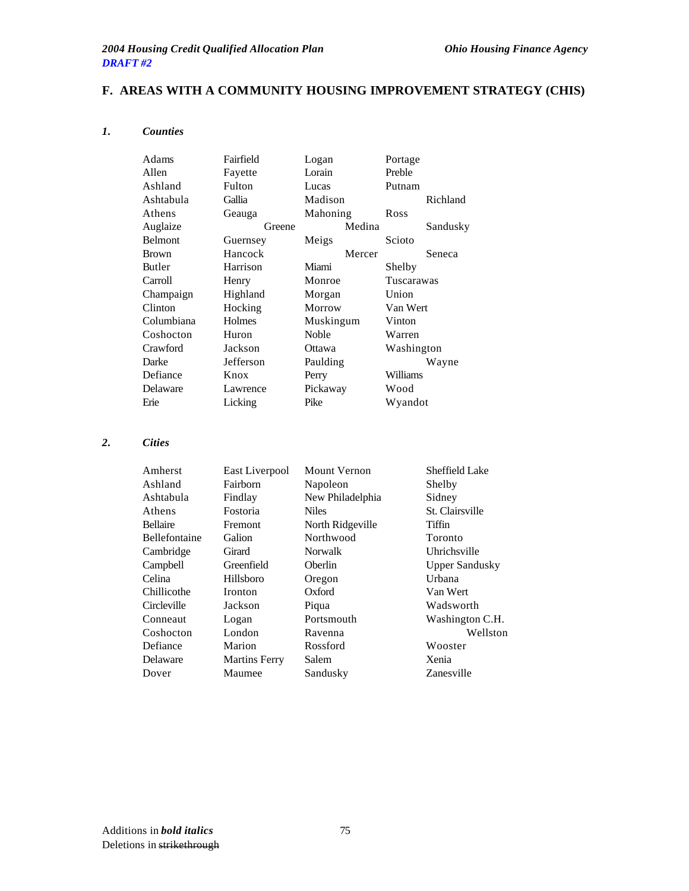## F. AREAS WITH A COMMUNITY HOUSING IMPROVEMENT STRATEGY (CHIS)

### *1. Counties*

| | | | |
|---|---|---|---|
| Adams | Fairfield | Logan | Portage |
| Allen | Fayette | Lorain | Preble |
| Ashland | Fulton | Lucas | Putnam |
| Ashtabula | Gallia | Madison | Richland |
| Athens | Geauga | Mahoning | Ross |
| Auglaize | Greene | Medina | Sandusky |
| Belmont | Guernsey | Meigs | Scioto |
| Brown | Hancock | Mercer | Seneca |
| Butler | Harrison | Miami | Shelby |
| Carroll | Henry | Monroe | Tuscarawas |
| Champaign | Highland | Morgan | Union |
| Clinton | Hocking | Morrow | Van Wert |
| Columbiana | Holmes | Muskingum | Vinton |
| Coshocton | Huron | Noble | Warren |
| Crawford | Jackson | Ottawa | Washington |
| Darke | Jefferson | Paulding | Wayne |
| Defiance | Knox | Perry | Williams |
| Delaware | Lawrence | Pickaway | Wood |
| Erie | Licking | Pike | Wyandot |

### *2. Cities*

| | | | |
|---|---|---|---|
| Amherst | East Liverpool | Mount Vernon | Sheffield Lake |
| Ashland | Fairborn | Napoleon | Shelby |
| Ashtabula | Findlay | New Philadelphia | Sidney |
| Athens | Fostoria | Niles | St. Clairsville |
| Bellaire | Fremont | North Ridgeville | Tiffin |
| Bellefontaine | Galion | Northwood | Toronto |
| Cambridge | Girard | Norwalk | Uhrichsville |
| Campbell | Greenfield | Oberlin | Upper Sandusky |
| Celina | Hillsboro | Oregon | Urbana |
| Chillicothe | Ironton | Oxford | Van Wert |
| Circleville | Jackson | Piqua | Wadsworth |
| Conneaut | Logan | Portsmouth | Washington C.H. |
| Coshocton | London | Ravenna | Wellston |
| Defiance | Marion | Rossford | Wooster |
| Delaware | Martins Ferry | Salem | Xenia |
| Dover | Maumee | Sandusky | Zanesville |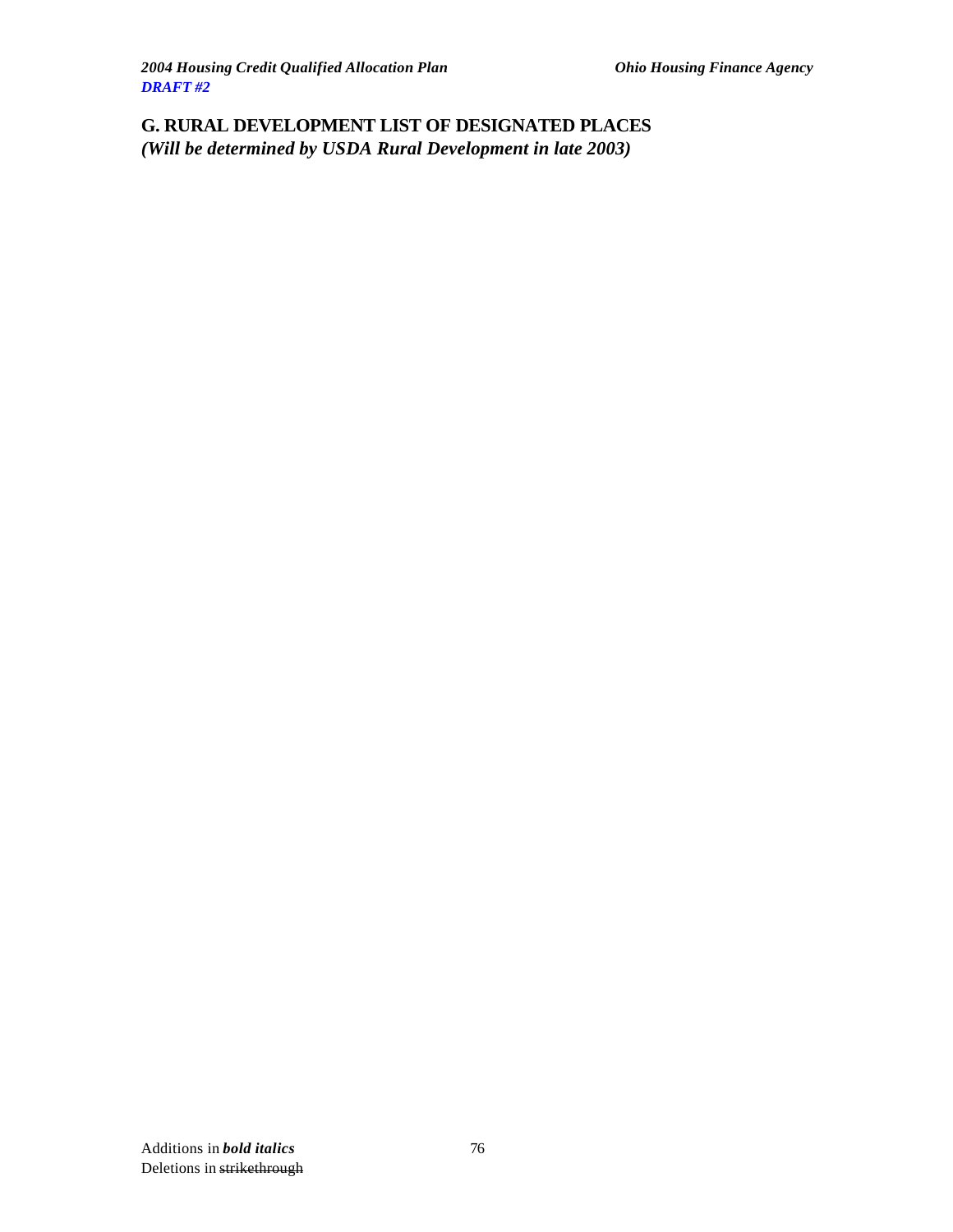## G. RURAL DEVELOPMENT LIST OF DESIGNATED PLACES

***(Will be determined by USDA Rural Development in late 2003)***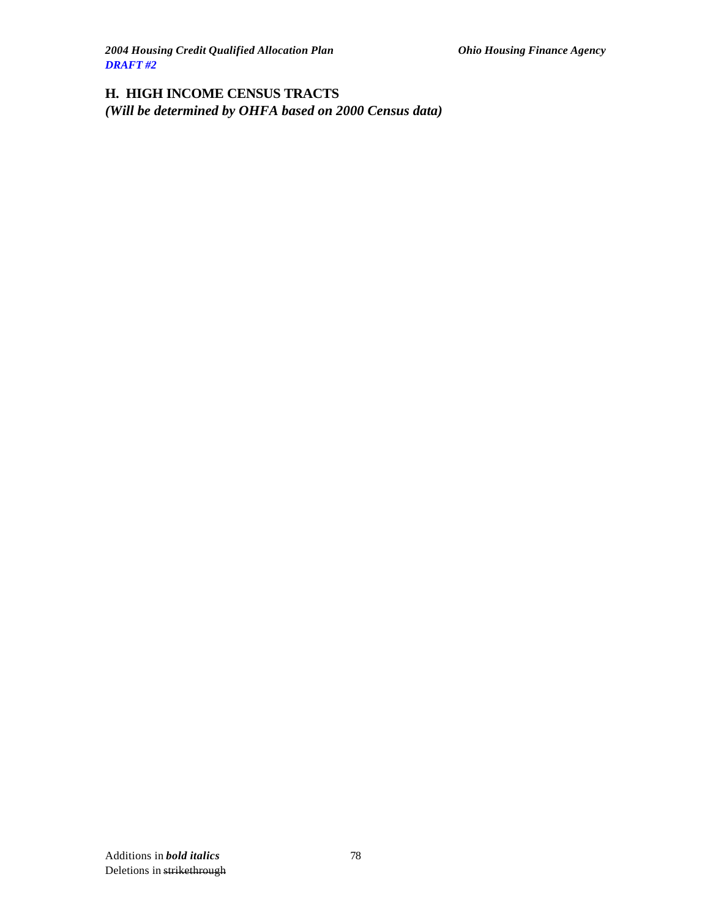## H. HIGH INCOME CENSUS TRACTS

***(Will be determined by OHFA based on 2000 Census data)***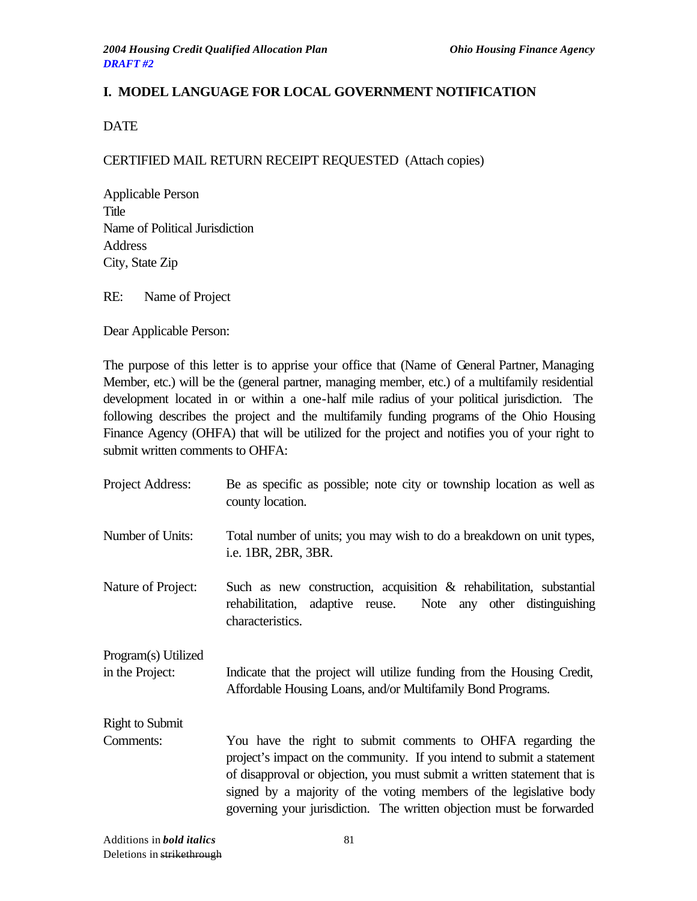## I. MODEL LANGUAGE FOR LOCAL GOVERNMENT NOTIFICATION

DATE

CERTIFIED MAIL RETURN RECEIPT REQUESTED (Attach copies)

Applicable Person
Title
Name of Political Jurisdiction
Address
City, State Zip

RE: Name of Project

Dear Applicable Person:

The purpose of this letter is to apprise your office that (Name of General Partner, Managing Member, etc.) will be the (general partner, managing member, etc.) of a multifamily residential development located in or within a one-half mile radius of your political jurisdiction. The following describes the project and the multifamily funding programs of the Ohio Housing Finance Agency (OHFA) that will be utilized for the project and notifies you of your right to submit written comments to OHFA:

Project Address: Be as specific as possible; note city or township location as well as county location.

Number of Units: Total number of units; you may wish to do a breakdown on unit types, i.e. 1BR, 2BR, 3BR.

Nature of Project: Such as new construction, acquisition & rehabilitation, substantial rehabilitation, adaptive reuse. Note any other distinguishing characteristics.

Program(s) Utilized in the Project: Indicate that the project will utilize funding from the Housing Credit, Affordable Housing Loans, and/or Multifamily Bond Programs.

Right to Submit Comments: You have the right to submit comments to OHFA regarding the project's impact on the community. If you intend to submit a statement of disapproval or objection, you must submit a written statement that is signed by a majority of the voting members of the legislative body governing your jurisdiction. The written objection must be forwarded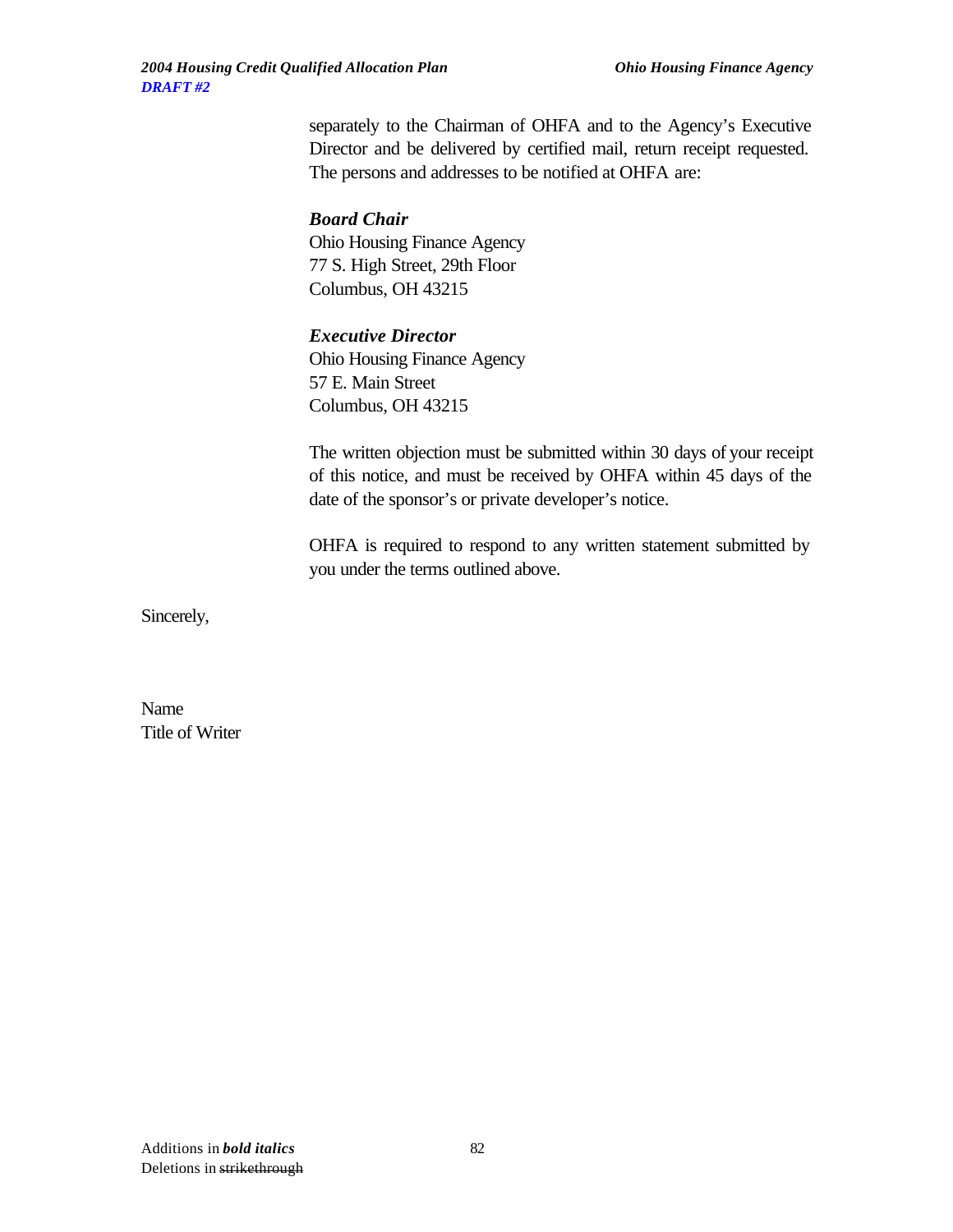separately to the Chairman of OHFA and to the Agency's Executive Director and be delivered by certified mail, return receipt requested. The persons and addresses to be notified at OHFA are:

***Board Chair***
Ohio Housing Finance Agency
77 S. High Street, 29th Floor
Columbus, OH 43215

***Executive Director***
Ohio Housing Finance Agency
57 E. Main Street
Columbus, OH 43215

The written objection must be submitted within 30 days of your receipt of this notice, and must be received by OHFA within 45 days of the date of the sponsor's or private developer's notice.

OHFA is required to respond to any written statement submitted by you under the terms outlined above.

Sincerely,

Name
Title of Writer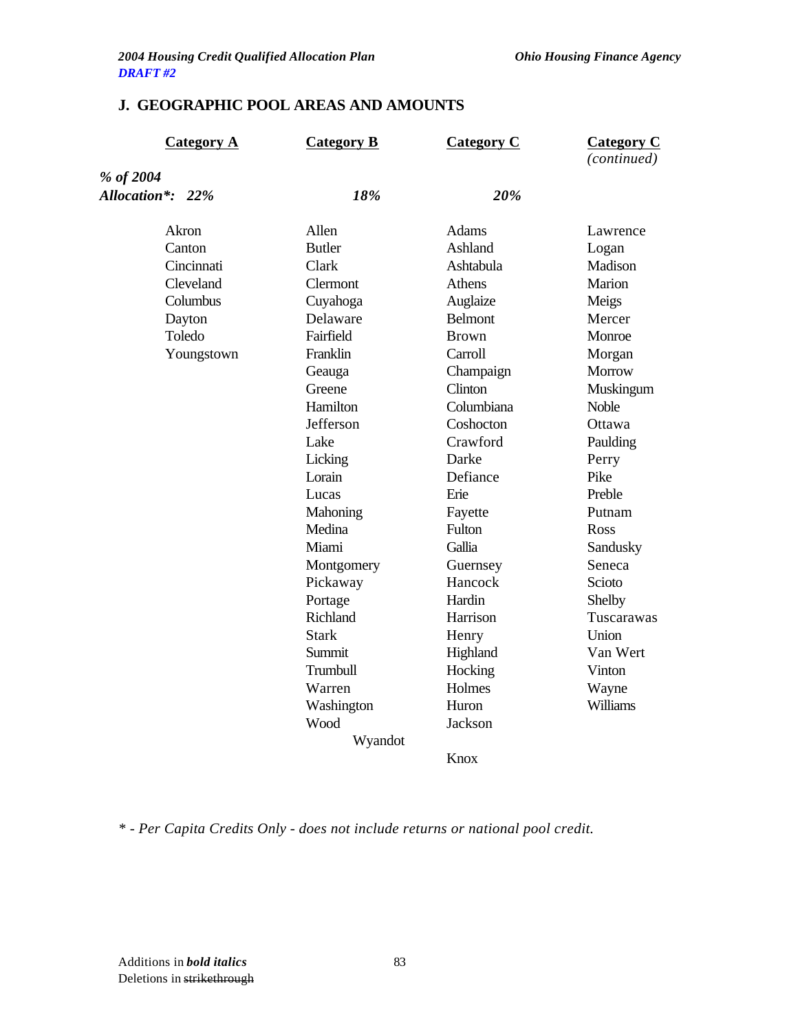## J. GEOGRAPHIC POOL AREAS AND AMOUNTS

| | Category A | Category B | Category C | Category C *(continued)* |
|---|---|---|---|---|
| *% of 2004 Allocation\*:* | *22%* | *18%* | *20%* | |
| | Akron | Allen | Adams | Lawrence |
| | Canton | Butler | Ashland | Logan |
| | Cincinnati | Clark | Ashtabula | Madison |
| | Cleveland | Clermont | Athens | Marion |
| | Columbus | Cuyahoga | Auglaize | Meigs |
| | Dayton | Delaware | Belmont | Mercer |
| | Toledo | Fairfield | Brown | Monroe |
| | Youngstown | Franklin | Carroll | Morgan |
| | | Geauga | Champaign | Morrow |
| | | Greene | Clinton | Muskingum |
| | | Hamilton | Columbiana | Noble |
| | | Jefferson | Coshocton | Ottawa |
| | | Lake | Crawford | Paulding |
| | | Licking | Darke | Perry |
| | | Lorain | Defiance | Pike |
| | | Lucas | Erie | Preble |
| | | Mahoning | Fayette | Putnam |
| | | Medina | Fulton | Ross |
| | | Miami | Gallia | Sandusky |
| | | Montgomery | Guernsey | Seneca |
| | | Pickaway | Hancock | Scioto |
| | | Portage | Hardin | Shelby |
| | | Richland | Harrison | Tuscarawas |
| | | Stark | Henry | Union |
| | | Summit | Highland | Van Wert |
| | | Trumbull | Hocking | Vinton |
| | | Warren | Holmes | Wayne |
| | | Washington | Huron | Williams |
| | | Wood | Jackson | |
| | | Wyandot | | |
| | | | Knox | |

*\* - Per Capita Credits Only - does not include returns or national pool credit.*

Additions in ***bold italics***
Deletions in ~~strikethrough~~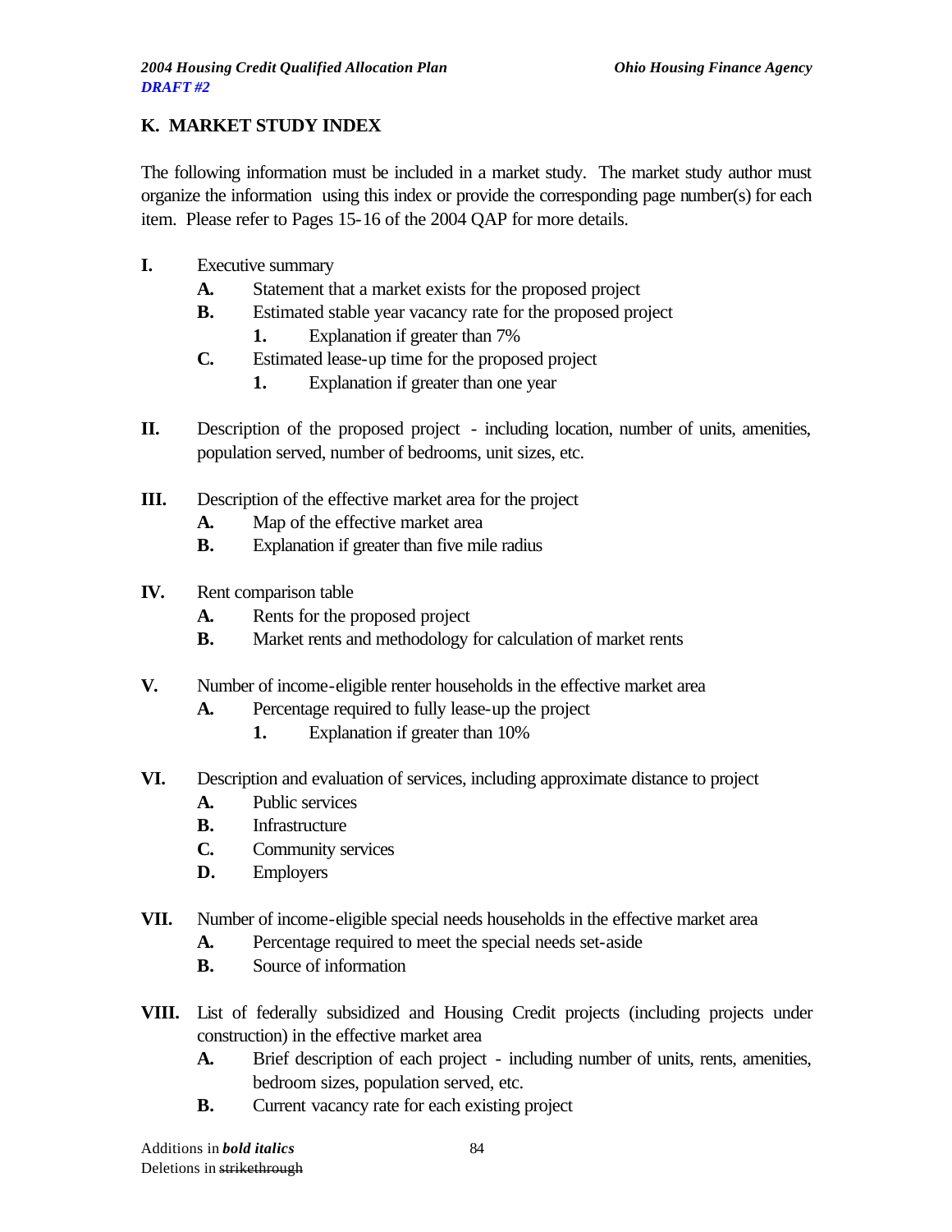## K. MARKET STUDY INDEX

The following information must be included in a market study. The market study author must organize the information using this index or provide the corresponding page number(s) for each item. Please refer to Pages 15-16 of the 2004 QAP for more details.

- **I.** Executive summary
  - **A.** Statement that a market exists for the proposed project
  - **B.** Estimated stable year vacancy rate for the proposed project
    - **1.** Explanation if greater than 7%
  - **C.** Estimated lease-up time for the proposed project
    - **1.** Explanation if greater than one year

- **II.** Description of the proposed project - including location, number of units, amenities, population served, number of bedrooms, unit sizes, etc.

- **III.** Description of the effective market area for the project
  - **A.** Map of the effective market area
  - **B.** Explanation if greater than five mile radius

- **IV.** Rent comparison table
  - **A.** Rents for the proposed project
  - **B.** Market rents and methodology for calculation of market rents

- **V.** Number of income-eligible renter households in the effective market area
  - **A.** Percentage required to fully lease-up the project
    - **1.** Explanation if greater than 10%

- **VI.** Description and evaluation of services, including approximate distance to project
  - **A.** Public services
  - **B.** Infrastructure
  - **C.** Community services
  - **D.** Employers

- **VII.** Number of income-eligible special needs households in the effective market area
  - **A.** Percentage required to meet the special needs set-aside
  - **B.** Source of information

- **VIII.** List of federally subsidized and Housing Credit projects (including projects under construction) in the effective market area
  - **A.** Brief description of each project - including number of units, rents, amenities, bedroom sizes, population served, etc.
  - **B.** Current vacancy rate for each existing project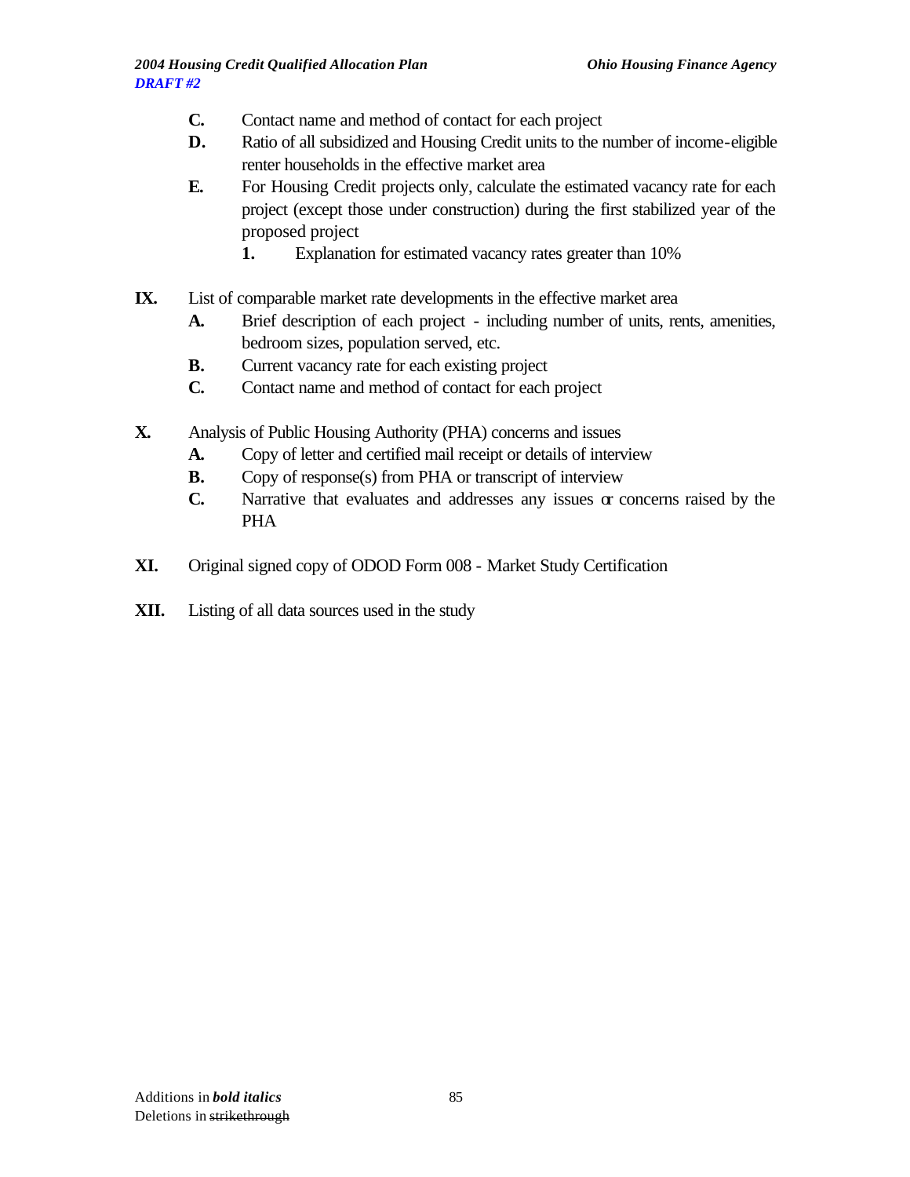- **C.** Contact name and method of contact for each project
- **D.** Ratio of all subsidized and Housing Credit units to the number of income-eligible renter households in the effective market area
- **E.** For Housing Credit projects only, calculate the estimated vacancy rate for each project (except those under construction) during the first stabilized year of the proposed project
    - **1.** Explanation for estimated vacancy rates greater than 10%

**IX.** List of comparable market rate developments in the effective market area

- **A.** Brief description of each project - including number of units, rents, amenities, bedroom sizes, population served, etc.
- **B.** Current vacancy rate for each existing project
- **C.** Contact name and method of contact for each project

**X.** Analysis of Public Housing Authority (PHA) concerns and issues

- **A.** Copy of letter and certified mail receipt or details of interview
- **B.** Copy of response(s) from PHA or transcript of interview
- **C.** Narrative that evaluates and addresses any issues or concerns raised by the PHA

**XI.** Original signed copy of ODOD Form 008 - Market Study Certification

**XII.** Listing of all data sources used in the study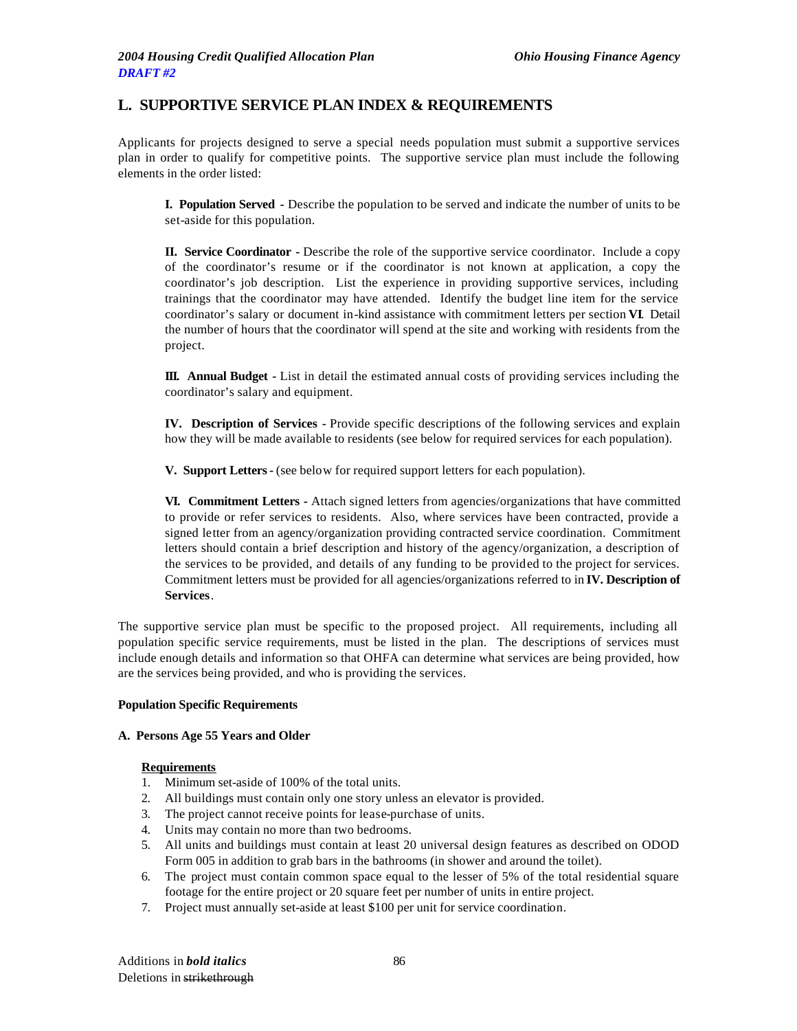## L. SUPPORTIVE SERVICE PLAN INDEX & REQUIREMENTS

Applicants for projects designed to serve a special needs population must submit a supportive services plan in order to qualify for competitive points. The supportive service plan must include the following elements in the order listed:

**I. Population Served** - Describe the population to be served and indicate the number of units to be set-aside for this population.

**II. Service Coordinator** - Describe the role of the supportive service coordinator. Include a copy of the coordinator's resume or if the coordinator is not known at application, a copy the coordinator's job description. List the experience in providing supportive services, including trainings that the coordinator may have attended. Identify the budget line item for the service coordinator's salary or document in-kind assistance with commitment letters per section **VI**. Detail the number of hours that the coordinator will spend at the site and working with residents from the project.

**III. Annual Budget** - List in detail the estimated annual costs of providing services including the coordinator's salary and equipment.

**IV. Description of Services** - Provide specific descriptions of the following services and explain how they will be made available to residents (see below for required services for each population).

**V. Support Letters** - (see below for required support letters for each population).

**VI. Commitment Letters** - Attach signed letters from agencies/organizations that have committed to provide or refer services to residents. Also, where services have been contracted, provide a signed letter from an agency/organization providing contracted service coordination. Commitment letters should contain a brief description and history of the agency/organization, a description of the services to be provided, and details of any funding to be provided to the project for services. Commitment letters must be provided for all agencies/organizations referred to in **IV. Description of Services**.

The supportive service plan must be specific to the proposed project. All requirements, including all population specific service requirements, must be listed in the plan. The descriptions of services must include enough details and information so that OHFA can determine what services are being provided, how are the services being provided, and who is providing the services.

**Population Specific Requirements**

**A. Persons Age 55 Years and Older**

**Requirements**

1. Minimum set-aside of 100% of the total units.
2. All buildings must contain only one story unless an elevator is provided.
3. The project cannot receive points for lease-purchase of units.
4. Units may contain no more than two bedrooms.
5. All units and buildings must contain at least 20 universal design features as described on ODOD Form 005 in addition to grab bars in the bathrooms (in shower and around the toilet).
6. The project must contain common space equal to the lesser of 5% of the total residential square footage for the entire project or 20 square feet per number of units in entire project.
7. Project must annually set-aside at least $100 per unit for service coordination.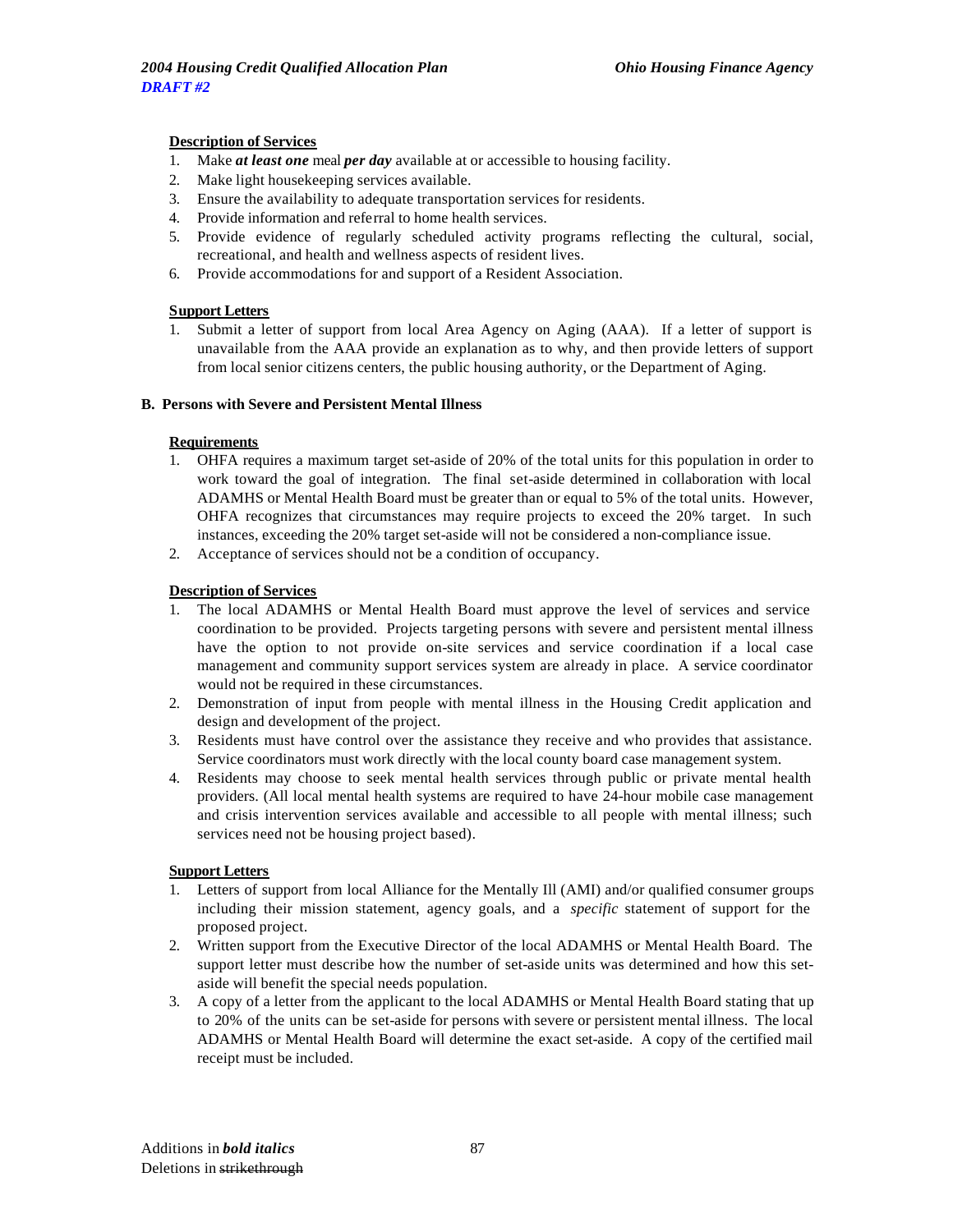**Description of Services**

1. Make ***at least one*** meal ***per day*** available at or accessible to housing facility.
2. Make light housekeeping services available.
3. Ensure the availability to adequate transportation services for residents.
4. Provide information and referral to home health services.
5. Provide evidence of regularly scheduled activity programs reflecting the cultural, social, recreational, and health and wellness aspects of resident lives.
6. Provide accommodations for and support of a Resident Association.

**Support Letters**

1. Submit a letter of support from local Area Agency on Aging (AAA). If a letter of support is unavailable from the AAA provide an explanation as to why, and then provide letters of support from local senior citizens centers, the public housing authority, or the Department of Aging.

**B. Persons with Severe and Persistent Mental Illness**

**Requirements**

1. OHFA requires a maximum target set-aside of 20% of the total units for this population in order to work toward the goal of integration. The final set-aside determined in collaboration with local ADAMHS or Mental Health Board must be greater than or equal to 5% of the total units. However, OHFA recognizes that circumstances may require projects to exceed the 20% target. In such instances, exceeding the 20% target set-aside will not be considered a non-compliance issue.
2. Acceptance of services should not be a condition of occupancy.

**Description of Services**

1. The local ADAMHS or Mental Health Board must approve the level of services and service coordination to be provided. Projects targeting persons with severe and persistent mental illness have the option to not provide on-site services and service coordination if a local case management and community support services system are already in place. A service coordinator would not be required in these circumstances.
2. Demonstration of input from people with mental illness in the Housing Credit application and design and development of the project.
3. Residents must have control over the assistance they receive and who provides that assistance. Service coordinators must work directly with the local county board case management system.
4. Residents may choose to seek mental health services through public or private mental health providers. (All local mental health systems are required to have 24-hour mobile case management and crisis intervention services available and accessible to all people with mental illness; such services need not be housing project based).

**Support Letters**

1. Letters of support from local Alliance for the Mentally Ill (AMI) and/or qualified consumer groups including their mission statement, agency goals, and a *specific* statement of support for the proposed project.
2. Written support from the Executive Director of the local ADAMHS or Mental Health Board. The support letter must describe how the number of set-aside units was determined and how this set-aside will benefit the special needs population.
3. A copy of a letter from the applicant to the local ADAMHS or Mental Health Board stating that up to 20% of the units can be set-aside for persons with severe or persistent mental illness. The local ADAMHS or Mental Health Board will determine the exact set-aside. A copy of the certified mail receipt must be included.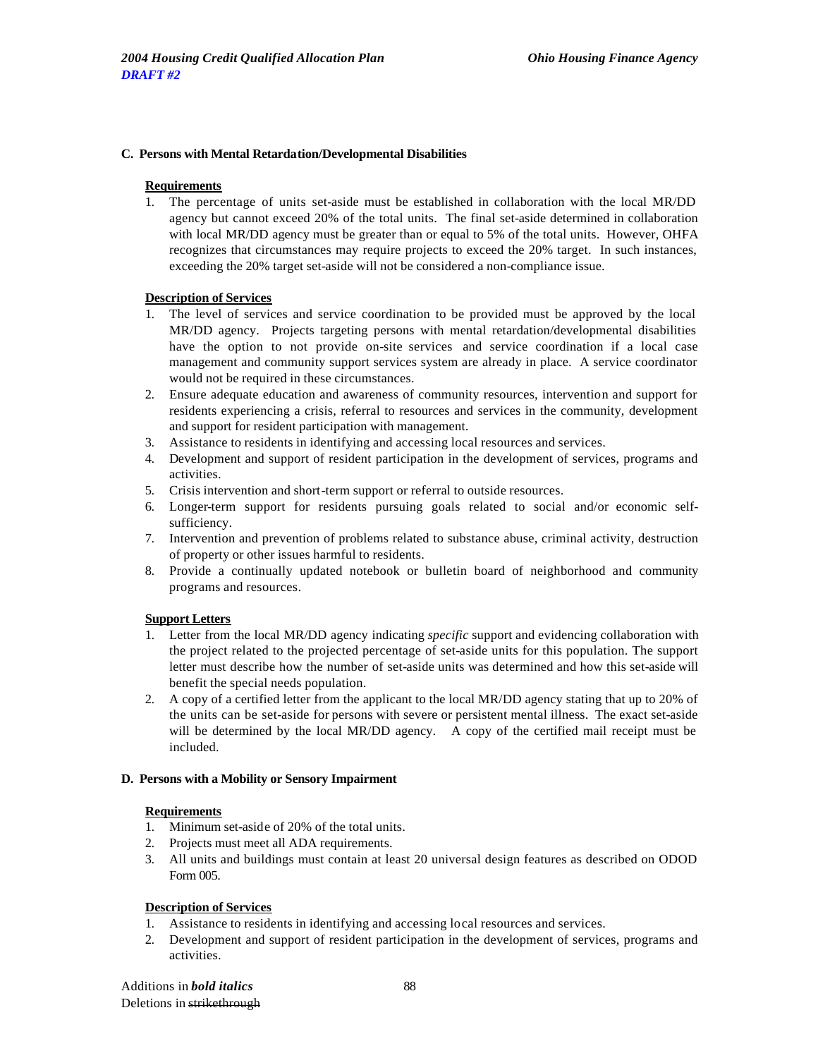**C. Persons with Mental Retardation/Developmental Disabilities**

**Requirements**

1. The percentage of units set-aside must be established in collaboration with the local MR/DD agency but cannot exceed 20% of the total units. The final set-aside determined in collaboration with local MR/DD agency must be greater than or equal to 5% of the total units. However, OHFA recognizes that circumstances may require projects to exceed the 20% target. In such instances, exceeding the 20% target set-aside will not be considered a non-compliance issue.

**Description of Services**

1. The level of services and service coordination to be provided must be approved by the local MR/DD agency. Projects targeting persons with mental retardation/developmental disabilities have the option to not provide on-site services and service coordination if a local case management and community support services system are already in place. A service coordinator would not be required in these circumstances.
2. Ensure adequate education and awareness of community resources, intervention and support for residents experiencing a crisis, referral to resources and services in the community, development and support for resident participation with management.
3. Assistance to residents in identifying and accessing local resources and services.
4. Development and support of resident participation in the development of services, programs and activities.
5. Crisis intervention and short-term support or referral to outside resources.
6. Longer-term support for residents pursuing goals related to social and/or economic self-sufficiency.
7. Intervention and prevention of problems related to substance abuse, criminal activity, destruction of property or other issues harmful to residents.
8. Provide a continually updated notebook or bulletin board of neighborhood and community programs and resources.

**Support Letters**

1. Letter from the local MR/DD agency indicating *specific* support and evidencing collaboration with the project related to the projected percentage of set-aside units for this population. The support letter must describe how the number of set-aside units was determined and how this set-aside will benefit the special needs population.
2. A copy of a certified letter from the applicant to the local MR/DD agency stating that up to 20% of the units can be set-aside for persons with severe or persistent mental illness. The exact set-aside will be determined by the local MR/DD agency. A copy of the certified mail receipt must be included.

**D. Persons with a Mobility or Sensory Impairment**

**Requirements**

1. Minimum set-aside of 20% of the total units.
2. Projects must meet all ADA requirements.
3. All units and buildings must contain at least 20 universal design features as described on ODOD Form 005.

**Description of Services**

1. Assistance to residents in identifying and accessing local resources and services.
2. Development and support of resident participation in the development of services, programs and activities.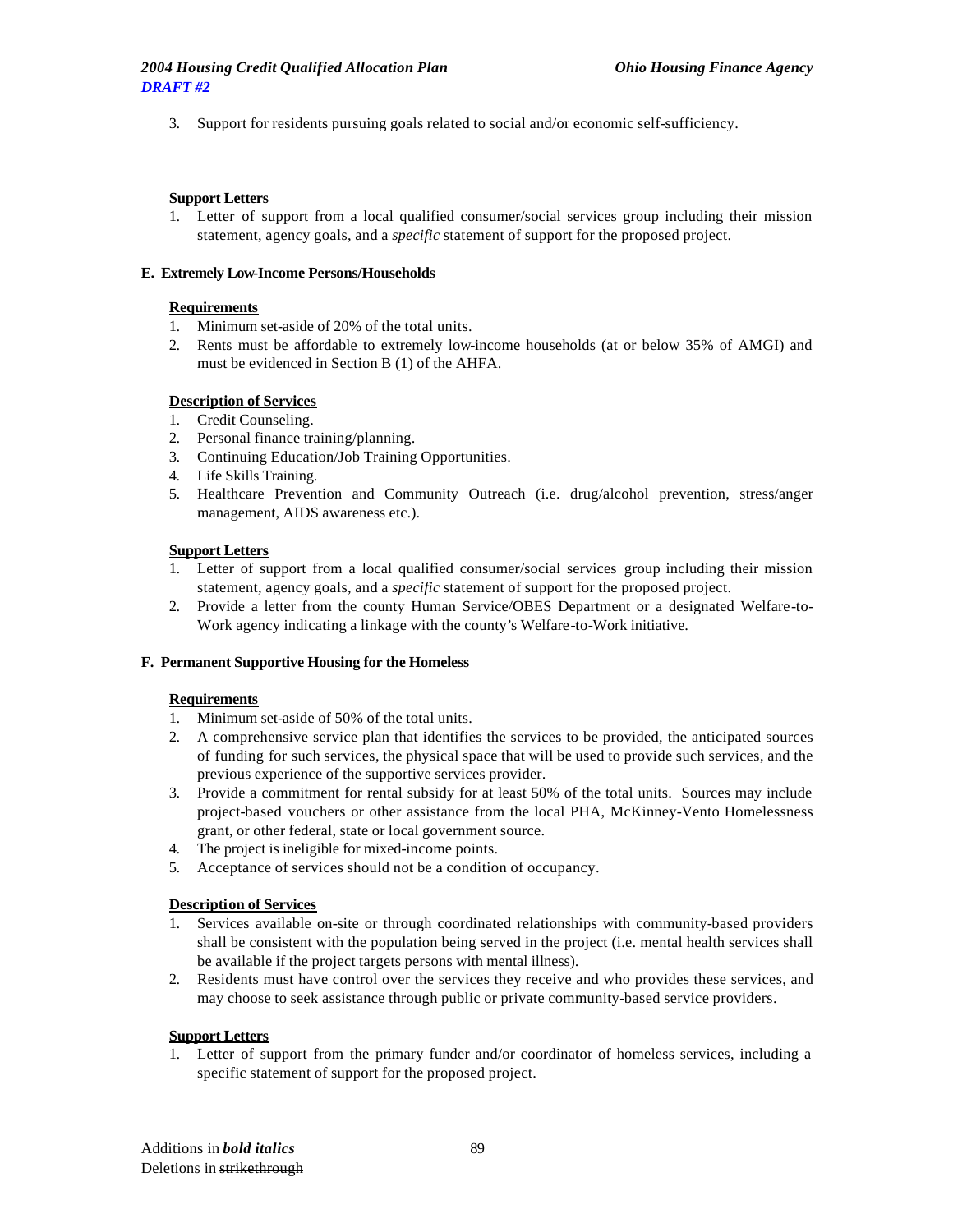3. Support for residents pursuing goals related to social and/or economic self-sufficiency.

**Support Letters**

1. Letter of support from a local qualified consumer/social services group including their mission statement, agency goals, and a *specific* statement of support for the proposed project.

**E. Extremely Low-Income Persons/Households**

**Requirements**

1. Minimum set-aside of 20% of the total units.
2. Rents must be affordable to extremely low-income households (at or below 35% of AMGI) and must be evidenced in Section B (1) of the AHFA.

**Description of Services**

1. Credit Counseling.
2. Personal finance training/planning.
3. Continuing Education/Job Training Opportunities.
4. Life Skills Training.
5. Healthcare Prevention and Community Outreach (i.e. drug/alcohol prevention, stress/anger management, AIDS awareness etc.).

**Support Letters**

1. Letter of support from a local qualified consumer/social services group including their mission statement, agency goals, and a *specific* statement of support for the proposed project.
2. Provide a letter from the county Human Service/OBES Department or a designated Welfare-to-Work agency indicating a linkage with the county's Welfare-to-Work initiative.

**F. Permanent Supportive Housing for the Homeless**

**Requirements**

1. Minimum set-aside of 50% of the total units.
2. A comprehensive service plan that identifies the services to be provided, the anticipated sources of funding for such services, the physical space that will be used to provide such services, and the previous experience of the supportive services provider.
3. Provide a commitment for rental subsidy for at least 50% of the total units. Sources may include project-based vouchers or other assistance from the local PHA, McKinney-Vento Homelessness grant, or other federal, state or local government source.
4. The project is ineligible for mixed-income points.
5. Acceptance of services should not be a condition of occupancy.

**Description of Services**

1. Services available on-site or through coordinated relationships with community-based providers shall be consistent with the population being served in the project (i.e. mental health services shall be available if the project targets persons with mental illness).
2. Residents must have control over the services they receive and who provides these services, and may choose to seek assistance through public or private community-based service providers.

**Support Letters**

1. Letter of support from the primary funder and/or coordinator of homeless services, including a specific statement of support for the proposed project.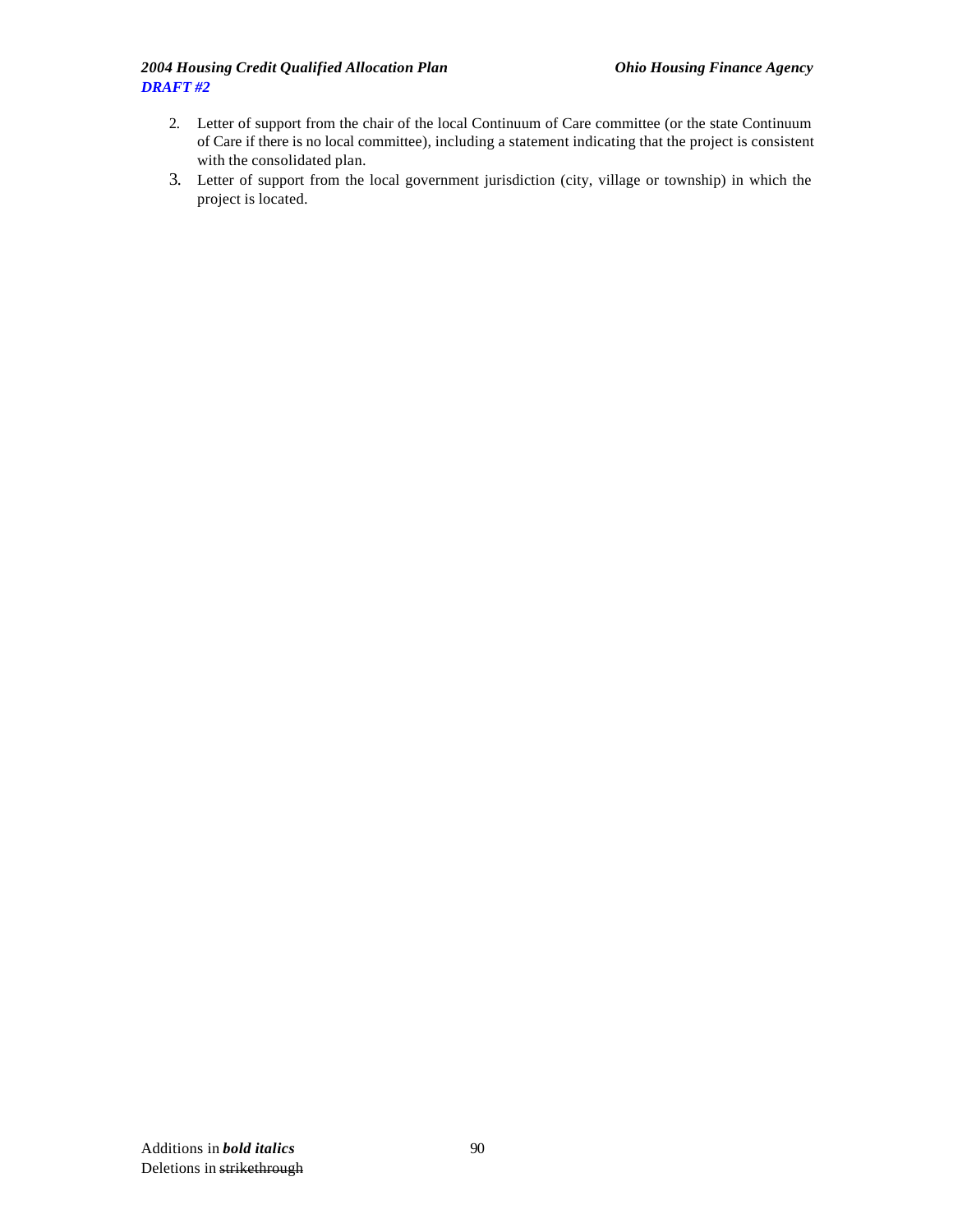2. Letter of support from the chair of the local Continuum of Care committee (or the state Continuum of Care if there is no local committee), including a statement indicating that the project is consistent with the consolidated plan.
3. Letter of support from the local government jurisdiction (city, village or township) in which the project is located.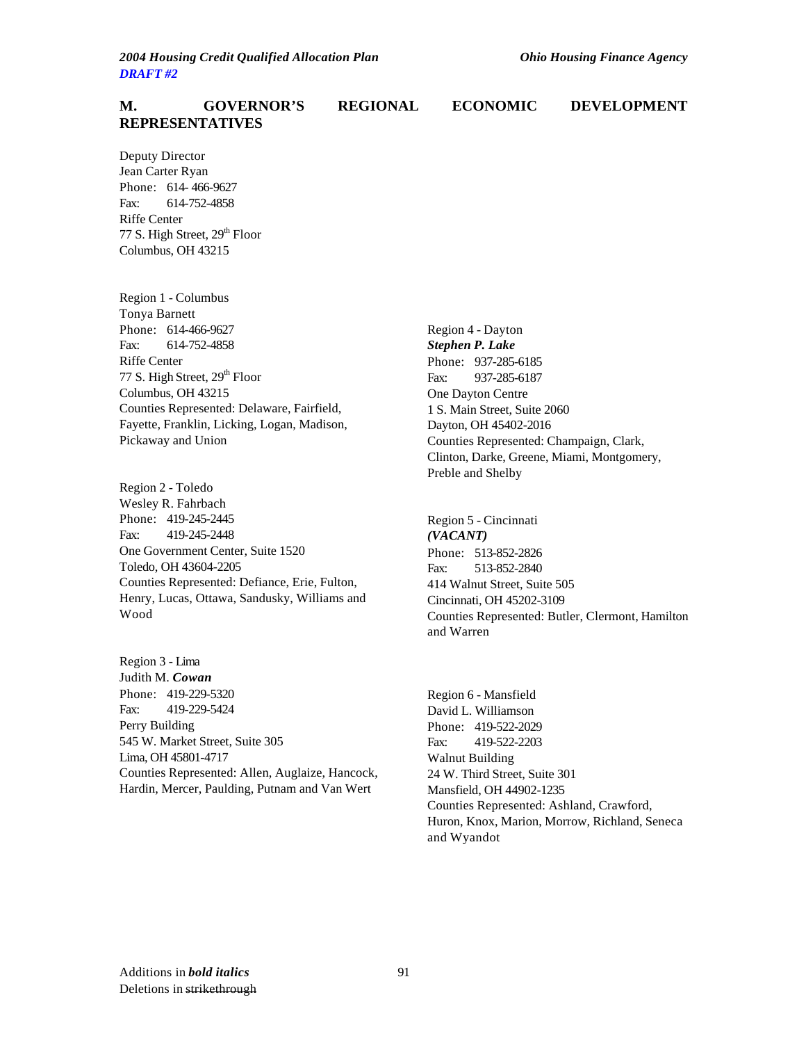## M. GOVERNOR'S REGIONAL ECONOMIC DEVELOPMENT REPRESENTATIVES

Deputy Director
Jean Carter Ryan
Phone: 614- 466-9627
Fax: 614-752-4858
Riffe Center
77 S. High Street, 29th Floor
Columbus, OH 43215

Region 1 - Columbus
Tonya Barnett
Phone: 614-466-9627
Fax: 614-752-4858
Riffe Center
77 S. High Street, 29th Floor
Columbus, OH 43215
Counties Represented: Delaware, Fairfield, Fayette, Franklin, Licking, Logan, Madison, Pickaway and Union

Region 2 - Toledo
Wesley R. Fahrbach
Phone: 419-245-2445
Fax: 419-245-2448
One Government Center, Suite 1520
Toledo, OH 43604-2205
Counties Represented: Defiance, Erie, Fulton, Henry, Lucas, Ottawa, Sandusky, Williams and Wood

Region 3 - Lima
Judith M. ***Cowan***
Phone: 419-229-5320
Fax: 419-229-5424
Perry Building
545 W. Market Street, Suite 305
Lima, OH 45801-4717
Counties Represented: Allen, Auglaize, Hancock, Hardin, Mercer, Paulding, Putnam and Van Wert

Region 4 - Dayton
***Stephen P. Lake***
Phone: 937-285-6185
Fax: 937-285-6187
One Dayton Centre
1 S. Main Street, Suite 2060
Dayton, OH 45402-2016
Counties Represented: Champaign, Clark, Clinton, Darke, Greene, Miami, Montgomery, Preble and Shelby

Region 5 - Cincinnati
***(VACANT)***
Phone: 513-852-2826
Fax: 513-852-2840
414 Walnut Street, Suite 505
Cincinnati, OH 45202-3109
Counties Represented: Butler, Clermont, Hamilton and Warren

Region 6 - Mansfield
David L. Williamson
Phone: 419-522-2029
Fax: 419-522-2203
Walnut Building
24 W. Third Street, Suite 301
Mansfield, OH 44902-1235
Counties Represented: Ashland, Crawford, Huron, Knox, Marion, Morrow, Richland, Seneca and Wyandot

Additions in ***bold italics***
Deletions in ~~strikethrough~~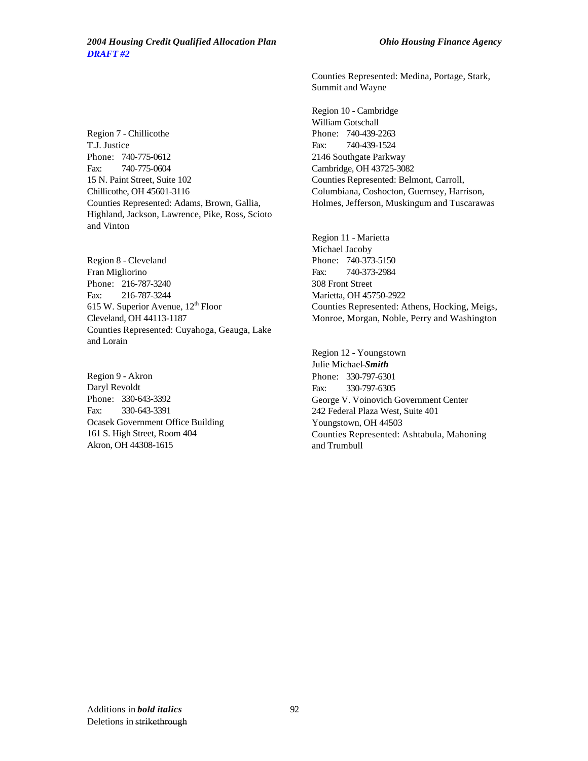Region 7 - Chillicothe
T.J. Justice
Phone: 740-775-0612
Fax: 740-775-0604
15 N. Paint Street, Suite 102
Chillicothe, OH 45601-3116
Counties Represented: Adams, Brown, Gallia, Highland, Jackson, Lawrence, Pike, Ross, Scioto and Vinton

Region 8 - Cleveland
Fran Migliorino
Phone: 216-787-3240
Fax: 216-787-3244
615 W. Superior Avenue, 12th Floor
Cleveland, OH 44113-1187
Counties Represented: Cuyahoga, Geauga, Lake and Lorain

Region 9 - Akron
Daryl Revoldt
Phone: 330-643-3392
Fax: 330-643-3391
Ocasek Government Office Building
161 S. High Street, Room 404
Akron, OH 44308-1615
Counties Represented: Medina, Portage, Stark, Summit and Wayne

Region 10 - Cambridge
William Gotschall
Phone: 740-439-2263
Fax: 740-439-1524
2146 Southgate Parkway
Cambridge, OH 43725-3082
Counties Represented: Belmont, Carroll, Columbiana, Coshocton, Guernsey, Harrison, Holmes, Jefferson, Muskingum and Tuscarawas

Region 11 - Marietta
Michael Jacoby
Phone: 740-373-5150
Fax: 740-373-2984
308 Front Street
Marietta, OH 45750-2922
Counties Represented: Athens, Hocking, Meigs, Monroe, Morgan, Noble, Perry and Washington

Region 12 - Youngstown
Julie Michael-***Smith***
Phone: 330-797-6301
Fax: 330-797-6305
George V. Voinovich Government Center
242 Federal Plaza West, Suite 401
Youngstown, OH 44503
Counties Represented: Ashtabula, Mahoning and Trumbull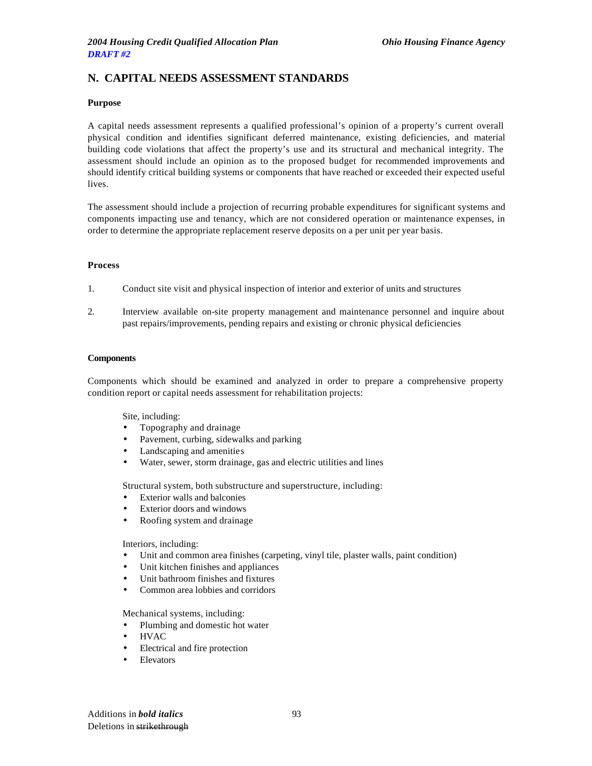## N. CAPITAL NEEDS ASSESSMENT STANDARDS

**Purpose**

A capital needs assessment represents a qualified professional's opinion of a property's current overall physical condition and identifies significant deferred maintenance, existing deficiencies, and material building code violations that affect the property's use and its structural and mechanical integrity. The assessment should include an opinion as to the proposed budget for recommended improvements and should identify critical building systems or components that have reached or exceeded their expected useful lives.

The assessment should include a projection of recurring probable expenditures for significant systems and components impacting use and tenancy, which are not considered operation or maintenance expenses, in order to determine the appropriate replacement reserve deposits on a per unit per year basis.

**Process**

1. Conduct site visit and physical inspection of interior and exterior of units and structures
2. Interview available on-site property management and maintenance personnel and inquire about past repairs/improvements, pending repairs and existing or chronic physical deficiencies

**Components**

Components which should be examined and analyzed in order to prepare a comprehensive property condition report or capital needs assessment for rehabilitation projects:

Site, including:

- Topography and drainage
- Pavement, curbing, sidewalks and parking
- Landscaping and amenities
- Water, sewer, storm drainage, gas and electric utilities and lines

Structural system, both substructure and superstructure, including:

- Exterior walls and balconies
- Exterior doors and windows
- Roofing system and drainage

Interiors, including:

- Unit and common area finishes (carpeting, vinyl tile, plaster walls, paint condition)
- Unit kitchen finishes and appliances
- Unit bathroom finishes and fixtures
- Common area lobbies and corridors

Mechanical systems, including:

- Plumbing and domestic hot water
- HVAC
- Electrical and fire protection
- Elevators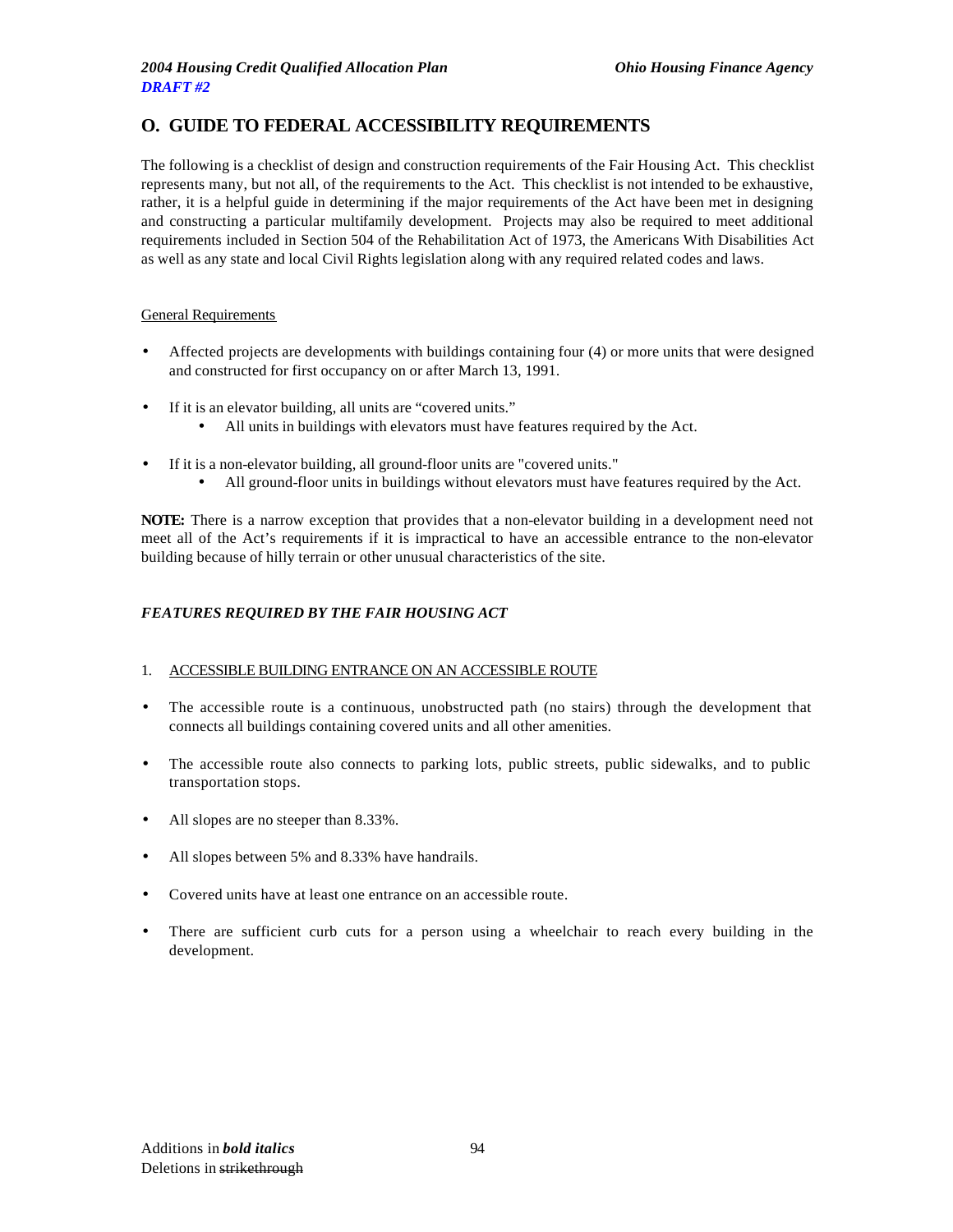## O. GUIDE TO FEDERAL ACCESSIBILITY REQUIREMENTS

The following is a checklist of design and construction requirements of the Fair Housing Act. This checklist represents many, but not all, of the requirements to the Act. This checklist is not intended to be exhaustive, rather, it is a helpful guide in determining if the major requirements of the Act have been met in designing and constructing a particular multifamily development. Projects may also be required to meet additional requirements included in Section 504 of the Rehabilitation Act of 1973, the Americans With Disabilities Act as well as any state and local Civil Rights legislation along with any required related codes and laws.

General Requirements

- Affected projects are developments with buildings containing four (4) or more units that were designed and constructed for first occupancy on or after March 13, 1991.
- If it is an elevator building, all units are "covered units."
    - All units in buildings with elevators must have features required by the Act.
- If it is a non-elevator building, all ground-floor units are "covered units."
    - All ground-floor units in buildings without elevators must have features required by the Act.

**NOTE:** There is a narrow exception that provides that a non-elevator building in a development need not meet all of the Act's requirements if it is impractical to have an accessible entrance to the non-elevator building because of hilly terrain or other unusual characteristics of the site.

***FEATURES REQUIRED BY THE FAIR HOUSING ACT***

1. ACCESSIBLE BUILDING ENTRANCE ON AN ACCESSIBLE ROUTE

- The accessible route is a continuous, unobstructed path (no stairs) through the development that connects all buildings containing covered units and all other amenities.
- The accessible route also connects to parking lots, public streets, public sidewalks, and to public transportation stops.
- All slopes are no steeper than 8.33%.
- All slopes between 5% and 8.33% have handrails.
- Covered units have at least one entrance on an accessible route.
- There are sufficient curb cuts for a person using a wheelchair to reach every building in the development.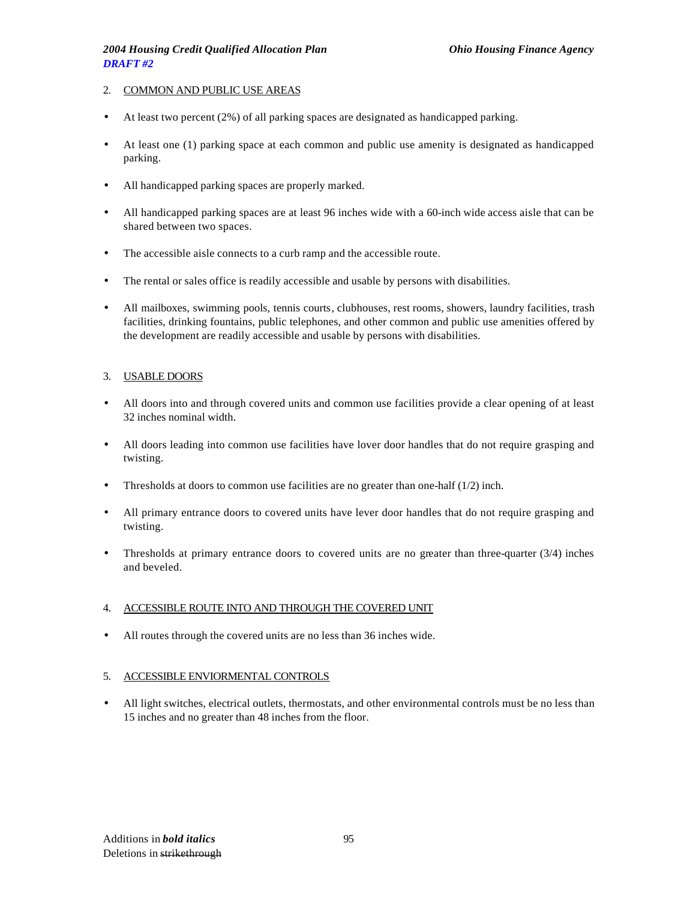2. COMMON AND PUBLIC USE AREAS

- At least two percent (2%) of all parking spaces are designated as handicapped parking.
- At least one (1) parking space at each common and public use amenity is designated as handicapped parking.
- All handicapped parking spaces are properly marked.
- All handicapped parking spaces are at least 96 inches wide with a 60-inch wide access aisle that can be shared between two spaces.
- The accessible aisle connects to a curb ramp and the accessible route.
- The rental or sales office is readily accessible and usable by persons with disabilities.
- All mailboxes, swimming pools, tennis courts, clubhouses, rest rooms, showers, laundry facilities, trash facilities, drinking fountains, public telephones, and other common and public use amenities offered by the development are readily accessible and usable by persons with disabilities.

3. USABLE DOORS

- All doors into and through covered units and common use facilities provide a clear opening of at least 32 inches nominal width.
- All doors leading into common use facilities have lover door handles that do not require grasping and twisting.
- Thresholds at doors to common use facilities are no greater than one-half (1/2) inch.
- All primary entrance doors to covered units have lever door handles that do not require grasping and twisting.
- Thresholds at primary entrance doors to covered units are no greater than three-quarter (3/4) inches and beveled.

4. ACCESSIBLE ROUTE INTO AND THROUGH THE COVERED UNIT

- All routes through the covered units are no less than 36 inches wide.

5. ACCESSIBLE ENVIORMENTAL CONTROLS

- All light switches, electrical outlets, thermostats, and other environmental controls must be no less than 15 inches and no greater than 48 inches from the floor.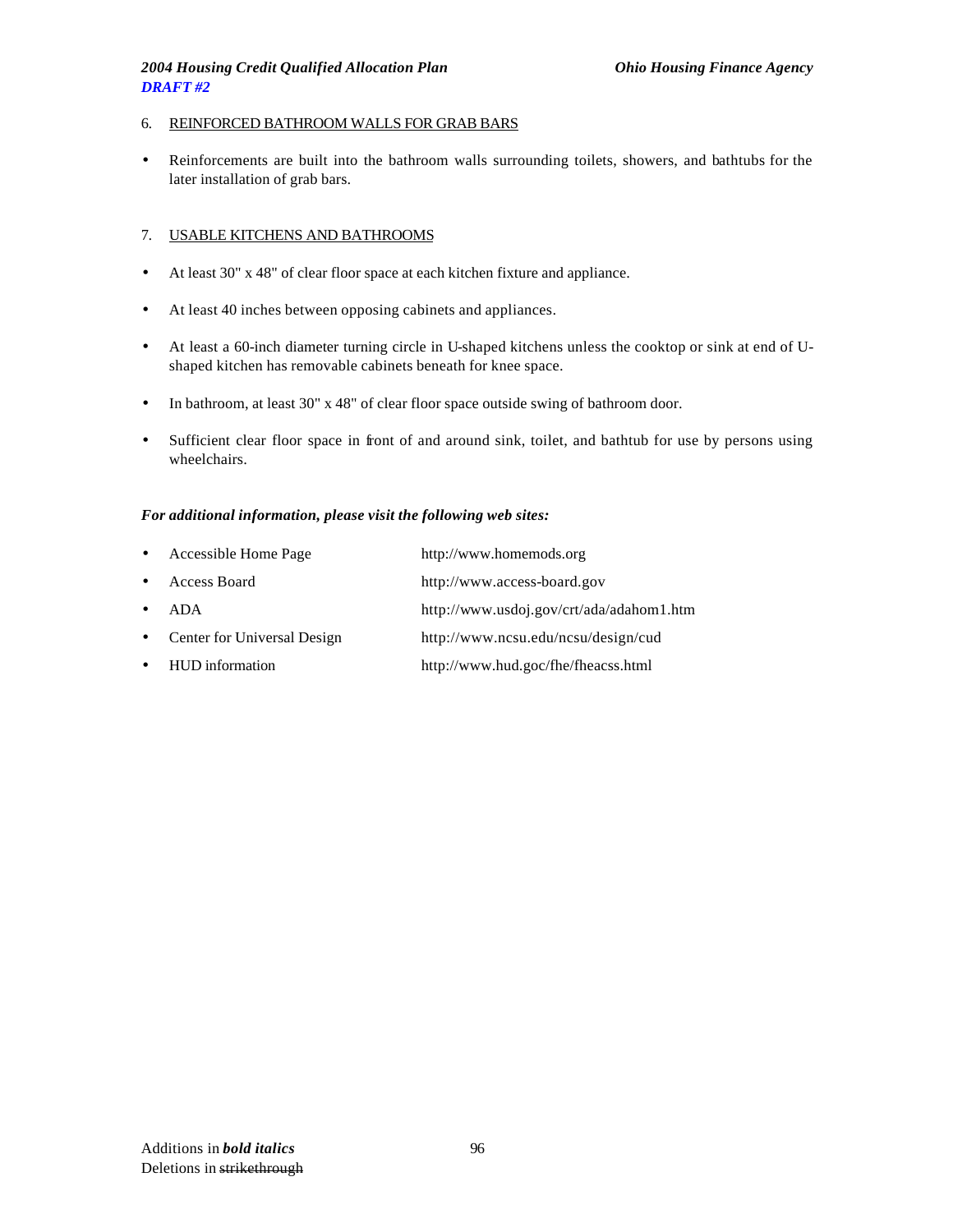6. REINFORCED BATHROOM WALLS FOR GRAB BARS

- Reinforcements are built into the bathroom walls surrounding toilets, showers, and bathtubs for the later installation of grab bars.

7. USABLE KITCHENS AND BATHROOMS

- At least 30" x 48" of clear floor space at each kitchen fixture and appliance.
- At least 40 inches between opposing cabinets and appliances.
- At least a 60-inch diameter turning circle in U-shaped kitchens unless the cooktop or sink at end of U-shaped kitchen has removable cabinets beneath for knee space.
- In bathroom, at least 30" x 48" of clear floor space outside swing of bathroom door.
- Sufficient clear floor space in front of and around sink, toilet, and bathtub for use by persons using wheelchairs.

***For additional information, please visit the following web sites:***

- Accessible Home Page http://www.homemods.org
- Access Board http://www.access-board.gov
- ADA http://www.usdoj.gov/crt/ada/adahom1.htm
- Center for Universal Design http://www.ncsu.edu/ncsu/design/cud
- HUD information http://www.hud.goc/fhe/fheacss.html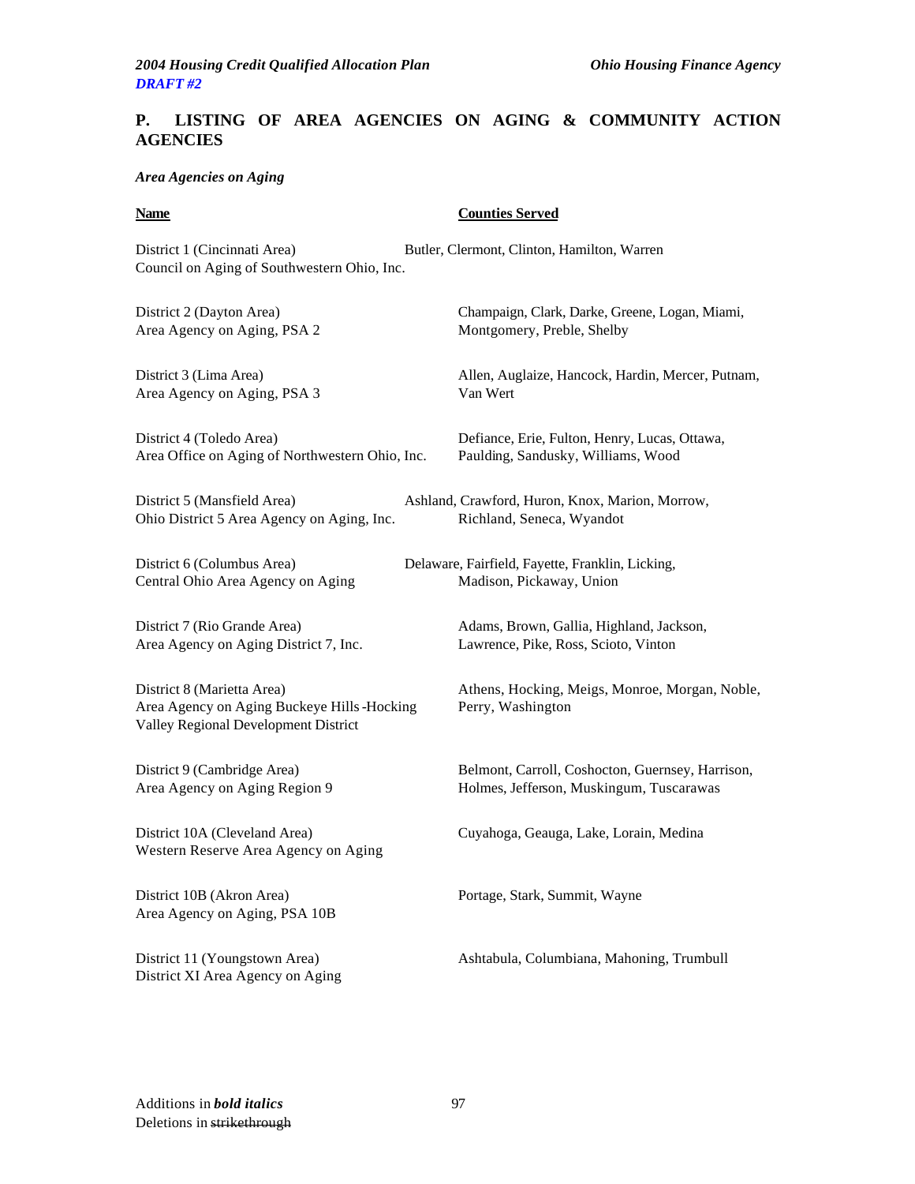## P. LISTING OF AREA AGENCIES ON AGING & COMMUNITY ACTION AGENCIES

### *Area Agencies on Aging*

| Name | Counties Served |
|---|---|
| District 1 (Cincinnati Area) Council on Aging of Southwestern Ohio, Inc. | Butler, Clermont, Clinton, Hamilton, Warren |
| District 2 (Dayton Area) Area Agency on Aging, PSA 2 | Champaign, Clark, Darke, Greene, Logan, Miami, Montgomery, Preble, Shelby |
| District 3 (Lima Area) Area Agency on Aging, PSA 3 | Allen, Auglaize, Hancock, Hardin, Mercer, Putnam, Van Wert |
| District 4 (Toledo Area) Area Office on Aging of Northwestern Ohio, Inc. | Defiance, Erie, Fulton, Henry, Lucas, Ottawa, Paulding, Sandusky, Williams, Wood |
| District 5 (Mansfield Area) Ohio District 5 Area Agency on Aging, Inc. | Ashland, Crawford, Huron, Knox, Marion, Morrow, Richland, Seneca, Wyandot |
| District 6 (Columbus Area) Central Ohio Area Agency on Aging | Delaware, Fairfield, Fayette, Franklin, Licking, Madison, Pickaway, Union |
| District 7 (Rio Grande Area) Area Agency on Aging District 7, Inc. | Adams, Brown, Gallia, Highland, Jackson, Lawrence, Pike, Ross, Scioto, Vinton |
| District 8 (Marietta Area) Area Agency on Aging Buckeye Hills-Hocking Valley Regional Development District | Athens, Hocking, Meigs, Monroe, Morgan, Noble, Perry, Washington |
| District 9 (Cambridge Area) Area Agency on Aging Region 9 | Belmont, Carroll, Coshocton, Guernsey, Harrison, Holmes, Jefferson, Muskingum, Tuscarawas |
| District 10A (Cleveland Area) Western Reserve Area Agency on Aging | Cuyahoga, Geauga, Lake, Lorain, Medina |
| District 10B (Akron Area) Area Agency on Aging, PSA 10B | Portage, Stark, Summit, Wayne |
| District 11 (Youngstown Area) District XI Area Agency on Aging | Ashtabula, Columbiana, Mahoning, Trumbull |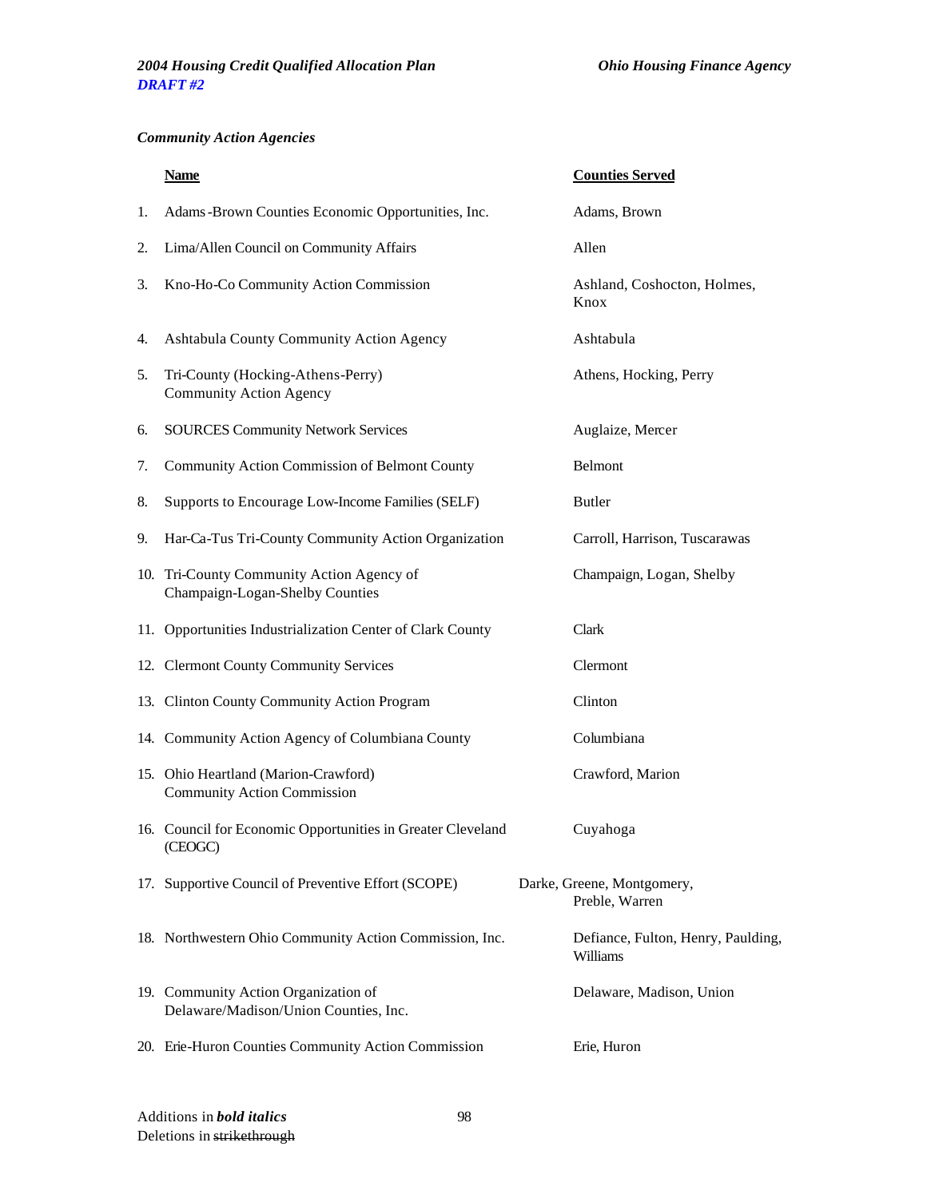### *Community Action Agencies*

| | Name | Counties Served |
|---|---|---|
| 1. | Adams-Brown Counties Economic Opportunities, Inc. | Adams, Brown |
| 2. | Lima/Allen Council on Community Affairs | Allen |
| 3. | Kno-Ho-Co Community Action Commission | Ashland, Coshocton, Holmes, Knox |
| 4. | Ashtabula County Community Action Agency | Ashtabula |
| 5. | Tri-County (Hocking-Athens-Perry) Community Action Agency | Athens, Hocking, Perry |
| 6. | SOURCES Community Network Services | Auglaize, Mercer |
| 7. | Community Action Commission of Belmont County | Belmont |
| 8. | Supports to Encourage Low-Income Families (SELF) | Butler |
| 9. | Har-Ca-Tus Tri-County Community Action Organization | Carroll, Harrison, Tuscarawas |
| 10. | Tri-County Community Action Agency of Champaign-Logan-Shelby Counties | Champaign, Logan, Shelby |
| 11. | Opportunities Industrialization Center of Clark County | Clark |
| 12. | Clermont County Community Services | Clermont |
| 13. | Clinton County Community Action Program | Clinton |
| 14. | Community Action Agency of Columbiana County | Columbiana |
| 15. | Ohio Heartland (Marion-Crawford) Community Action Commission | Crawford, Marion |
| 16. | Council for Economic Opportunities in Greater Cleveland (CEOGC) | Cuyahoga |
| 17. | Supportive Council of Preventive Effort (SCOPE) | Darke, Greene, Montgomery, Preble, Warren |
| 18. | Northwestern Ohio Community Action Commission, Inc. | Defiance, Fulton, Henry, Paulding, Williams |
| 19. | Community Action Organization of Delaware/Madison/Union Counties, Inc. | Delaware, Madison, Union |
| 20. | Erie-Huron Counties Community Action Commission | Erie, Huron |

Additions in ***bold italics***
Deletions in ~~strikethrough~~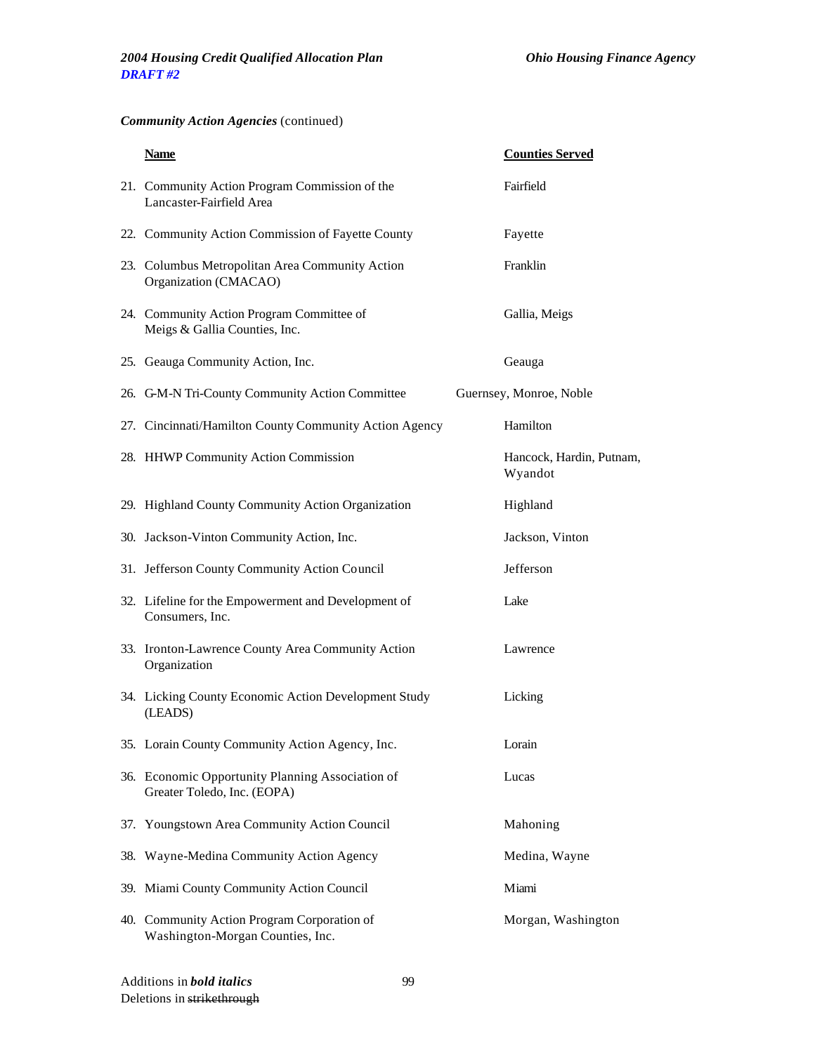***Community Action Agencies*** (continued)

| Name | Counties Served |
|---|---|
| 21. Community Action Program Commission of the Lancaster-Fairfield Area | Fairfield |
| 22. Community Action Commission of Fayette County | Fayette |
| 23. Columbus Metropolitan Area Community Action Organization (CMACAO) | Franklin |
| 24. Community Action Program Committee of Meigs & Gallia Counties, Inc. | Gallia, Meigs |
| 25. Geauga Community Action, Inc. | Geauga |
| 26. G-M-N Tri-County Community Action Committee | Guernsey, Monroe, Noble |
| 27. Cincinnati/Hamilton County Community Action Agency | Hamilton |
| 28. HHWP Community Action Commission | Hancock, Hardin, Putnam, Wyandot |
| 29. Highland County Community Action Organization | Highland |
| 30. Jackson-Vinton Community Action, Inc. | Jackson, Vinton |
| 31. Jefferson County Community Action Council | Jefferson |
| 32. Lifeline for the Empowerment and Development of Consumers, Inc. | Lake |
| 33. Ironton-Lawrence County Area Community Action Organization | Lawrence |
| 34. Licking County Economic Action Development Study (LEADS) | Licking |
| 35. Lorain County Community Action Agency, Inc. | Lorain |
| 36. Economic Opportunity Planning Association of Greater Toledo, Inc. (EOPA) | Lucas |
| 37. Youngstown Area Community Action Council | Mahoning |
| 38. Wayne-Medina Community Action Agency | Medina, Wayne |
| 39. Miami County Community Action Council | Miami |
| 40. Community Action Program Corporation of Washington-Morgan Counties, Inc. | Morgan, Washington |

Additions in ***bold italics***
Deletions in ~~strikethrough~~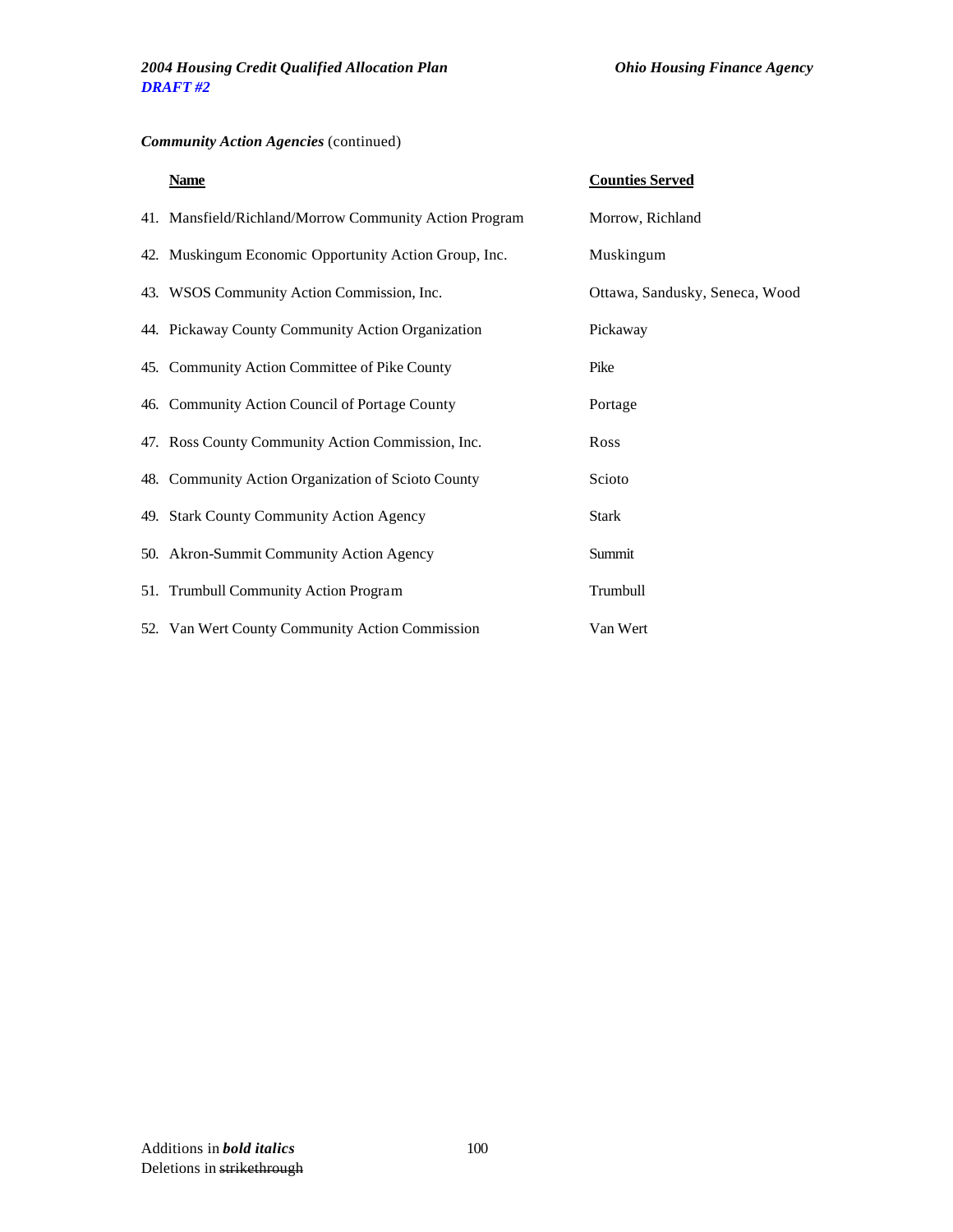***Community Action Agencies*** (continued)

| | Name | Counties Served |
|---|---|---|
| 41. | Mansfield/Richland/Morrow Community Action Program | Morrow, Richland |
| 42. | Muskingum Economic Opportunity Action Group, Inc. | Muskingum |
| 43. | WSOS Community Action Commission, Inc. | Ottawa, Sandusky, Seneca, Wood |
| 44. | Pickaway County Community Action Organization | Pickaway |
| 45. | Community Action Committee of Pike County | Pike |
| 46. | Community Action Council of Portage County | Portage |
| 47. | Ross County Community Action Commission, Inc. | Ross |
| 48. | Community Action Organization of Scioto County | Scioto |
| 49. | Stark County Community Action Agency | Stark |
| 50. | Akron-Summit Community Action Agency | Summit |
| 51. | Trumbull Community Action Program | Trumbull |
| 52. | Van Wert County Community Action Commission | Van Wert |